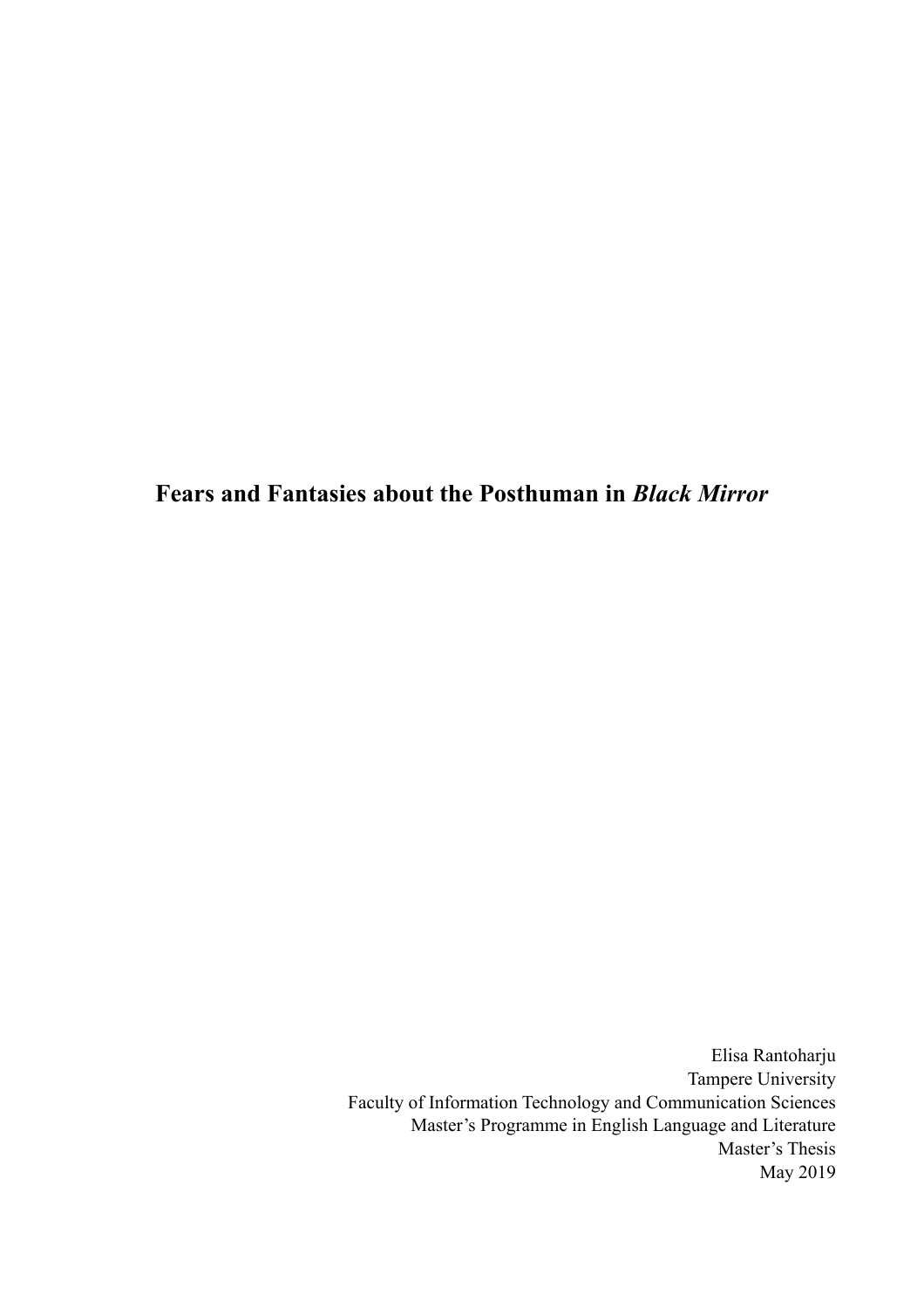# Fears and Fantasies about the Posthuman in *Black Mirror*

Elisa Rantoharju
Tampere University
Faculty of Information Technology and Communication Sciences
Master's Programme in English Language and Literature
Master's Thesis
May 2019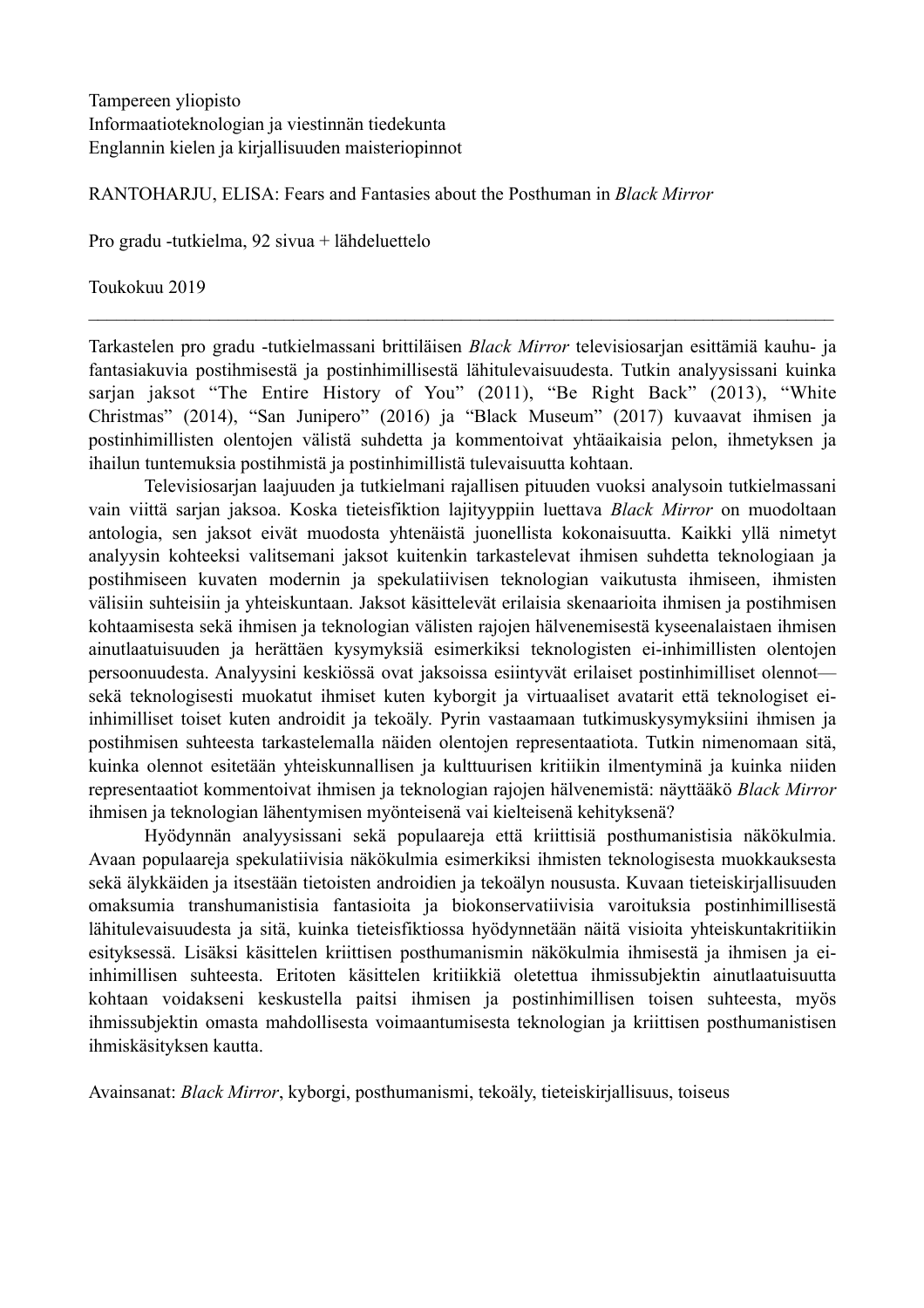Tampereen yliopisto
Informaatioteknologian ja viestinnän tiedekunta
Englannin kielen ja kirjallisuuden maisteriopinnot

RANTOHARJU, ELISA: Fears and Fantasies about the Posthuman in *Black Mirror*

Pro gradu -tutkielma, 92 sivua + lähdeluettelo

Toukokuu 2019

---

Tarkastelen pro gradu -tutkielmassani brittiläisen *Black Mirror* televisiosarjan esittämiä kauhu- ja fantasiakuvia postihmisestä ja postinhimillisestä lähitulevaisuudesta. Tutkin analyysissani kuinka sarjan jaksot "The Entire History of You" (2011), "Be Right Back" (2013), "White Christmas" (2014), "San Junipero" (2016) ja "Black Museum" (2017) kuvaavat ihmisen ja postinhimillisten olentojen välistä suhdetta ja kommentoivat yhtäaikaisia pelon, ihmetyksen ja ihailun tuntemuksia postihmistä ja postinhimillistä tulevaisuutta kohtaan.

Televisiosarjan laajuuden ja tutkielmani rajallisen pituuden vuoksi analysoin tutkielmassani vain viittä sarjan jaksoa. Koska tieteisfiktion lajityyppiin luettava *Black Mirror* on muodoltaan antologia, sen jaksot eivät muodosta yhtenäistä juonellista kokonaisuutta. Kaikki yllä nimetyt analyysin kohteeksi valitsemani jaksot kuitenkin tarkastelevat ihmisen suhdetta teknologiaan ja postihmiseen kuvaten modernin ja spekulatiivisen teknologian vaikutusta ihmiseen, ihmisten välisiin suhteisiin ja yhteiskuntaan. Jaksot käsittelevät erilaisia skenaarioita ihmisen ja postihmisen kohtaamisesta sekä ihmisen ja teknologian välisten rajojen hälvenemisestä kyseenalaistaen ihmisen ainutlaatuisuuden ja herättäen kysymyksiä esimerkiksi teknologisten ei-inhimillisten olentojen persoonuudesta. Analyysini keskiössä ovat jaksoissa esiintyvät erilaiset postinhimilliset olennot—sekä teknologisesti muokatut ihmiset kuten kyborgit ja virtuaaliset avatarit että teknologiset ei-inhimilliset toiset kuten androidit ja tekoäly. Pyrin vastaamaan tutkimuskysymyksiini ihmisen ja postihmisen suhteesta tarkastelemalla näiden olentojen representaatiota. Tutkin nimenomaan sitä, kuinka olennot esitetään yhteiskunnallisen ja kulttuurisen kritiikin ilmentyminä ja kuinka niiden representaatiot kommentoivat ihmisen ja teknologian rajojen hälvenemistä: näyttääkö *Black Mirror* ihmisen ja teknologian lähentymisen myönteisenä vai kielteisenä kehityksenä?

Hyödynnän analyysissani sekä populaareja että kriittisiä posthumanistisia näkökulmia. Avaan populaareja spekulatiivisia näkökulmia esimerkiksi ihmisten teknologisesta muokkauksesta sekä älykkäiden ja itsestään tietoisten androidien ja tekoälyn noususta. Kuvaan tieteiskirjallisuuden omaksumia transhumanistisia fantasioita ja biokonservatiivisia varoituksia postinhimillisestä lähitulevaisuudesta ja sitä, kuinka tieteisfiktiossa hyödynnetään näitä visioita yhteiskuntakritiikin esityksessä. Lisäksi käsittelen kriittisen posthumanismin näkökulmia ihmisestä ja ihmisen ja ei-inhimillisen suhteesta. Eritoten käsittelen kritiikkiä oletettua ihmissubjektin ainutlaatuisuutta kohtaan voidakseni keskustella paitsi ihmisen ja postinhimillisen toisen suhteesta, myös ihmissubjektin omasta mahdollisesta voimaantumisesta teknologian ja kriittisen posthumanistisen ihmiskäsityksen kautta.

Avainsanat: *Black Mirror*, kyborgi, posthumanismi, tekoäly, tieteiskirjallisuus, toiseus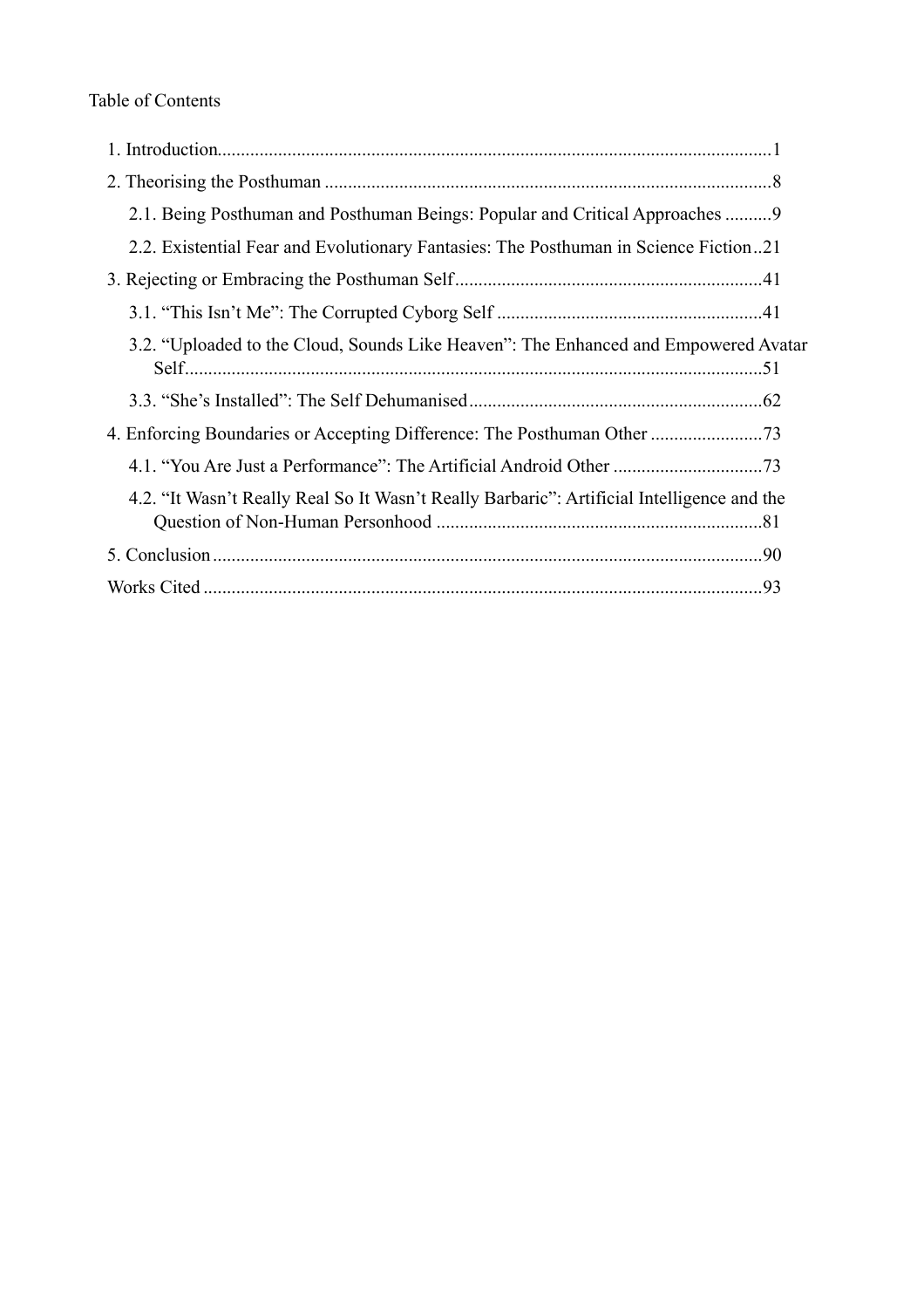Table of Contents

1. Introduction ..... 1
2. Theorising the Posthuman ..... 8
    - 2.1. Being Posthuman and Posthuman Beings: Popular and Critical Approaches ..... 9
    - 2.2. Existential Fear and Evolutionary Fantasies: The Posthuman in Science Fiction ..... 21
3. Rejecting or Embracing the Posthuman Self ..... 41
    - 3.1. "This Isn't Me": The Corrupted Cyborg Self ..... 41
    - 3.2. "Uploaded to the Cloud, Sounds Like Heaven": The Enhanced and Empowered Avatar Self ..... 51
    - 3.3. "She's Installed": The Self Dehumanised ..... 62
4. Enforcing Boundaries or Accepting Difference: The Posthuman Other ..... 73
    - 4.1. "You Are Just a Performance": The Artificial Android Other ..... 73
    - 4.2. "It Wasn't Really Real So It Wasn't Really Barbaric": Artificial Intelligence and the Question of Non-Human Personhood ..... 81
5. Conclusion ..... 90

Works Cited ..... 93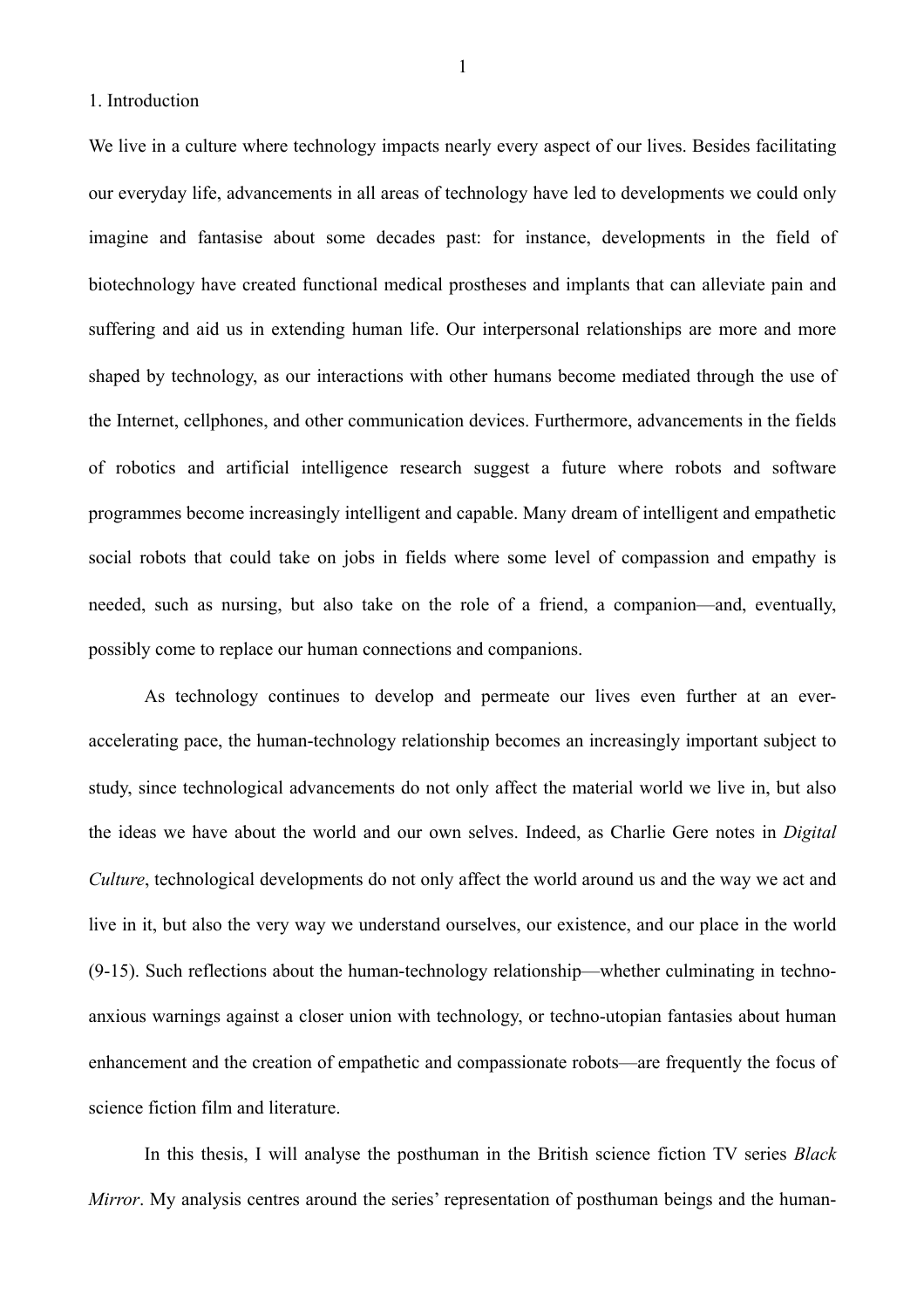# 1. Introduction

We live in a culture where technology impacts nearly every aspect of our lives. Besides facilitating our everyday life, advancements in all areas of technology have led to developments we could only imagine and fantasise about some decades past: for instance, developments in the field of biotechnology have created functional medical prostheses and implants that can alleviate pain and suffering and aid us in extending human life. Our interpersonal relationships are more and more shaped by technology, as our interactions with other humans become mediated through the use of the Internet, cellphones, and other communication devices. Furthermore, advancements in the fields of robotics and artificial intelligence research suggest a future where robots and software programmes become increasingly intelligent and capable. Many dream of intelligent and empathetic social robots that could take on jobs in fields where some level of compassion and empathy is needed, such as nursing, but also take on the role of a friend, a companion—and, eventually, possibly come to replace our human connections and companions.

As technology continues to develop and permeate our lives even further at an ever-accelerating pace, the human-technology relationship becomes an increasingly important subject to study, since technological advancements do not only affect the material world we live in, but also the ideas we have about the world and our own selves. Indeed, as Charlie Gere notes in *Digital Culture*, technological developments do not only affect the world around us and the way we act and live in it, but also the very way we understand ourselves, our existence, and our place in the world (9-15). Such reflections about the human-technology relationship—whether culminating in techno-anxious warnings against a closer union with technology, or techno-utopian fantasies about human enhancement and the creation of empathetic and compassionate robots—are frequently the focus of science fiction film and literature.

In this thesis, I will analyse the posthuman in the British science fiction TV series *Black Mirror*. My analysis centres around the series' representation of posthuman beings and the human-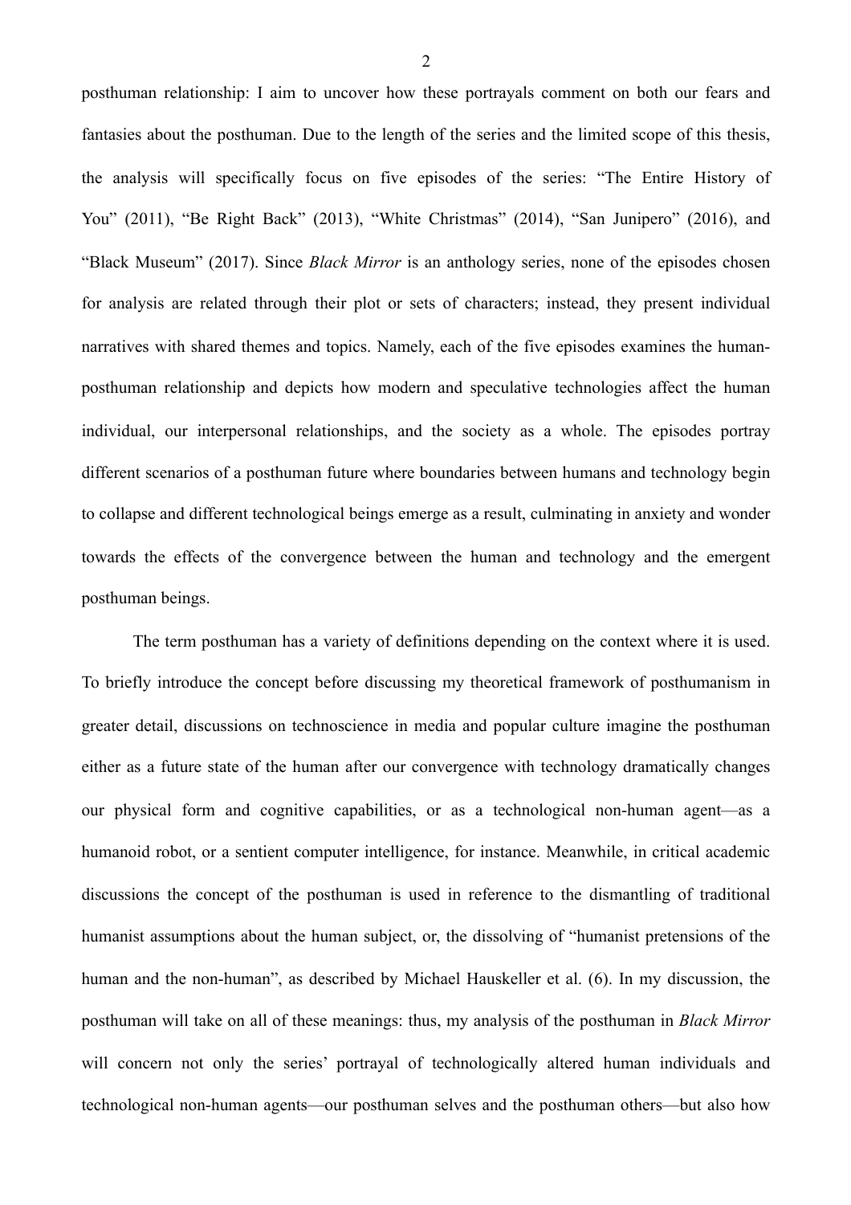posthuman relationship: I aim to uncover how these portrayals comment on both our fears and fantasies about the posthuman. Due to the length of the series and the limited scope of this thesis, the analysis will specifically focus on five episodes of the series: "The Entire History of You" (2011), "Be Right Back" (2013), "White Christmas" (2014), "San Junipero" (2016), and "Black Museum" (2017). Since *Black Mirror* is an anthology series, none of the episodes chosen for analysis are related through their plot or sets of characters; instead, they present individual narratives with shared themes and topics. Namely, each of the five episodes examines the human-posthuman relationship and depicts how modern and speculative technologies affect the human individual, our interpersonal relationships, and the society as a whole. The episodes portray different scenarios of a posthuman future where boundaries between humans and technology begin to collapse and different technological beings emerge as a result, culminating in anxiety and wonder towards the effects of the convergence between the human and technology and the emergent posthuman beings.

The term posthuman has a variety of definitions depending on the context where it is used. To briefly introduce the concept before discussing my theoretical framework of posthumanism in greater detail, discussions on technoscience in media and popular culture imagine the posthuman either as a future state of the human after our convergence with technology dramatically changes our physical form and cognitive capabilities, or as a technological non-human agent—as a humanoid robot, or a sentient computer intelligence, for instance. Meanwhile, in critical academic discussions the concept of the posthuman is used in reference to the dismantling of traditional humanist assumptions about the human subject, or, the dissolving of "humanist pretensions of the human and the non-human", as described by Michael Hauskeller et al. (6). In my discussion, the posthuman will take on all of these meanings: thus, my analysis of the posthuman in *Black Mirror* will concern not only the series' portrayal of technologically altered human individuals and technological non-human agents—our posthuman selves and the posthuman others—but also how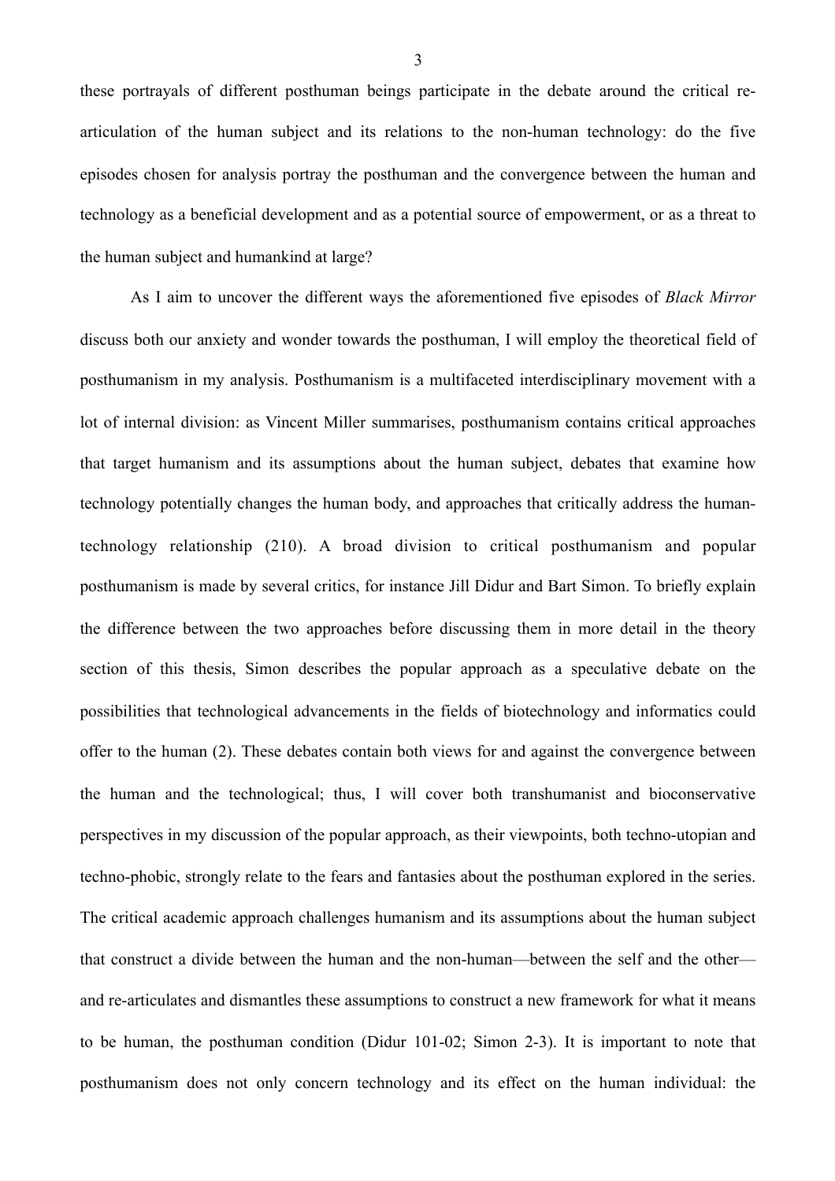these portrayals of different posthuman beings participate in the debate around the critical re-articulation of the human subject and its relations to the non-human technology: do the five episodes chosen for analysis portray the posthuman and the convergence between the human and technology as a beneficial development and as a potential source of empowerment, or as a threat to the human subject and humankind at large?

As I aim to uncover the different ways the aforementioned five episodes of *Black Mirror* discuss both our anxiety and wonder towards the posthuman, I will employ the theoretical field of posthumanism in my analysis. Posthumanism is a multifaceted interdisciplinary movement with a lot of internal division: as Vincent Miller summarises, posthumanism contains critical approaches that target humanism and its assumptions about the human subject, debates that examine how technology potentially changes the human body, and approaches that critically address the human-technology relationship (210). A broad division to critical posthumanism and popular posthumanism is made by several critics, for instance Jill Didur and Bart Simon. To briefly explain the difference between the two approaches before discussing them in more detail in the theory section of this thesis, Simon describes the popular approach as a speculative debate on the possibilities that technological advancements in the fields of biotechnology and informatics could offer to the human (2). These debates contain both views for and against the convergence between the human and the technological; thus, I will cover both transhumanist and bioconservative perspectives in my discussion of the popular approach, as their viewpoints, both techno-utopian and techno-phobic, strongly relate to the fears and fantasies about the posthuman explored in the series. The critical academic approach challenges humanism and its assumptions about the human subject that construct a divide between the human and the non-human—between the self and the other—and re-articulates and dismantles these assumptions to construct a new framework for what it means to be human, the posthuman condition (Didur 101-02; Simon 2-3). It is important to note that posthumanism does not only concern technology and its effect on the human individual: the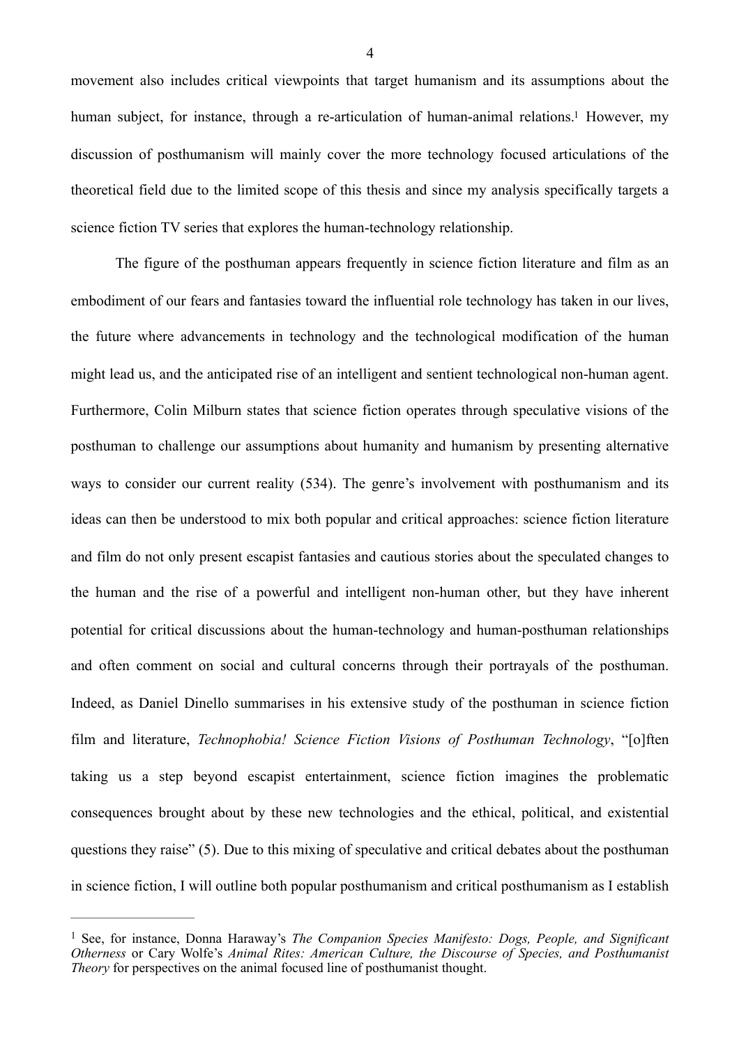movement also includes critical viewpoints that target humanism and its assumptions about the human subject, for instance, through a re-articulation of human-animal relations.[1] However, my discussion of posthumanism will mainly cover the more technology focused articulations of the theoretical field due to the limited scope of this thesis and since my analysis specifically targets a science fiction TV series that explores the human-technology relationship.

The figure of the posthuman appears frequently in science fiction literature and film as an embodiment of our fears and fantasies toward the influential role technology has taken in our lives, the future where advancements in technology and the technological modification of the human might lead us, and the anticipated rise of an intelligent and sentient technological non-human agent. Furthermore, Colin Milburn states that science fiction operates through speculative visions of the posthuman to challenge our assumptions about humanity and humanism by presenting alternative ways to consider our current reality (534). The genre's involvement with posthumanism and its ideas can then be understood to mix both popular and critical approaches: science fiction literature and film do not only present escapist fantasies and cautious stories about the speculated changes to the human and the rise of a powerful and intelligent non-human other, but they have inherent potential for critical discussions about the human-technology and human-posthuman relationships and often comment on social and cultural concerns through their portrayals of the posthuman. Indeed, as Daniel Dinello summarises in his extensive study of the posthuman in science fiction film and literature, *Technophobia! Science Fiction Visions of Posthuman Technology*, "[o]ften taking us a step beyond escapist entertainment, science fiction imagines the problematic consequences brought about by these new technologies and the ethical, political, and existential questions they raise" (5). Due to this mixing of speculative and critical debates about the posthuman in science fiction, I will outline both popular posthumanism and critical posthumanism as I establish

---

[1] See, for instance, Donna Haraway's *The Companion Species Manifesto: Dogs, People, and Significant Otherness* or Cary Wolfe's *Animal Rites: American Culture, the Discourse of Species, and Posthumanist Theory* for perspectives on the animal focused line of posthumanist thought.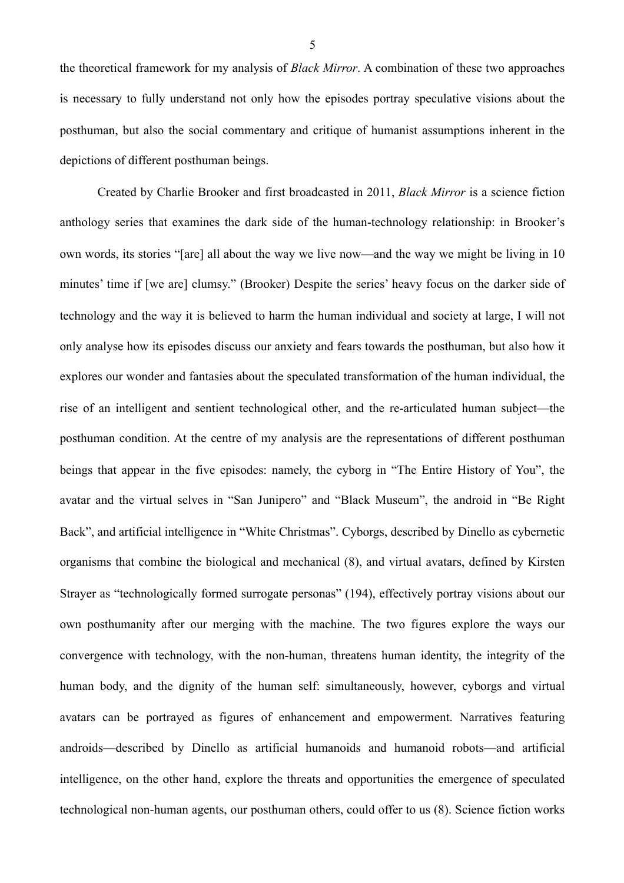the theoretical framework for my analysis of *Black Mirror*. A combination of these two approaches is necessary to fully understand not only how the episodes portray speculative visions about the posthuman, but also the social commentary and critique of humanist assumptions inherent in the depictions of different posthuman beings.

Created by Charlie Brooker and first broadcasted in 2011, *Black Mirror* is a science fiction anthology series that examines the dark side of the human-technology relationship: in Brooker's own words, its stories "[are] all about the way we live now—and the way we might be living in 10 minutes' time if [we are] clumsy." (Brooker) Despite the series' heavy focus on the darker side of technology and the way it is believed to harm the human individual and society at large, I will not only analyse how its episodes discuss our anxiety and fears towards the posthuman, but also how it explores our wonder and fantasies about the speculated transformation of the human individual, the rise of an intelligent and sentient technological other, and the re-articulated human subject—the posthuman condition. At the centre of my analysis are the representations of different posthuman beings that appear in the five episodes: namely, the cyborg in "The Entire History of You", the avatar and the virtual selves in "San Junipero" and "Black Museum", the android in "Be Right Back", and artificial intelligence in "White Christmas". Cyborgs, described by Dinello as cybernetic organisms that combine the biological and mechanical (8), and virtual avatars, defined by Kirsten Strayer as "technologically formed surrogate personas" (194), effectively portray visions about our own posthumanity after our merging with the machine. The two figures explore the ways our convergence with technology, with the non-human, threatens human identity, the integrity of the human body, and the dignity of the human self: simultaneously, however, cyborgs and virtual avatars can be portrayed as figures of enhancement and empowerment. Narratives featuring androids—described by Dinello as artificial humanoids and humanoid robots—and artificial intelligence, on the other hand, explore the threats and opportunities the emergence of speculated technological non-human agents, our posthuman others, could offer to us (8). Science fiction works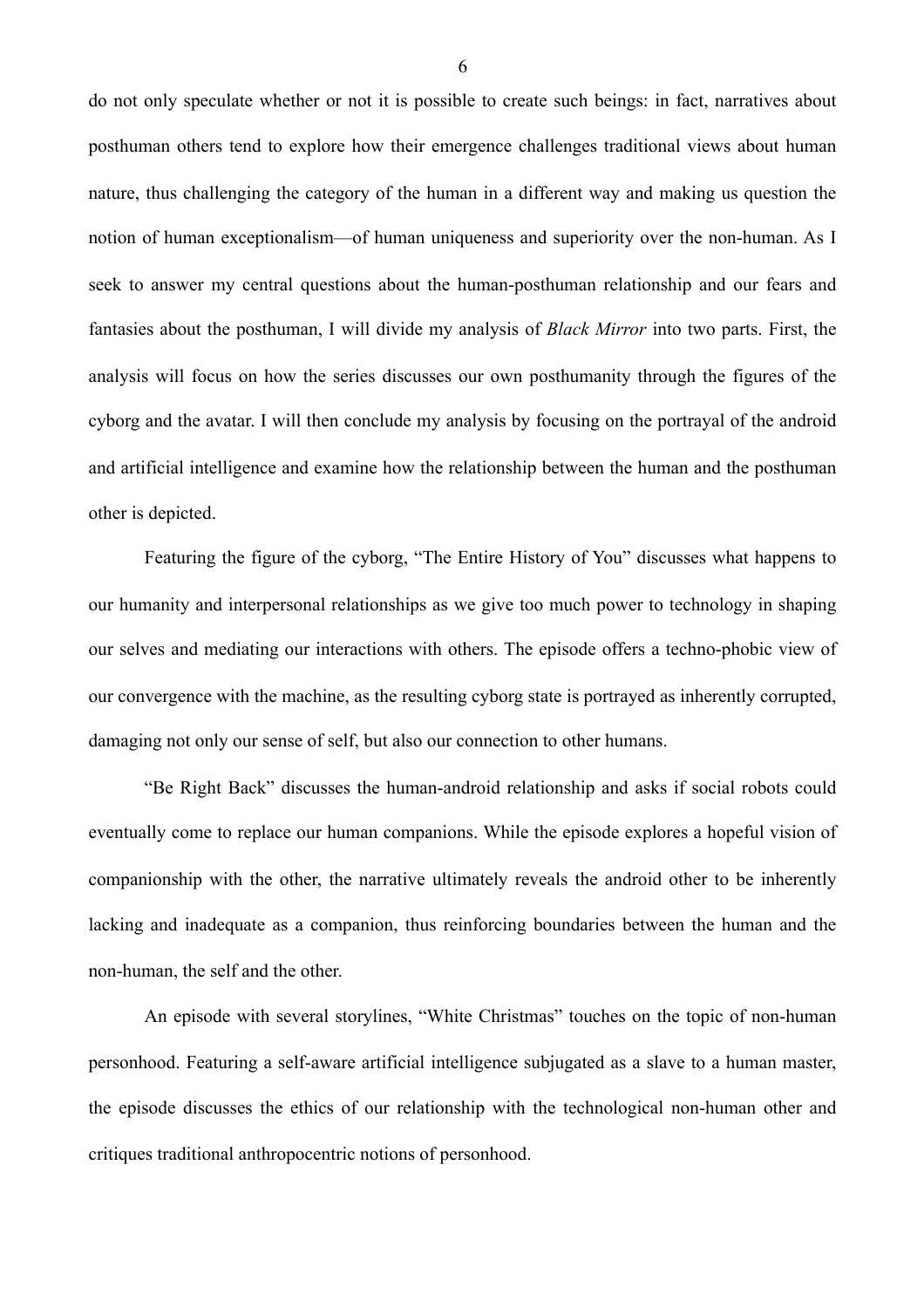do not only speculate whether or not it is possible to create such beings: in fact, narratives about posthuman others tend to explore how their emergence challenges traditional views about human nature, thus challenging the category of the human in a different way and making us question the notion of human exceptionalism—of human uniqueness and superiority over the non-human. As I seek to answer my central questions about the human-posthuman relationship and our fears and fantasies about the posthuman, I will divide my analysis of *Black Mirror* into two parts. First, the analysis will focus on how the series discusses our own posthumanity through the figures of the cyborg and the avatar. I will then conclude my analysis by focusing on the portrayal of the android and artificial intelligence and examine how the relationship between the human and the posthuman other is depicted.

Featuring the figure of the cyborg, "The Entire History of You" discusses what happens to our humanity and interpersonal relationships as we give too much power to technology in shaping our selves and mediating our interactions with others. The episode offers a techno-phobic view of our convergence with the machine, as the resulting cyborg state is portrayed as inherently corrupted, damaging not only our sense of self, but also our connection to other humans.

"Be Right Back" discusses the human-android relationship and asks if social robots could eventually come to replace our human companions. While the episode explores a hopeful vision of companionship with the other, the narrative ultimately reveals the android other to be inherently lacking and inadequate as a companion, thus reinforcing boundaries between the human and the non-human, the self and the other.

An episode with several storylines, "White Christmas" touches on the topic of non-human personhood. Featuring a self-aware artificial intelligence subjugated as a slave to a human master, the episode discusses the ethics of our relationship with the technological non-human other and critiques traditional anthropocentric notions of personhood.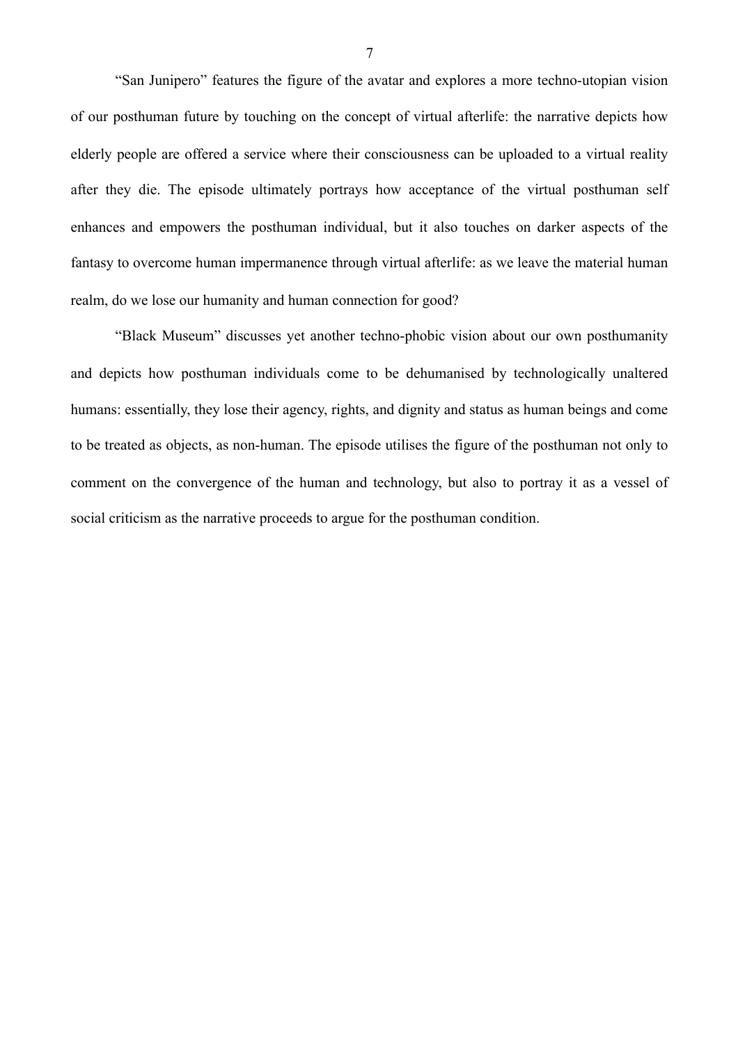“San Junipero” features the figure of the avatar and explores a more techno-utopian vision of our posthuman future by touching on the concept of virtual afterlife: the narrative depicts how elderly people are offered a service where their consciousness can be uploaded to a virtual reality after they die. The episode ultimately portrays how acceptance of the virtual posthuman self enhances and empowers the posthuman individual, but it also touches on darker aspects of the fantasy to overcome human impermanence through virtual afterlife: as we leave the material human realm, do we lose our humanity and human connection for good?

“Black Museum” discusses yet another techno-phobic vision about our own posthumanity and depicts how posthuman individuals come to be dehumanised by technologically unaltered humans: essentially, they lose their agency, rights, and dignity and status as human beings and come to be treated as objects, as non-human. The episode utilises the figure of the posthuman not only to comment on the convergence of the human and technology, but also to portray it as a vessel of social criticism as the narrative proceeds to argue for the posthuman condition.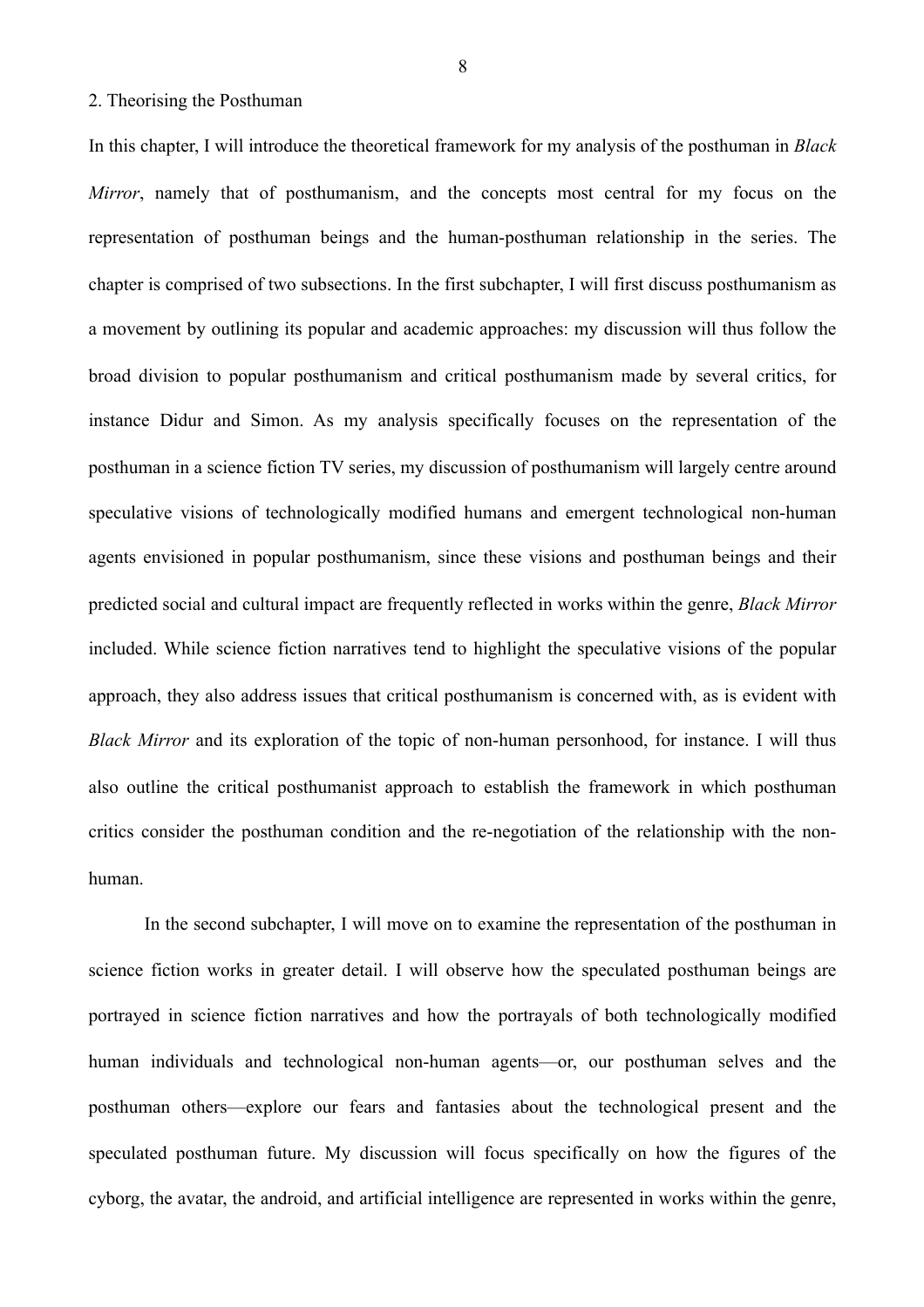## 2. Theorising the Posthuman

In this chapter, I will introduce the theoretical framework for my analysis of the posthuman in *Black Mirror*, namely that of posthumanism, and the concepts most central for my focus on the representation of posthuman beings and the human-posthuman relationship in the series. The chapter is comprised of two subsections. In the first subchapter, I will first discuss posthumanism as a movement by outlining its popular and academic approaches: my discussion will thus follow the broad division to popular posthumanism and critical posthumanism made by several critics, for instance Didur and Simon. As my analysis specifically focuses on the representation of the posthuman in a science fiction TV series, my discussion of posthumanism will largely centre around speculative visions of technologically modified humans and emergent technological non-human agents envisioned in popular posthumanism, since these visions and posthuman beings and their predicted social and cultural impact are frequently reflected in works within the genre, *Black Mirror* included. While science fiction narratives tend to highlight the speculative visions of the popular approach, they also address issues that critical posthumanism is concerned with, as is evident with *Black Mirror* and its exploration of the topic of non-human personhood, for instance. I will thus also outline the critical posthumanist approach to establish the framework in which posthuman critics consider the posthuman condition and the re-negotiation of the relationship with the non-human.

In the second subchapter, I will move on to examine the representation of the posthuman in science fiction works in greater detail. I will observe how the speculated posthuman beings are portrayed in science fiction narratives and how the portrayals of both technologically modified human individuals and technological non-human agents—or, our posthuman selves and the posthuman others—explore our fears and fantasies about the technological present and the speculated posthuman future. My discussion will focus specifically on how the figures of the cyborg, the avatar, the android, and artificial intelligence are represented in works within the genre,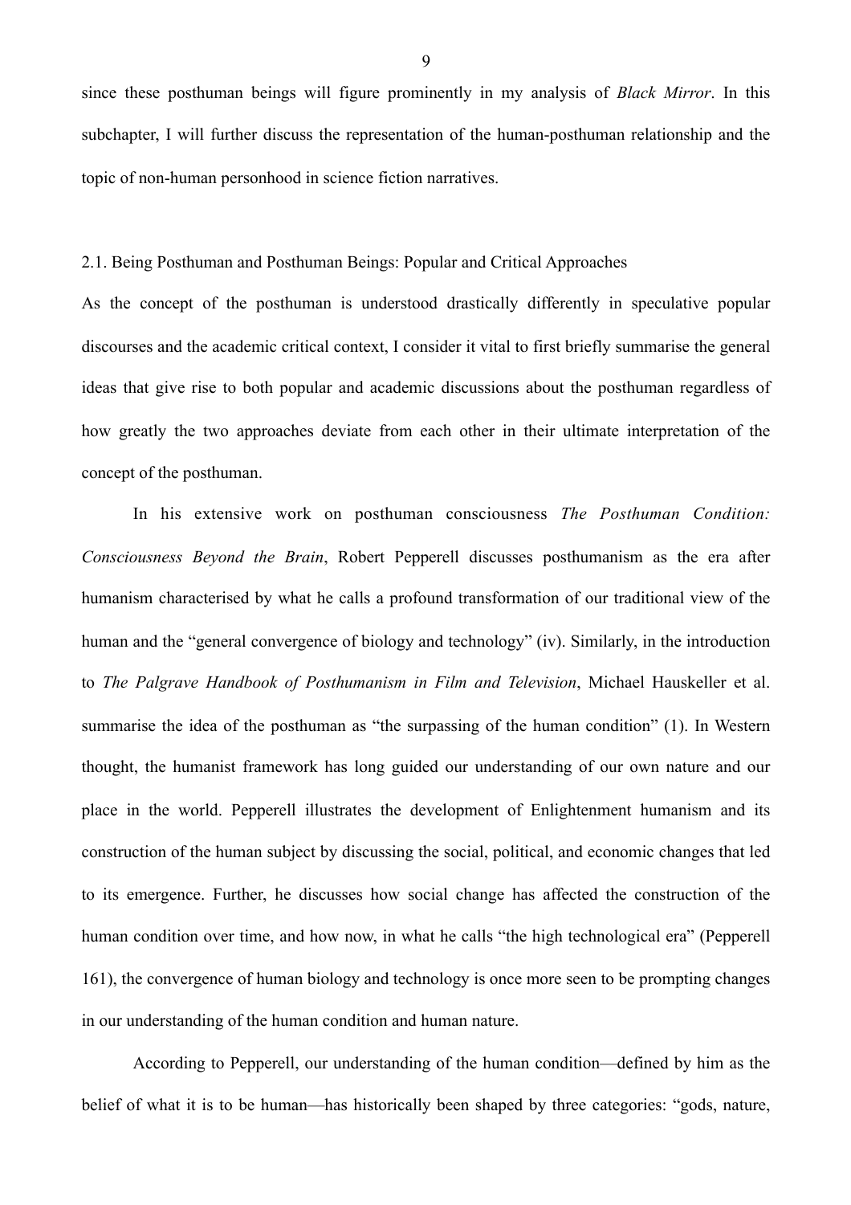since these posthuman beings will figure prominently in my analysis of *Black Mirror*. In this subchapter, I will further discuss the representation of the human-posthuman relationship and the topic of non-human personhood in science fiction narratives.

## 2.1. Being Posthuman and Posthuman Beings: Popular and Critical Approaches

As the concept of the posthuman is understood drastically differently in speculative popular discourses and the academic critical context, I consider it vital to first briefly summarise the general ideas that give rise to both popular and academic discussions about the posthuman regardless of how greatly the two approaches deviate from each other in their ultimate interpretation of the concept of the posthuman.

In his extensive work on posthuman consciousness *The Posthuman Condition: Consciousness Beyond the Brain*, Robert Pepperell discusses posthumanism as the era after humanism characterised by what he calls a profound transformation of our traditional view of the human and the "general convergence of biology and technology" (iv). Similarly, in the introduction to *The Palgrave Handbook of Posthumanism in Film and Television*, Michael Hauskeller et al. summarise the idea of the posthuman as "the surpassing of the human condition" (1). In Western thought, the humanist framework has long guided our understanding of our own nature and our place in the world. Pepperell illustrates the development of Enlightenment humanism and its construction of the human subject by discussing the social, political, and economic changes that led to its emergence. Further, he discusses how social change has affected the construction of the human condition over time, and how now, in what he calls "the high technological era" (Pepperell 161), the convergence of human biology and technology is once more seen to be prompting changes in our understanding of the human condition and human nature.

According to Pepperell, our understanding of the human condition—defined by him as the belief of what it is to be human—has historically been shaped by three categories: "gods, nature,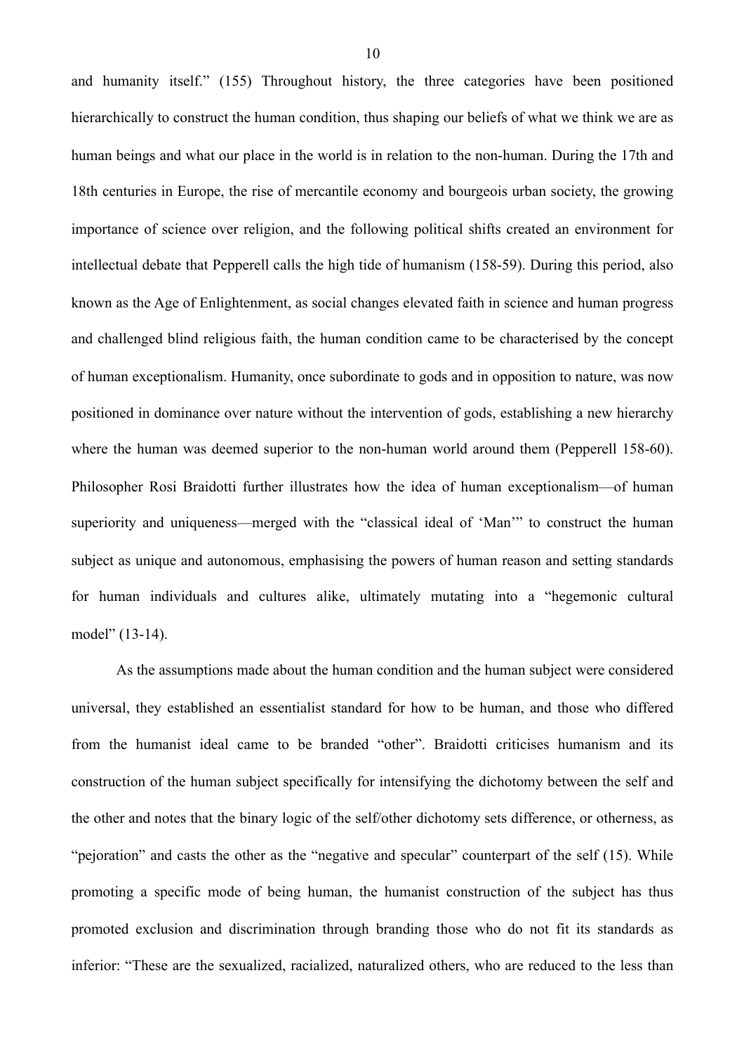and humanity itself." (155) Throughout history, the three categories have been positioned hierarchically to construct the human condition, thus shaping our beliefs of what we think we are as human beings and what our place in the world is in relation to the non-human. During the 17th and 18th centuries in Europe, the rise of mercantile economy and bourgeois urban society, the growing importance of science over religion, and the following political shifts created an environment for intellectual debate that Pepperell calls the high tide of humanism (158-59). During this period, also known as the Age of Enlightenment, as social changes elevated faith in science and human progress and challenged blind religious faith, the human condition came to be characterised by the concept of human exceptionalism. Humanity, once subordinate to gods and in opposition to nature, was now positioned in dominance over nature without the intervention of gods, establishing a new hierarchy where the human was deemed superior to the non-human world around them (Pepperell 158-60). Philosopher Rosi Braidotti further illustrates how the idea of human exceptionalism—of human superiority and uniqueness—merged with the "classical ideal of 'Man'" to construct the human subject as unique and autonomous, emphasising the powers of human reason and setting standards for human individuals and cultures alike, ultimately mutating into a "hegemonic cultural model" (13-14).

As the assumptions made about the human condition and the human subject were considered universal, they established an essentialist standard for how to be human, and those who differed from the humanist ideal came to be branded "other". Braidotti criticises humanism and its construction of the human subject specifically for intensifying the dichotomy between the self and the other and notes that the binary logic of the self/other dichotomy sets difference, or otherness, as "pejoration" and casts the other as the "negative and specular" counterpart of the self (15). While promoting a specific mode of being human, the humanist construction of the subject has thus promoted exclusion and discrimination through branding those who do not fit its standards as inferior: "These are the sexualized, racialized, naturalized others, who are reduced to the less than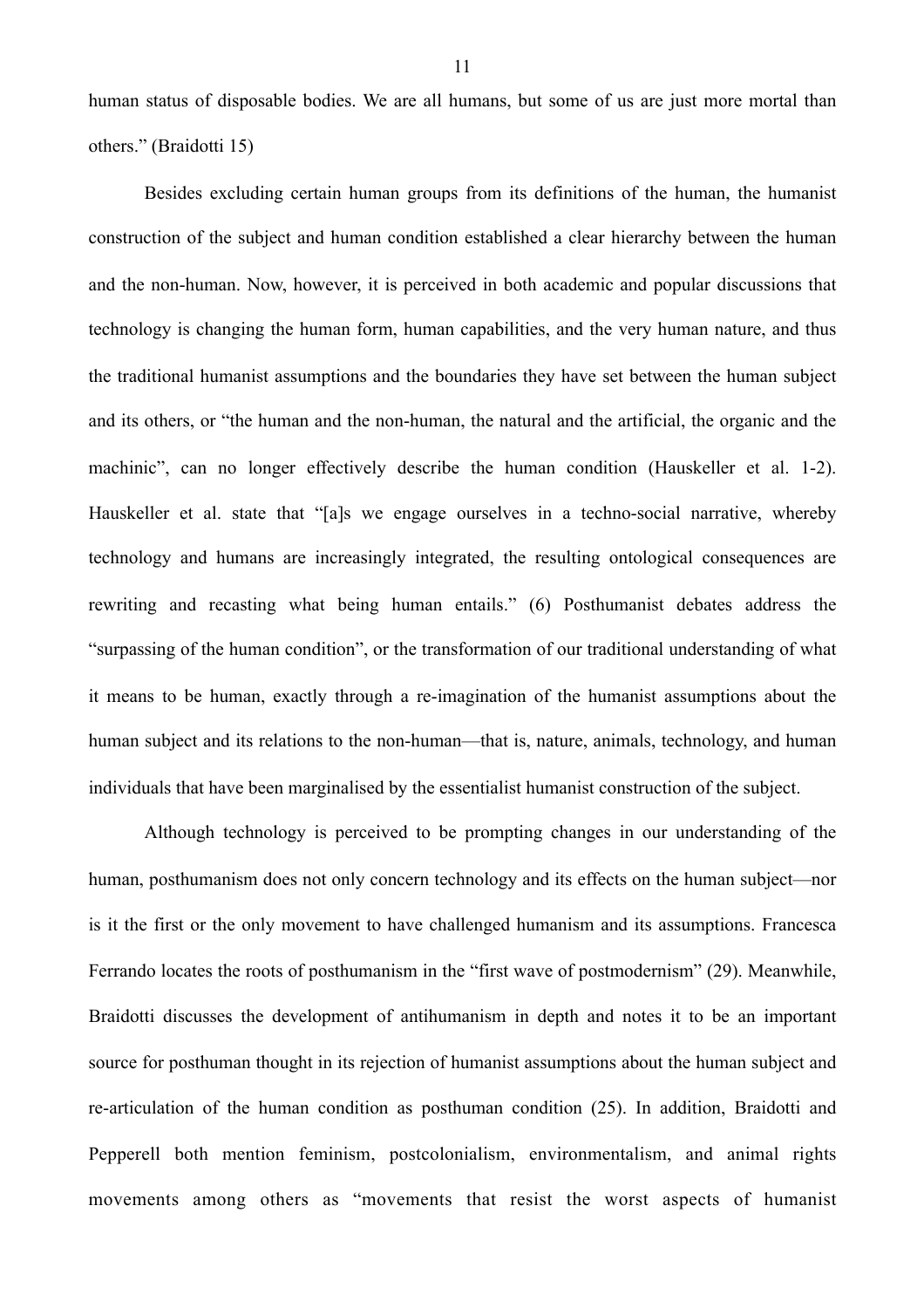human status of disposable bodies. We are all humans, but some of us are just more mortal than others." (Braidotti 15)

Besides excluding certain human groups from its definitions of the human, the humanist construction of the subject and human condition established a clear hierarchy between the human and the non-human. Now, however, it is perceived in both academic and popular discussions that technology is changing the human form, human capabilities, and the very human nature, and thus the traditional humanist assumptions and the boundaries they have set between the human subject and its others, or "the human and the non-human, the natural and the artificial, the organic and the machinic", can no longer effectively describe the human condition (Hauskeller et al. 1-2). Hauskeller et al. state that "[a]s we engage ourselves in a techno-social narrative, whereby technology and humans are increasingly integrated, the resulting ontological consequences are rewriting and recasting what being human entails." (6) Posthumanist debates address the "surpassing of the human condition", or the transformation of our traditional understanding of what it means to be human, exactly through a re-imagination of the humanist assumptions about the human subject and its relations to the non-human—that is, nature, animals, technology, and human individuals that have been marginalised by the essentialist humanist construction of the subject.

Although technology is perceived to be prompting changes in our understanding of the human, posthumanism does not only concern technology and its effects on the human subject—nor is it the first or the only movement to have challenged humanism and its assumptions. Francesca Ferrando locates the roots of posthumanism in the "first wave of postmodernism" (29). Meanwhile, Braidotti discusses the development of antihumanism in depth and notes it to be an important source for posthuman thought in its rejection of humanist assumptions about the human subject and re-articulation of the human condition as posthuman condition (25). In addition, Braidotti and Pepperell both mention feminism, postcolonialism, environmentalism, and animal rights movements among others as "movements that resist the worst aspects of humanist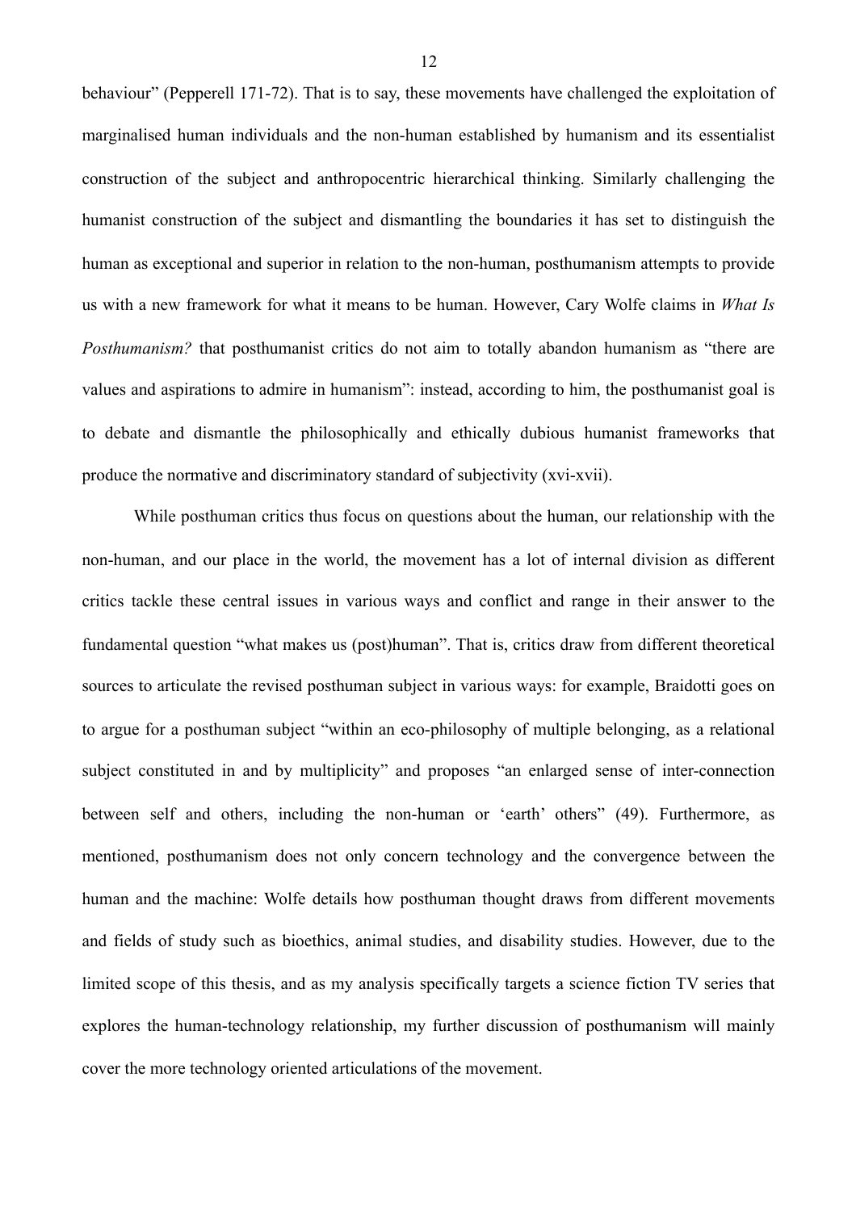behaviour" (Pepperell 171-72). That is to say, these movements have challenged the exploitation of marginalised human individuals and the non-human established by humanism and its essentialist construction of the subject and anthropocentric hierarchical thinking. Similarly challenging the humanist construction of the subject and dismantling the boundaries it has set to distinguish the human as exceptional and superior in relation to the non-human, posthumanism attempts to provide us with a new framework for what it means to be human. However, Cary Wolfe claims in *What Is Posthumanism?* that posthumanist critics do not aim to totally abandon humanism as "there are values and aspirations to admire in humanism": instead, according to him, the posthumanist goal is to debate and dismantle the philosophically and ethically dubious humanist frameworks that produce the normative and discriminatory standard of subjectivity (xvi-xvii).

While posthuman critics thus focus on questions about the human, our relationship with the non-human, and our place in the world, the movement has a lot of internal division as different critics tackle these central issues in various ways and conflict and range in their answer to the fundamental question "what makes us (post)human". That is, critics draw from different theoretical sources to articulate the revised posthuman subject in various ways: for example, Braidotti goes on to argue for a posthuman subject "within an eco-philosophy of multiple belonging, as a relational subject constituted in and by multiplicity" and proposes "an enlarged sense of inter-connection between self and others, including the non-human or 'earth' others" (49). Furthermore, as mentioned, posthumanism does not only concern technology and the convergence between the human and the machine: Wolfe details how posthuman thought draws from different movements and fields of study such as bioethics, animal studies, and disability studies. However, due to the limited scope of this thesis, and as my analysis specifically targets a science fiction TV series that explores the human-technology relationship, my further discussion of posthumanism will mainly cover the more technology oriented articulations of the movement.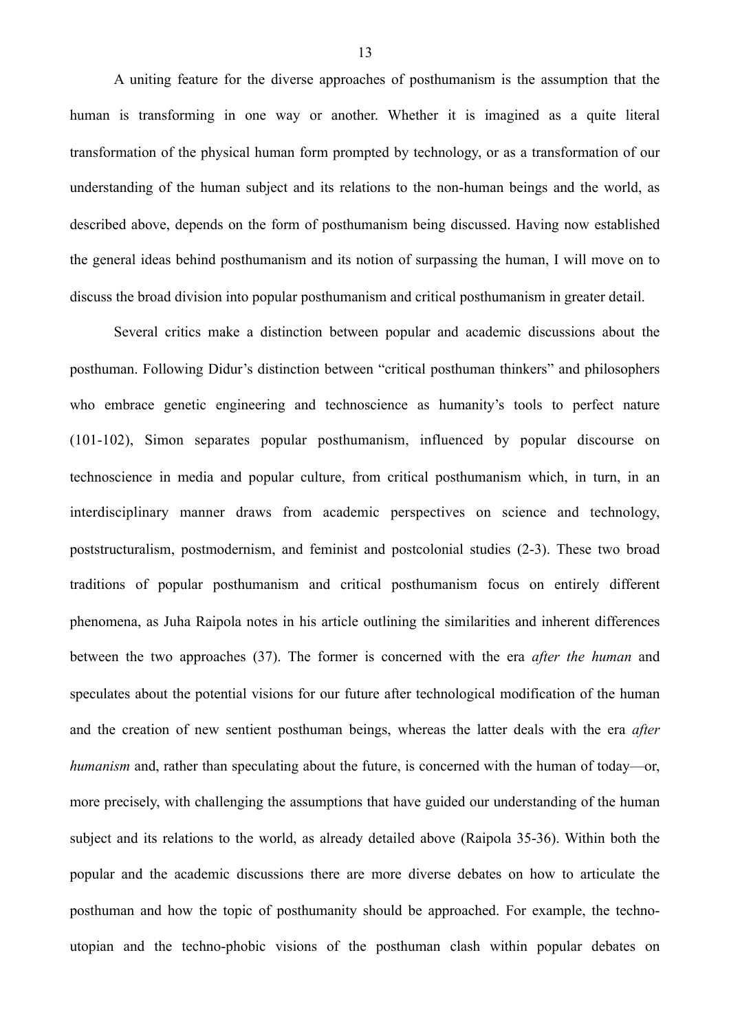A uniting feature for the diverse approaches of posthumanism is the assumption that the human is transforming in one way or another. Whether it is imagined as a quite literal transformation of the physical human form prompted by technology, or as a transformation of our understanding of the human subject and its relations to the non-human beings and the world, as described above, depends on the form of posthumanism being discussed. Having now established the general ideas behind posthumanism and its notion of surpassing the human, I will move on to discuss the broad division into popular posthumanism and critical posthumanism in greater detail.

Several critics make a distinction between popular and academic discussions about the posthuman. Following Didur's distinction between "critical posthuman thinkers" and philosophers who embrace genetic engineering and technoscience as humanity's tools to perfect nature (101-102), Simon separates popular posthumanism, influenced by popular discourse on technoscience in media and popular culture, from critical posthumanism which, in turn, in an interdisciplinary manner draws from academic perspectives on science and technology, poststructuralism, postmodernism, and feminist and postcolonial studies (2-3). These two broad traditions of popular posthumanism and critical posthumanism focus on entirely different phenomena, as Juha Raipola notes in his article outlining the similarities and inherent differences between the two approaches (37). The former is concerned with the era *after the human* and speculates about the potential visions for our future after technological modification of the human and the creation of new sentient posthuman beings, whereas the latter deals with the era *after humanism* and, rather than speculating about the future, is concerned with the human of today—or, more precisely, with challenging the assumptions that have guided our understanding of the human subject and its relations to the world, as already detailed above (Raipola 35-36). Within both the popular and the academic discussions there are more diverse debates on how to articulate the posthuman and how the topic of posthumanity should be approached. For example, the techno-utopian and the techno-phobic visions of the posthuman clash within popular debates on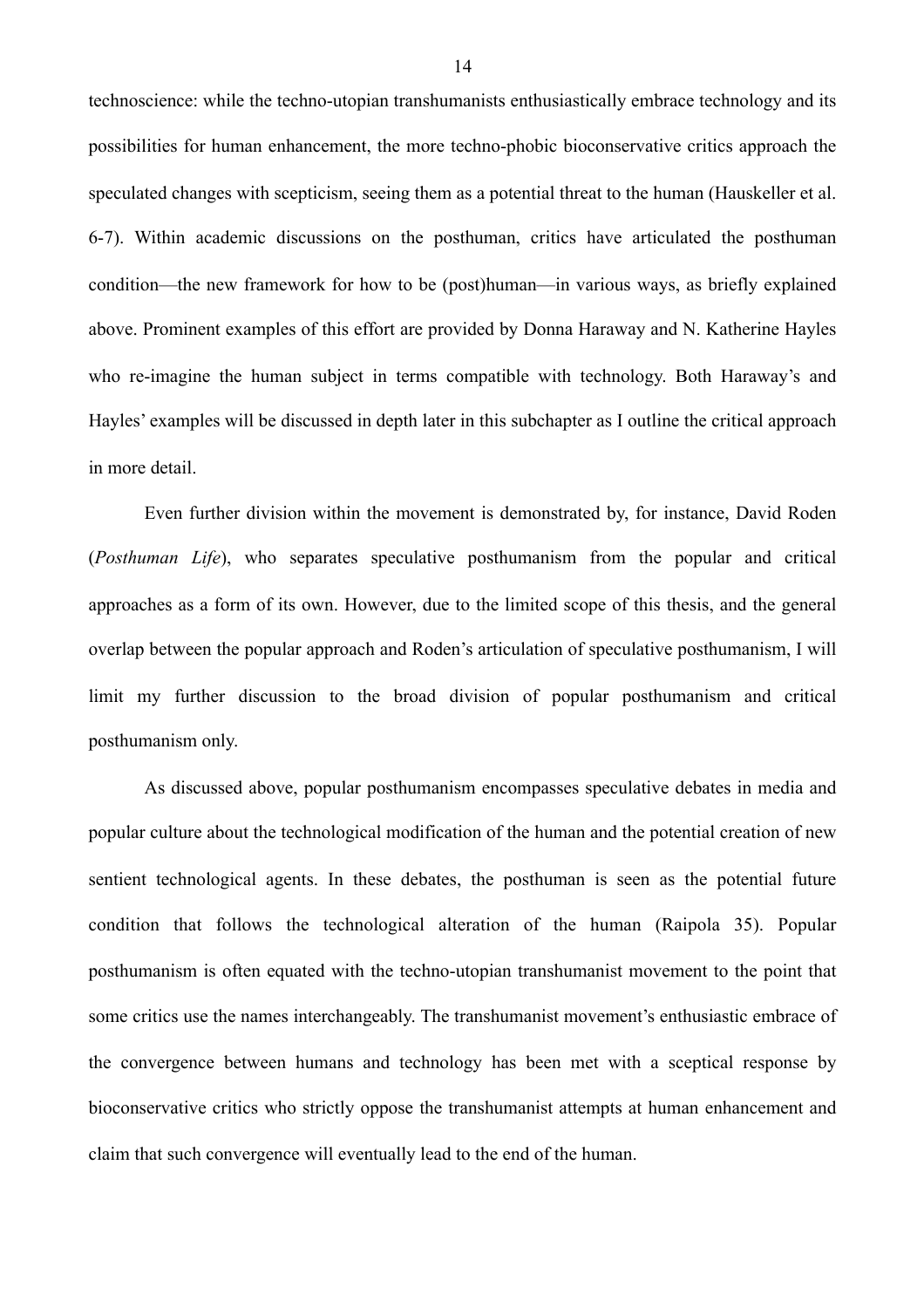technoscience: while the techno-utopian transhumanists enthusiastically embrace technology and its possibilities for human enhancement, the more techno-phobic bioconservative critics approach the speculated changes with scepticism, seeing them as a potential threat to the human (Hauskeller et al. 6-7). Within academic discussions on the posthuman, critics have articulated the posthuman condition—the new framework for how to be (post)human—in various ways, as briefly explained above. Prominent examples of this effort are provided by Donna Haraway and N. Katherine Hayles who re-imagine the human subject in terms compatible with technology. Both Haraway's and Hayles' examples will be discussed in depth later in this subchapter as I outline the critical approach in more detail.

Even further division within the movement is demonstrated by, for instance, David Roden (*Posthuman Life*), who separates speculative posthumanism from the popular and critical approaches as a form of its own. However, due to the limited scope of this thesis, and the general overlap between the popular approach and Roden's articulation of speculative posthumanism, I will limit my further discussion to the broad division of popular posthumanism and critical posthumanism only.

As discussed above, popular posthumanism encompasses speculative debates in media and popular culture about the technological modification of the human and the potential creation of new sentient technological agents. In these debates, the posthuman is seen as the potential future condition that follows the technological alteration of the human (Raipola 35). Popular posthumanism is often equated with the techno-utopian transhumanist movement to the point that some critics use the names interchangeably. The transhumanist movement's enthusiastic embrace of the convergence between humans and technology has been met with a sceptical response by bioconservative critics who strictly oppose the transhumanist attempts at human enhancement and claim that such convergence will eventually lead to the end of the human.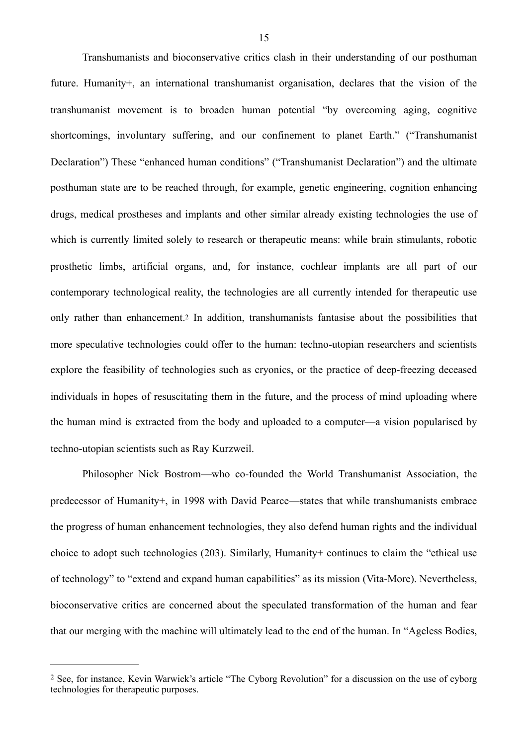Transhumanists and bioconservative critics clash in their understanding of our posthuman future. Humanity+, an international transhumanist organisation, declares that the vision of the transhumanist movement is to broaden human potential "by overcoming aging, cognitive shortcomings, involuntary suffering, and our confinement to planet Earth." ("Transhumanist Declaration") These "enhanced human conditions" ("Transhumanist Declaration") and the ultimate posthuman state are to be reached through, for example, genetic engineering, cognition enhancing drugs, medical prostheses and implants and other similar already existing technologies the use of which is currently limited solely to research or therapeutic means: while brain stimulants, robotic prosthetic limbs, artificial organs, and, for instance, cochlear implants are all part of our contemporary technological reality, the technologies are all currently intended for therapeutic use only rather than enhancement.[2] In addition, transhumanists fantasise about the possibilities that more speculative technologies could offer to the human: techno-utopian researchers and scientists explore the feasibility of technologies such as cryonics, or the practice of deep-freezing deceased individuals in hopes of resuscitating them in the future, and the process of mind uploading where the human mind is extracted from the body and uploaded to a computer—a vision popularised by techno-utopian scientists such as Ray Kurzweil.

Philosopher Nick Bostrom—who co-founded the World Transhumanist Association, the predecessor of Humanity+, in 1998 with David Pearce—states that while transhumanists embrace the progress of human enhancement technologies, they also defend human rights and the individual choice to adopt such technologies (203). Similarly, Humanity+ continues to claim the "ethical use of technology" to "extend and expand human capabilities" as its mission (Vita-More). Nevertheless, bioconservative critics are concerned about the speculated transformation of the human and fear that our merging with the machine will ultimately lead to the end of the human. In "Ageless Bodies,

---

[2] See, for instance, Kevin Warwick's article "The Cyborg Revolution" for a discussion on the use of cyborg technologies for therapeutic purposes.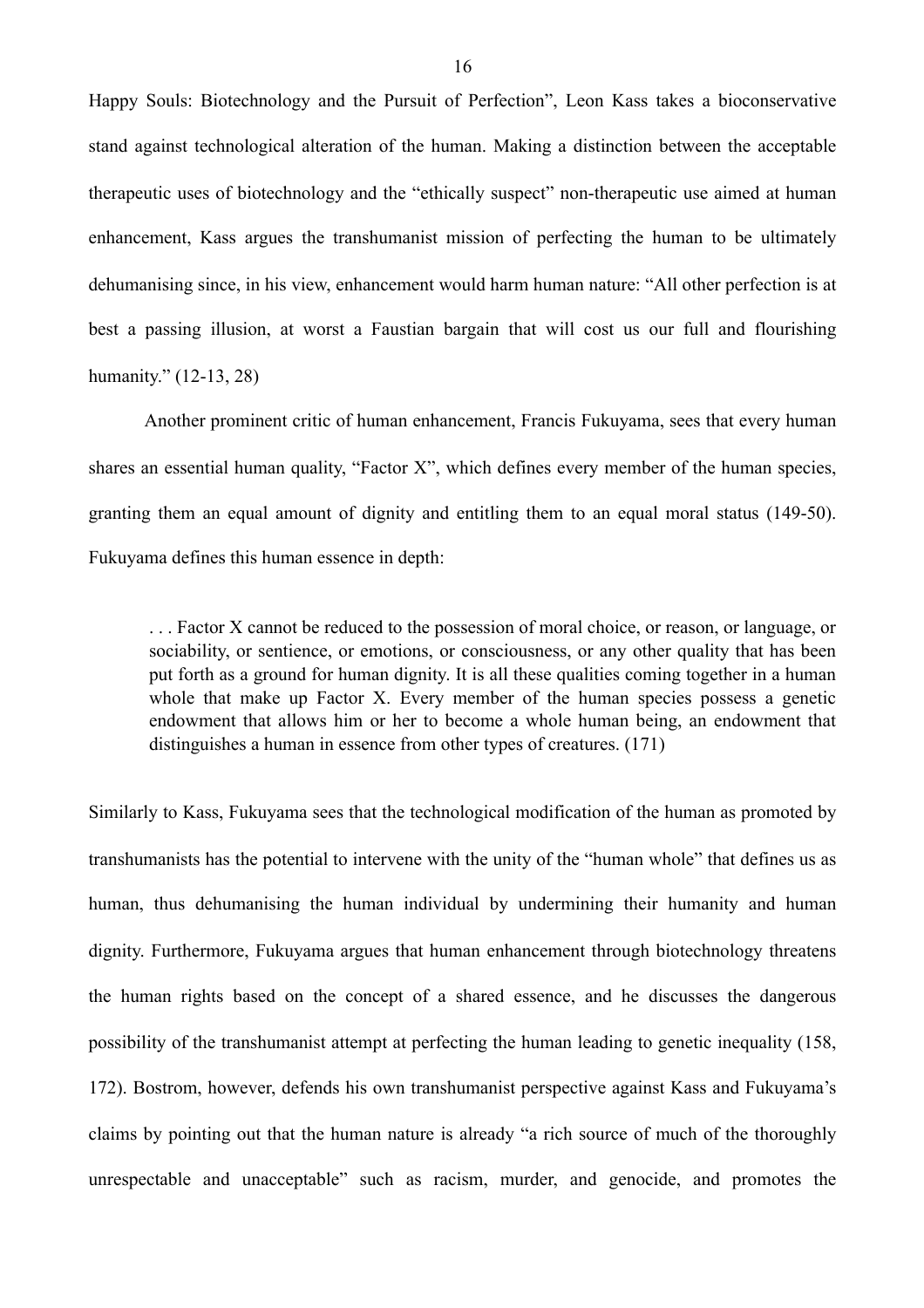Happy Souls: Biotechnology and the Pursuit of Perfection", Leon Kass takes a bioconservative stand against technological alteration of the human. Making a distinction between the acceptable therapeutic uses of biotechnology and the "ethically suspect" non-therapeutic use aimed at human enhancement, Kass argues the transhumanist mission of perfecting the human to be ultimately dehumanising since, in his view, enhancement would harm human nature: "All other perfection is at best a passing illusion, at worst a Faustian bargain that will cost us our full and flourishing humanity." (12-13, 28)

Another prominent critic of human enhancement, Francis Fukuyama, sees that every human shares an essential human quality, "Factor X", which defines every member of the human species, granting them an equal amount of dignity and entitling them to an equal moral status (149-50). Fukuyama defines this human essence in depth:

> . . . Factor X cannot be reduced to the possession of moral choice, or reason, or language, or sociability, or sentience, or emotions, or consciousness, or any other quality that has been put forth as a ground for human dignity. It is all these qualities coming together in a human whole that make up Factor X. Every member of the human species possess a genetic endowment that allows him or her to become a whole human being, an endowment that distinguishes a human in essence from other types of creatures. (171)

Similarly to Kass, Fukuyama sees that the technological modification of the human as promoted by transhumanists has the potential to intervene with the unity of the "human whole" that defines us as human, thus dehumanising the human individual by undermining their humanity and human dignity. Furthermore, Fukuyama argues that human enhancement through biotechnology threatens the human rights based on the concept of a shared essence, and he discusses the dangerous possibility of the transhumanist attempt at perfecting the human leading to genetic inequality (158, 172). Bostrom, however, defends his own transhumanist perspective against Kass and Fukuyama's claims by pointing out that the human nature is already "a rich source of much of the thoroughly unrespectable and unacceptable" such as racism, murder, and genocide, and promotes the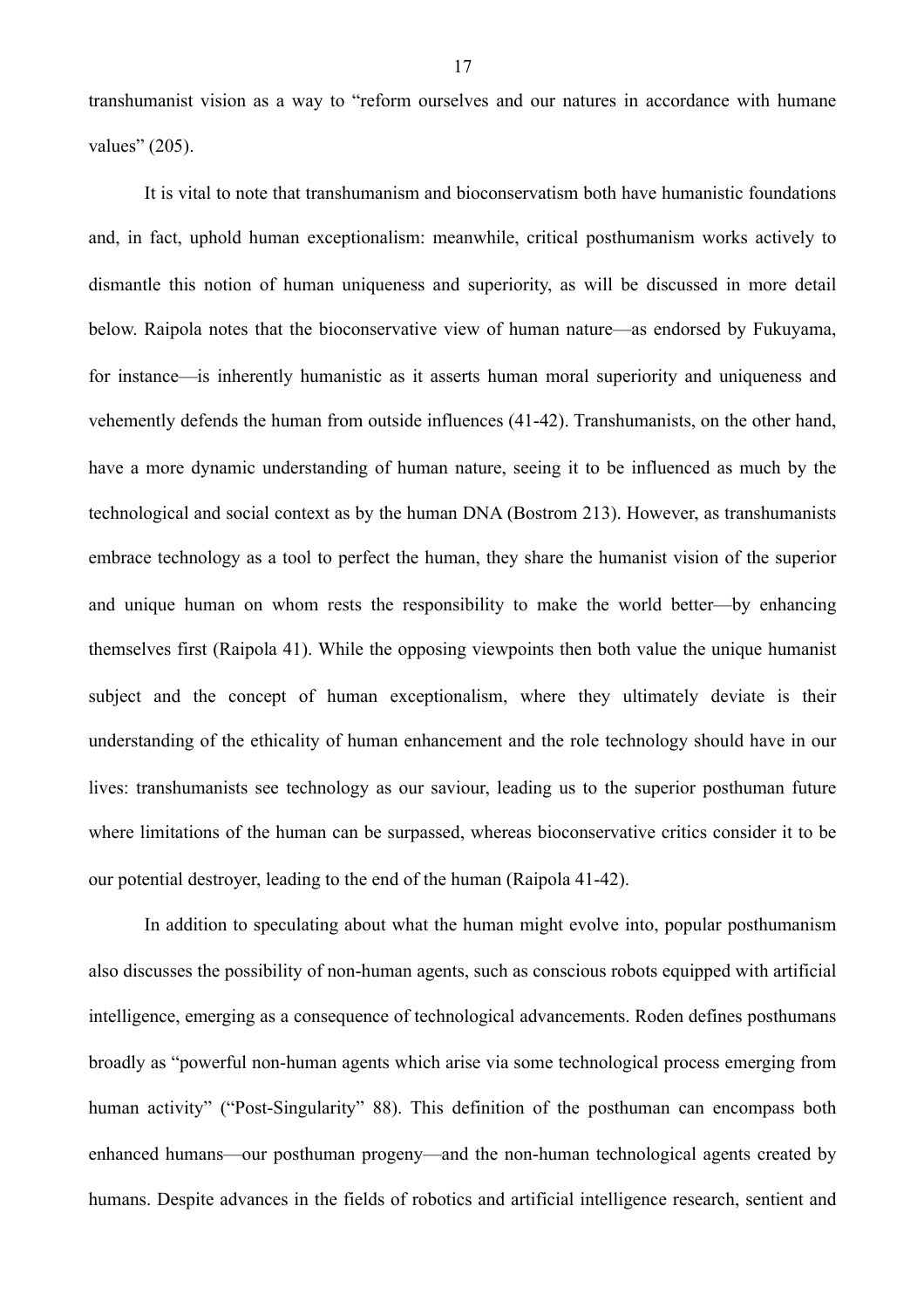transhumanist vision as a way to "reform ourselves and our natures in accordance with humane values" (205).

It is vital to note that transhumanism and bioconservatism both have humanistic foundations and, in fact, uphold human exceptionalism: meanwhile, critical posthumanism works actively to dismantle this notion of human uniqueness and superiority, as will be discussed in more detail below. Raipola notes that the bioconservative view of human nature—as endorsed by Fukuyama, for instance—is inherently humanistic as it asserts human moral superiority and uniqueness and vehemently defends the human from outside influences (41-42). Transhumanists, on the other hand, have a more dynamic understanding of human nature, seeing it to be influenced as much by the technological and social context as by the human DNA (Bostrom 213). However, as transhumanists embrace technology as a tool to perfect the human, they share the humanist vision of the superior and unique human on whom rests the responsibility to make the world better—by enhancing themselves first (Raipola 41). While the opposing viewpoints then both value the unique humanist subject and the concept of human exceptionalism, where they ultimately deviate is their understanding of the ethicality of human enhancement and the role technology should have in our lives: transhumanists see technology as our saviour, leading us to the superior posthuman future where limitations of the human can be surpassed, whereas bioconservative critics consider it to be our potential destroyer, leading to the end of the human (Raipola 41-42).

In addition to speculating about what the human might evolve into, popular posthumanism also discusses the possibility of non-human agents, such as conscious robots equipped with artificial intelligence, emerging as a consequence of technological advancements. Roden defines posthumans broadly as "powerful non-human agents which arise via some technological process emerging from human activity" ("Post-Singularity" 88). This definition of the posthuman can encompass both enhanced humans—our posthuman progeny—and the non-human technological agents created by humans. Despite advances in the fields of robotics and artificial intelligence research, sentient and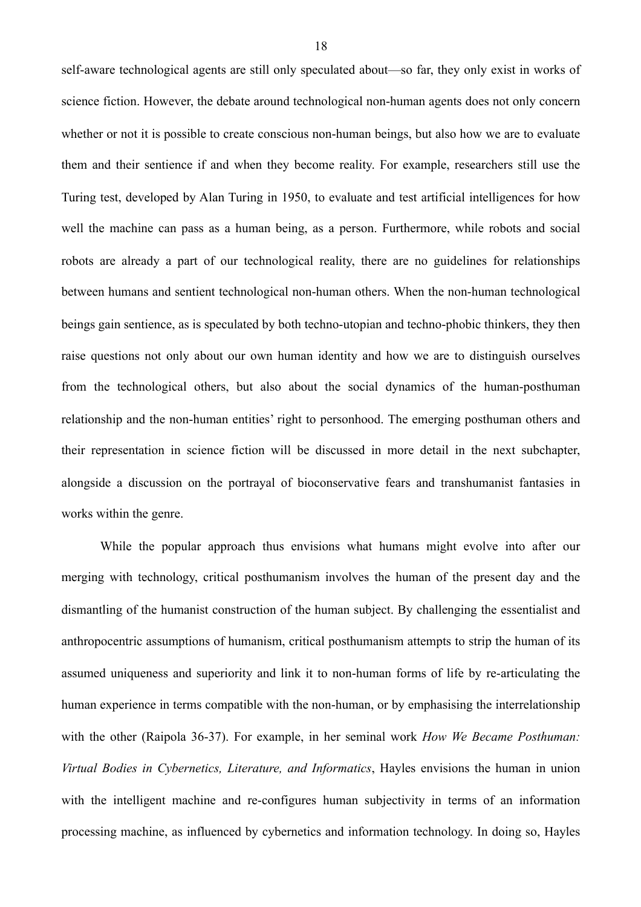self-aware technological agents are still only speculated about—so far, they only exist in works of science fiction. However, the debate around technological non-human agents does not only concern whether or not it is possible to create conscious non-human beings, but also how we are to evaluate them and their sentience if and when they become reality. For example, researchers still use the Turing test, developed by Alan Turing in 1950, to evaluate and test artificial intelligences for how well the machine can pass as a human being, as a person. Furthermore, while robots and social robots are already a part of our technological reality, there are no guidelines for relationships between humans and sentient technological non-human others. When the non-human technological beings gain sentience, as is speculated by both techno-utopian and techno-phobic thinkers, they then raise questions not only about our own human identity and how we are to distinguish ourselves from the technological others, but also about the social dynamics of the human-posthuman relationship and the non-human entities' right to personhood. The emerging posthuman others and their representation in science fiction will be discussed in more detail in the next subchapter, alongside a discussion on the portrayal of bioconservative fears and transhumanist fantasies in works within the genre.

While the popular approach thus envisions what humans might evolve into after our merging with technology, critical posthumanism involves the human of the present day and the dismantling of the humanist construction of the human subject. By challenging the essentialist and anthropocentric assumptions of humanism, critical posthumanism attempts to strip the human of its assumed uniqueness and superiority and link it to non-human forms of life by re-articulating the human experience in terms compatible with the non-human, or by emphasising the interrelationship with the other (Raipola 36-37). For example, in her seminal work *How We Became Posthuman: Virtual Bodies in Cybernetics, Literature, and Informatics*, Hayles envisions the human in union with the intelligent machine and re-configures human subjectivity in terms of an information processing machine, as influenced by cybernetics and information technology. In doing so, Hayles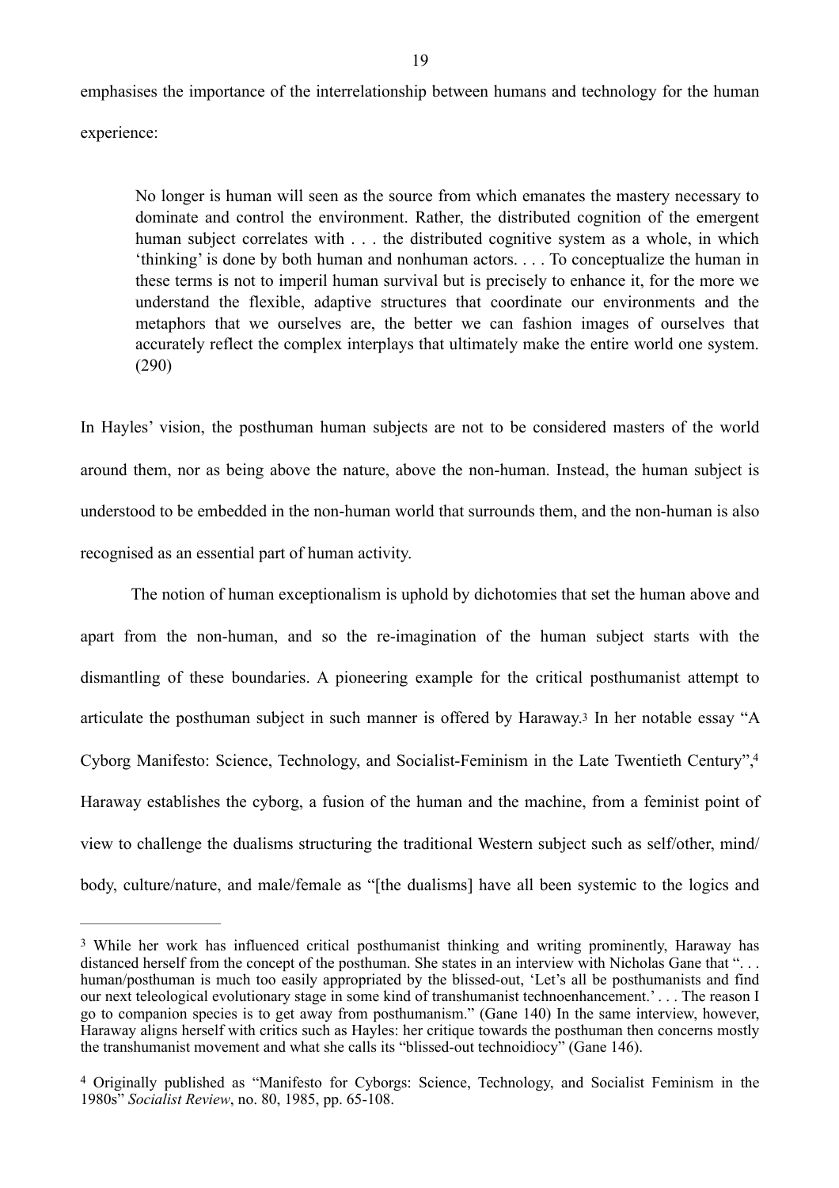emphasises the importance of the interrelationship between humans and technology for the human experience:

> No longer is human will seen as the source from which emanates the mastery necessary to dominate and control the environment. Rather, the distributed cognition of the emergent human subject correlates with . . . the distributed cognitive system as a whole, in which 'thinking' is done by both human and nonhuman actors. . . . To conceptualize the human in these terms is not to imperil human survival but is precisely to enhance it, for the more we understand the flexible, adaptive structures that coordinate our environments and the metaphors that we ourselves are, the better we can fashion images of ourselves that accurately reflect the complex interplays that ultimately make the entire world one system. (290)

In Hayles' vision, the posthuman human subjects are not to be considered masters of the world around them, nor as being above the nature, above the non-human. Instead, the human subject is understood to be embedded in the non-human world that surrounds them, and the non-human is also recognised as an essential part of human activity.

The notion of human exceptionalism is uphold by dichotomies that set the human above and apart from the non-human, and so the re-imagination of the human subject starts with the dismantling of these boundaries. A pioneering example for the critical posthumanist attempt to articulate the posthuman subject in such manner is offered by Haraway.[3] In her notable essay "A Cyborg Manifesto: Science, Technology, and Socialist-Feminism in the Late Twentieth Century",[4] Haraway establishes the cyborg, a fusion of the human and the machine, from a feminist point of view to challenge the dualisms structuring the traditional Western subject such as self/other, mind/body, culture/nature, and male/female as "[the dualisms] have all been systemic to the logics and

---

[3] While her work has influenced critical posthumanist thinking and writing prominently, Haraway has distanced herself from the concept of the posthuman. She states in an interview with Nicholas Gane that ". . . human/posthuman is much too easily appropriated by the blissed-out, 'Let's all be posthumanists and find our next teleological evolutionary stage in some kind of transhumanist technoenhancement.' . . . The reason I go to companion species is to get away from posthumanism." (Gane 140) In the same interview, however, Haraway aligns herself with critics such as Hayles: her critique towards the posthuman then concerns mostly the transhumanist movement and what she calls its "blissed-out technoidiocy" (Gane 146).

[4] Originally published as "Manifesto for Cyborgs: Science, Technology, and Socialist Feminism in the 1980s" *Socialist Review*, no. 80, 1985, pp. 65-108.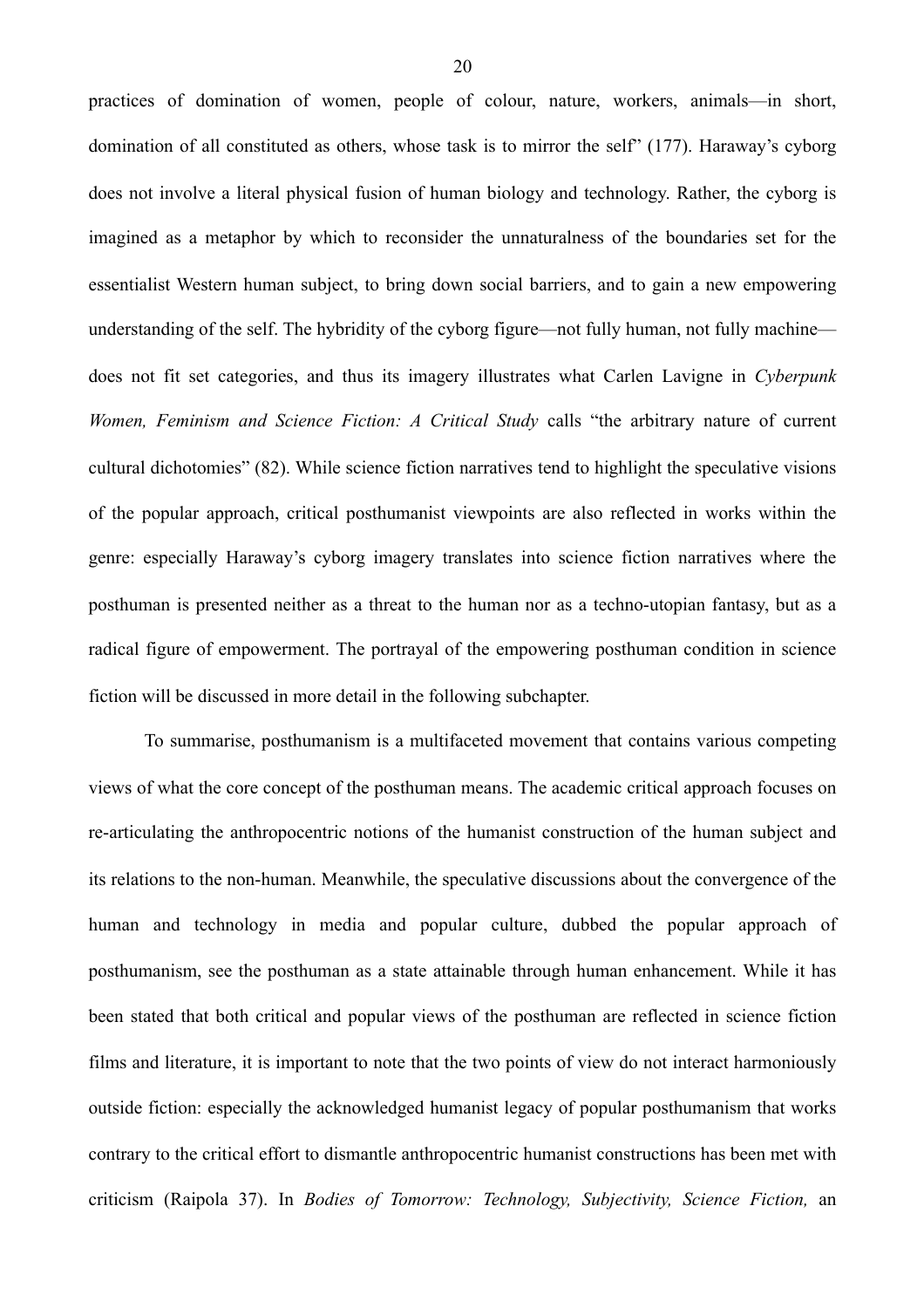practices of domination of women, people of colour, nature, workers, animals—in short, domination of all constituted as others, whose task is to mirror the self" (177). Haraway's cyborg does not involve a literal physical fusion of human biology and technology. Rather, the cyborg is imagined as a metaphor by which to reconsider the unnaturalness of the boundaries set for the essentialist Western human subject, to bring down social barriers, and to gain a new empowering understanding of the self. The hybridity of the cyborg figure—not fully human, not fully machine—does not fit set categories, and thus its imagery illustrates what Carlen Lavigne in *Cyberpunk Women, Feminism and Science Fiction: A Critical Study* calls "the arbitrary nature of current cultural dichotomies" (82). While science fiction narratives tend to highlight the speculative visions of the popular approach, critical posthumanist viewpoints are also reflected in works within the genre: especially Haraway's cyborg imagery translates into science fiction narratives where the posthuman is presented neither as a threat to the human nor as a techno-utopian fantasy, but as a radical figure of empowerment. The portrayal of the empowering posthuman condition in science fiction will be discussed in more detail in the following subchapter.

To summarise, posthumanism is a multifaceted movement that contains various competing views of what the core concept of the posthuman means. The academic critical approach focuses on re-articulating the anthropocentric notions of the humanist construction of the human subject and its relations to the non-human. Meanwhile, the speculative discussions about the convergence of the human and technology in media and popular culture, dubbed the popular approach of posthumanism, see the posthuman as a state attainable through human enhancement. While it has been stated that both critical and popular views of the posthuman are reflected in science fiction films and literature, it is important to note that the two points of view do not interact harmoniously outside fiction: especially the acknowledged humanist legacy of popular posthumanism that works contrary to the critical effort to dismantle anthropocentric humanist constructions has been met with criticism (Raipola 37). In *Bodies of Tomorrow: Technology, Subjectivity, Science Fiction,* an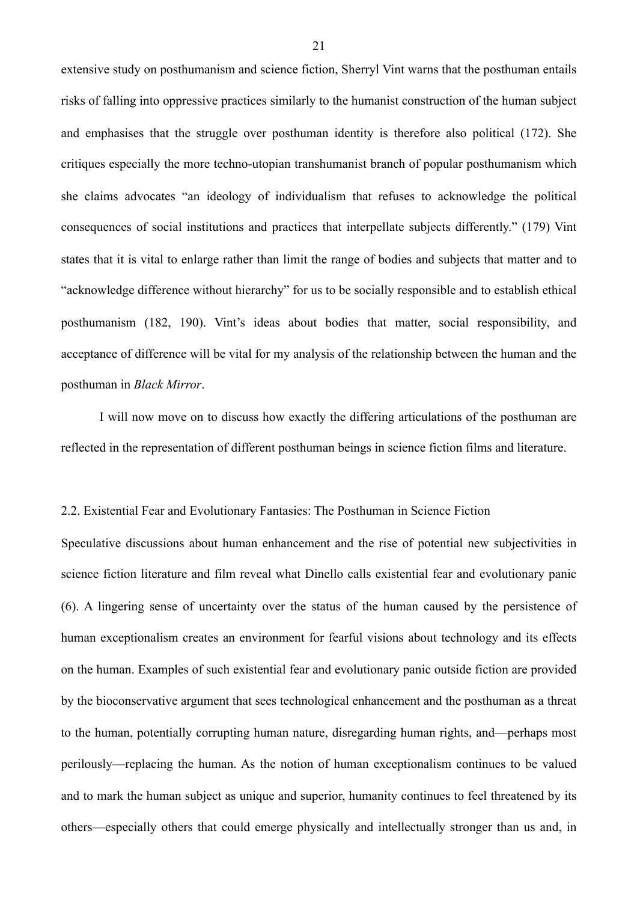extensive study on posthumanism and science fiction, Sherryl Vint warns that the posthuman entails risks of falling into oppressive practices similarly to the humanist construction of the human subject and emphasises that the struggle over posthuman identity is therefore also political (172). She critiques especially the more techno-utopian transhumanist branch of popular posthumanism which she claims advocates "an ideology of individualism that refuses to acknowledge the political consequences of social institutions and practices that interpellate subjects differently." (179) Vint states that it is vital to enlarge rather than limit the range of bodies and subjects that matter and to "acknowledge difference without hierarchy" for us to be socially responsible and to establish ethical posthumanism (182, 190). Vint's ideas about bodies that matter, social responsibility, and acceptance of difference will be vital for my analysis of the relationship between the human and the posthuman in *Black Mirror*.

I will now move on to discuss how exactly the differing articulations of the posthuman are reflected in the representation of different posthuman beings in science fiction films and literature.

## 2.2. Existential Fear and Evolutionary Fantasies: The Posthuman in Science Fiction

Speculative discussions about human enhancement and the rise of potential new subjectivities in science fiction literature and film reveal what Dinello calls existential fear and evolutionary panic (6). A lingering sense of uncertainty over the status of the human caused by the persistence of human exceptionalism creates an environment for fearful visions about technology and its effects on the human. Examples of such existential fear and evolutionary panic outside fiction are provided by the bioconservative argument that sees technological enhancement and the posthuman as a threat to the human, potentially corrupting human nature, disregarding human rights, and—perhaps most perilously—replacing the human. As the notion of human exceptionalism continues to be valued and to mark the human subject as unique and superior, humanity continues to feel threatened by its others—especially others that could emerge physically and intellectually stronger than us and, in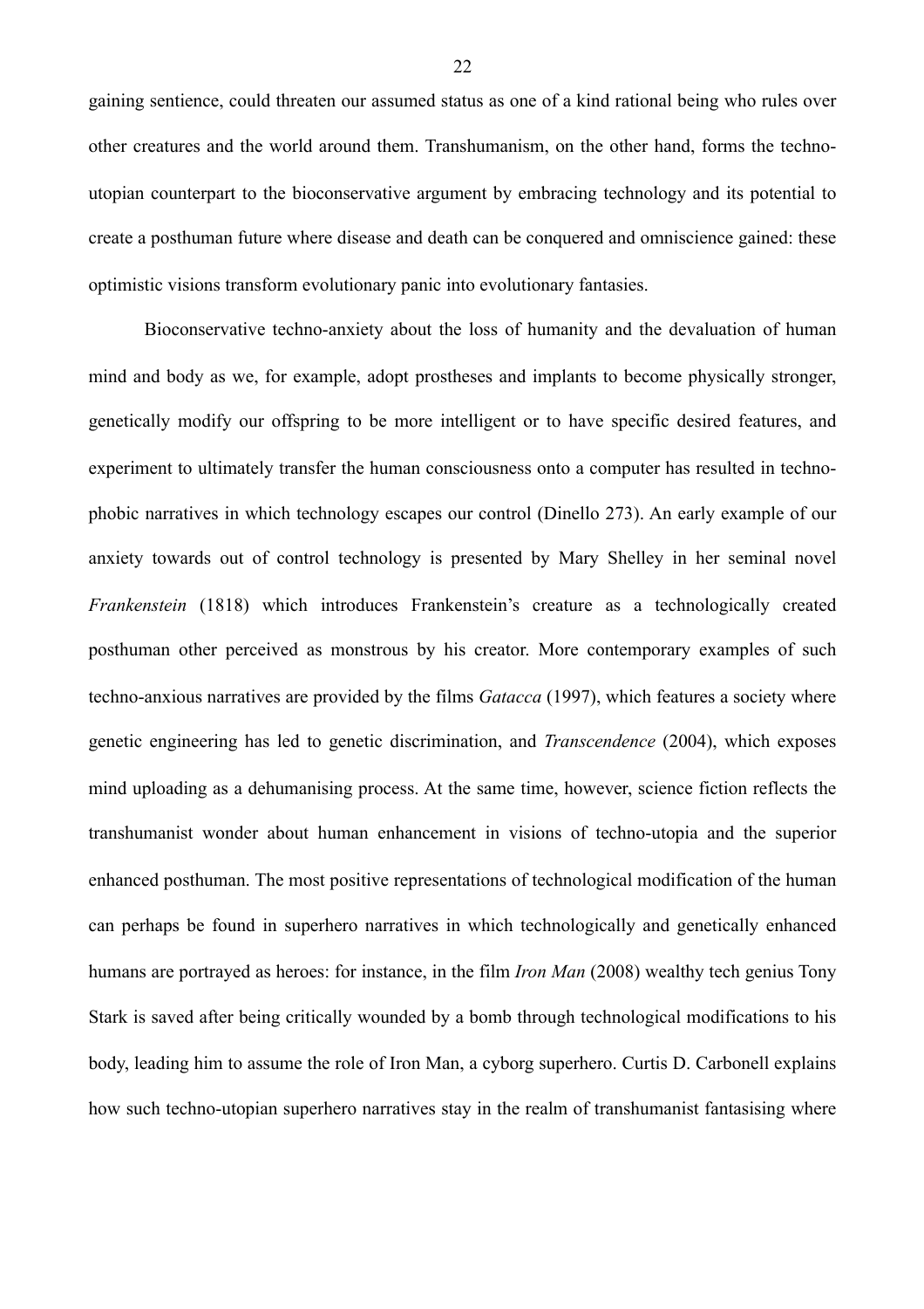gaining sentience, could threaten our assumed status as one of a kind rational being who rules over other creatures and the world around them. Transhumanism, on the other hand, forms the techno-utopian counterpart to the bioconservative argument by embracing technology and its potential to create a posthuman future where disease and death can be conquered and omniscience gained: these optimistic visions transform evolutionary panic into evolutionary fantasies.

Bioconservative techno-anxiety about the loss of humanity and the devaluation of human mind and body as we, for example, adopt prostheses and implants to become physically stronger, genetically modify our offspring to be more intelligent or to have specific desired features, and experiment to ultimately transfer the human consciousness onto a computer has resulted in techno-phobic narratives in which technology escapes our control (Dinello 273). An early example of our anxiety towards out of control technology is presented by Mary Shelley in her seminal novel *Frankenstein* (1818) which introduces Frankenstein's creature as a technologically created posthuman other perceived as monstrous by his creator. More contemporary examples of such techno-anxious narratives are provided by the films *Gatacca* (1997), which features a society where genetic engineering has led to genetic discrimination, and *Transcendence* (2004), which exposes mind uploading as a dehumanising process. At the same time, however, science fiction reflects the transhumanist wonder about human enhancement in visions of techno-utopia and the superior enhanced posthuman. The most positive representations of technological modification of the human can perhaps be found in superhero narratives in which technologically and genetically enhanced humans are portrayed as heroes: for instance, in the film *Iron Man* (2008) wealthy tech genius Tony Stark is saved after being critically wounded by a bomb through technological modifications to his body, leading him to assume the role of Iron Man, a cyborg superhero. Curtis D. Carbonell explains how such techno-utopian superhero narratives stay in the realm of transhumanist fantasising where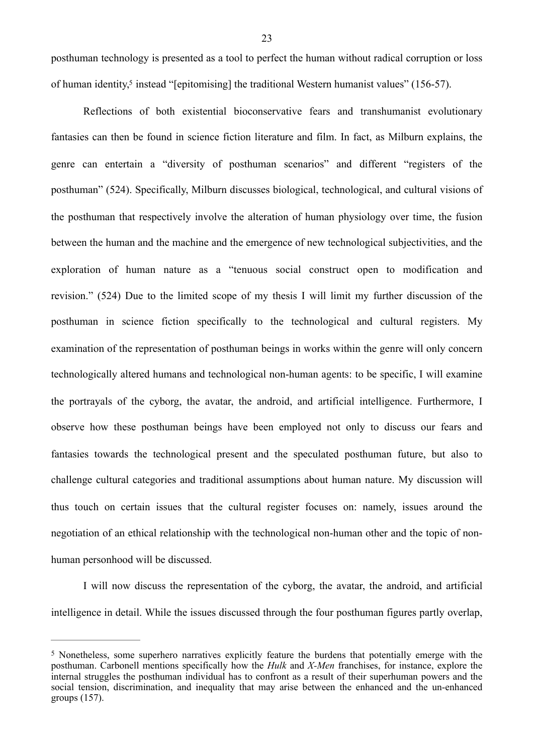posthuman technology is presented as a tool to perfect the human without radical corruption or loss of human identity,[5] instead "[epitomising] the traditional Western humanist values" (156-57).

Reflections of both existential bioconservative fears and transhumanist evolutionary fantasies can then be found in science fiction literature and film. In fact, as Milburn explains, the genre can entertain a "diversity of posthuman scenarios" and different "registers of the posthuman" (524). Specifically, Milburn discusses biological, technological, and cultural visions of the posthuman that respectively involve the alteration of human physiology over time, the fusion between the human and the machine and the emergence of new technological subjectivities, and the exploration of human nature as a "tenuous social construct open to modification and revision." (524) Due to the limited scope of my thesis I will limit my further discussion of the posthuman in science fiction specifically to the technological and cultural registers. My examination of the representation of posthuman beings in works within the genre will only concern technologically altered humans and technological non-human agents: to be specific, I will examine the portrayals of the cyborg, the avatar, the android, and artificial intelligence. Furthermore, I observe how these posthuman beings have been employed not only to discuss our fears and fantasies towards the technological present and the speculated posthuman future, but also to challenge cultural categories and traditional assumptions about human nature. My discussion will thus touch on certain issues that the cultural register focuses on: namely, issues around the negotiation of an ethical relationship with the technological non-human other and the topic of non-human personhood will be discussed.

I will now discuss the representation of the cyborg, the avatar, the android, and artificial intelligence in detail. While the issues discussed through the four posthuman figures partly overlap,

---

[5] Nonetheless, some superhero narratives explicitly feature the burdens that potentially emerge with the posthuman. Carbonell mentions specifically how the *Hulk* and *X-Men* franchises, for instance, explore the internal struggles the posthuman individual has to confront as a result of their superhuman powers and the social tension, discrimination, and inequality that may arise between the enhanced and the un-enhanced groups (157).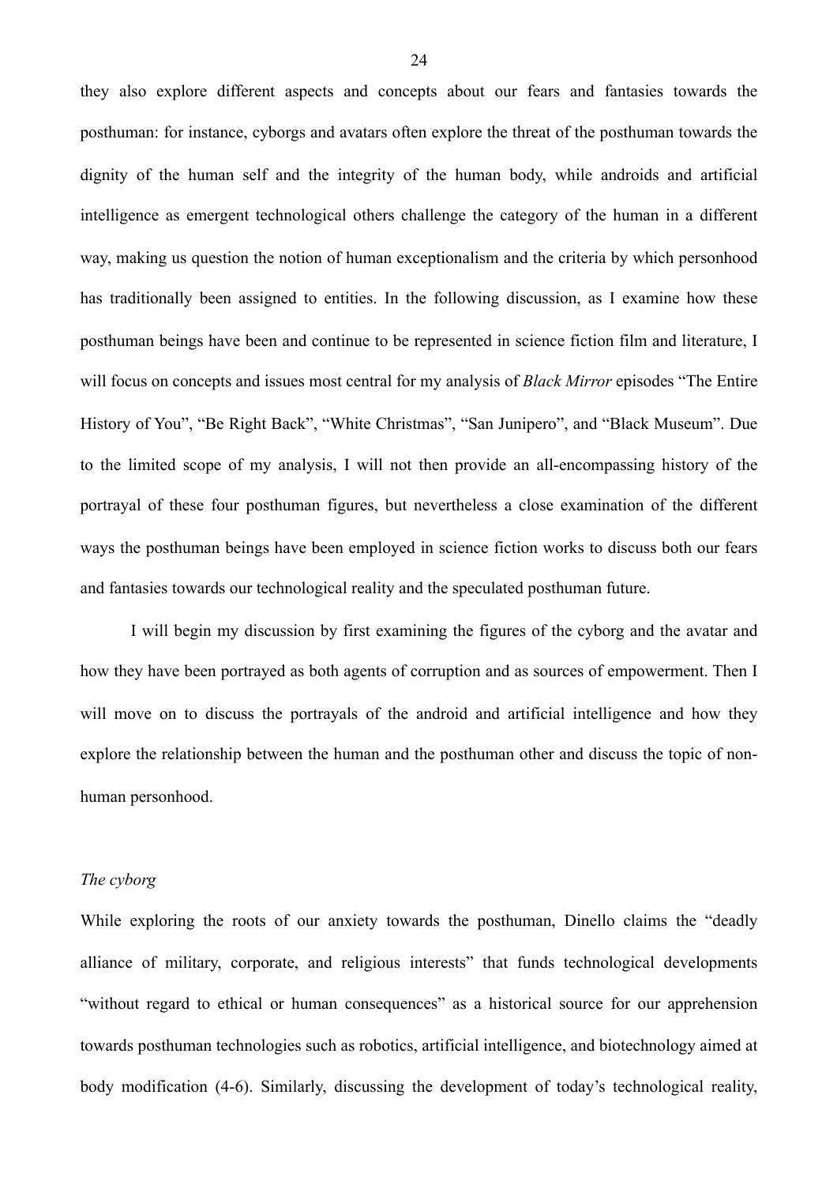they also explore different aspects and concepts about our fears and fantasies towards the posthuman: for instance, cyborgs and avatars often explore the threat of the posthuman towards the dignity of the human self and the integrity of the human body, while androids and artificial intelligence as emergent technological others challenge the category of the human in a different way, making us question the notion of human exceptionalism and the criteria by which personhood has traditionally been assigned to entities. In the following discussion, as I examine how these posthuman beings have been and continue to be represented in science fiction film and literature, I will focus on concepts and issues most central for my analysis of *Black Mirror* episodes "The Entire History of You", "Be Right Back", "White Christmas", "San Junipero", and "Black Museum". Due to the limited scope of my analysis, I will not then provide an all-encompassing history of the portrayal of these four posthuman figures, but nevertheless a close examination of the different ways the posthuman beings have been employed in science fiction works to discuss both our fears and fantasies towards our technological reality and the speculated posthuman future.

I will begin my discussion by first examining the figures of the cyborg and the avatar and how they have been portrayed as both agents of corruption and as sources of empowerment. Then I will move on to discuss the portrayals of the android and artificial intelligence and how they explore the relationship between the human and the posthuman other and discuss the topic of non-human personhood.

### *The cyborg*

While exploring the roots of our anxiety towards the posthuman, Dinello claims the "deadly alliance of military, corporate, and religious interests" that funds technological developments "without regard to ethical or human consequences" as a historical source for our apprehension towards posthuman technologies such as robotics, artificial intelligence, and biotechnology aimed at body modification (4-6). Similarly, discussing the development of today's technological reality,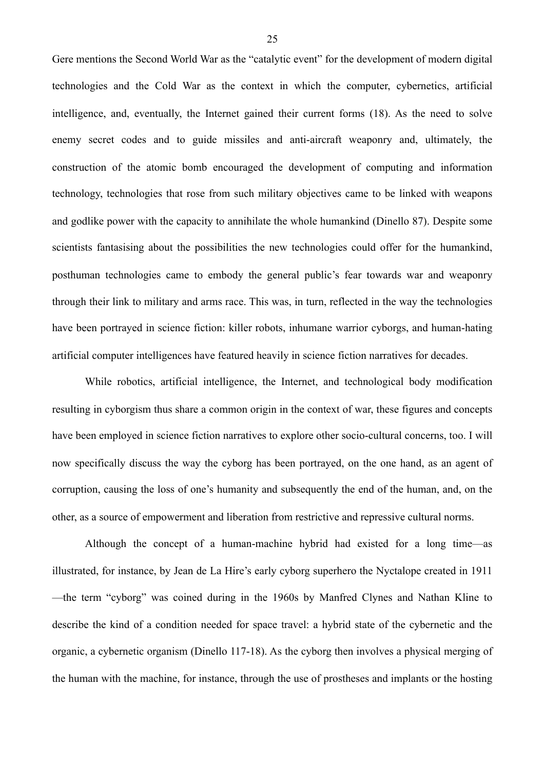Gere mentions the Second World War as the "catalytic event" for the development of modern digital technologies and the Cold War as the context in which the computer, cybernetics, artificial intelligence, and, eventually, the Internet gained their current forms (18). As the need to solve enemy secret codes and to guide missiles and anti-aircraft weaponry and, ultimately, the construction of the atomic bomb encouraged the development of computing and information technology, technologies that rose from such military objectives came to be linked with weapons and godlike power with the capacity to annihilate the whole humankind (Dinello 87). Despite some scientists fantasising about the possibilities the new technologies could offer for the humankind, posthuman technologies came to embody the general public's fear towards war and weaponry through their link to military and arms race. This was, in turn, reflected in the way the technologies have been portrayed in science fiction: killer robots, inhumane warrior cyborgs, and human-hating artificial computer intelligences have featured heavily in science fiction narratives for decades.

While robotics, artificial intelligence, the Internet, and technological body modification resulting in cyborgism thus share a common origin in the context of war, these figures and concepts have been employed in science fiction narratives to explore other socio-cultural concerns, too. I will now specifically discuss the way the cyborg has been portrayed, on the one hand, as an agent of corruption, causing the loss of one's humanity and subsequently the end of the human, and, on the other, as a source of empowerment and liberation from restrictive and repressive cultural norms.

Although the concept of a human-machine hybrid had existed for a long time—as illustrated, for instance, by Jean de La Hire's early cyborg superhero the Nyctalope created in 1911—the term "cyborg" was coined during in the 1960s by Manfred Clynes and Nathan Kline to describe the kind of a condition needed for space travel: a hybrid state of the cybernetic and the organic, a cybernetic organism (Dinello 117-18). As the cyborg then involves a physical merging of the human with the machine, for instance, through the use of prostheses and implants or the hosting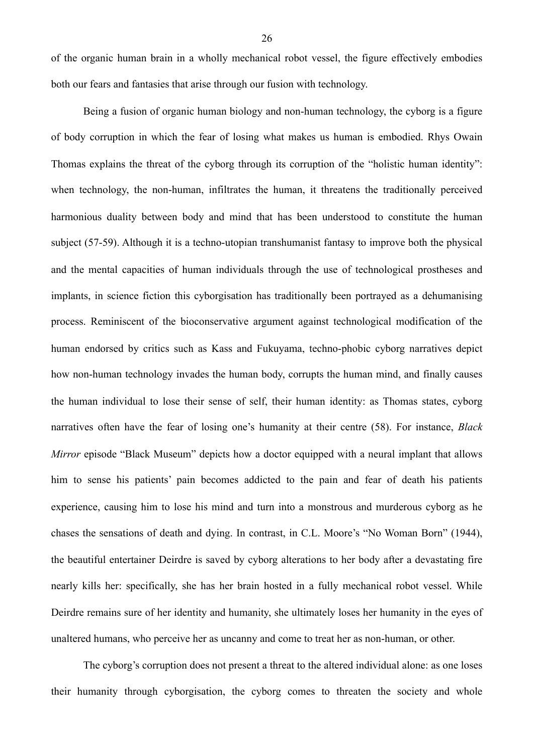of the organic human brain in a wholly mechanical robot vessel, the figure effectively embodies both our fears and fantasies that arise through our fusion with technology.

Being a fusion of organic human biology and non-human technology, the cyborg is a figure of body corruption in which the fear of losing what makes us human is embodied. Rhys Owain Thomas explains the threat of the cyborg through its corruption of the "holistic human identity": when technology, the non-human, infiltrates the human, it threatens the traditionally perceived harmonious duality between body and mind that has been understood to constitute the human subject (57-59). Although it is a techno-utopian transhumanist fantasy to improve both the physical and the mental capacities of human individuals through the use of technological prostheses and implants, in science fiction this cyborgisation has traditionally been portrayed as a dehumanising process. Reminiscent of the bioconservative argument against technological modification of the human endorsed by critics such as Kass and Fukuyama, techno-phobic cyborg narratives depict how non-human technology invades the human body, corrupts the human mind, and finally causes the human individual to lose their sense of self, their human identity: as Thomas states, cyborg narratives often have the fear of losing one's humanity at their centre (58). For instance, *Black Mirror* episode "Black Museum" depicts how a doctor equipped with a neural implant that allows him to sense his patients' pain becomes addicted to the pain and fear of death his patients experience, causing him to lose his mind and turn into a monstrous and murderous cyborg as he chases the sensations of death and dying. In contrast, in C.L. Moore's "No Woman Born" (1944), the beautiful entertainer Deirdre is saved by cyborg alterations to her body after a devastating fire nearly kills her: specifically, she has her brain hosted in a fully mechanical robot vessel. While Deirdre remains sure of her identity and humanity, she ultimately loses her humanity in the eyes of unaltered humans, who perceive her as uncanny and come to treat her as non-human, or other.

The cyborg's corruption does not present a threat to the altered individual alone: as one loses their humanity through cyborgisation, the cyborg comes to threaten the society and whole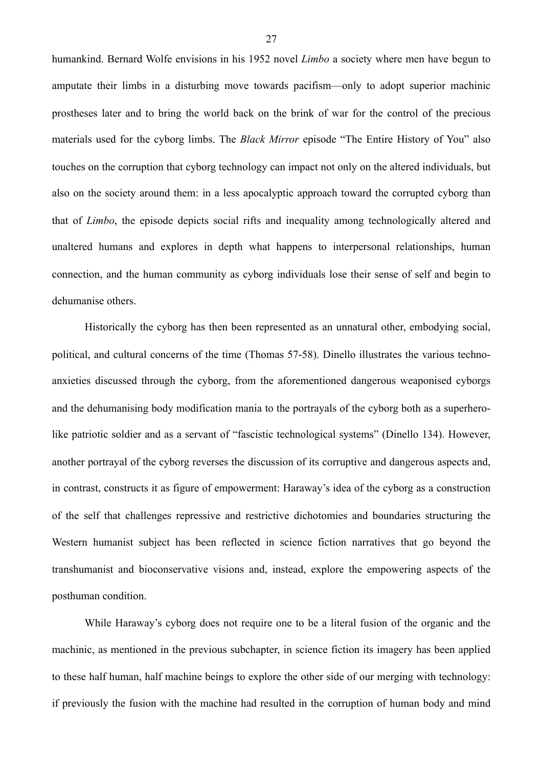humankind. Bernard Wolfe envisions in his 1952 novel *Limbo* a society where men have begun to amputate their limbs in a disturbing move towards pacifism—only to adopt superior machinic prostheses later and to bring the world back on the brink of war for the control of the precious materials used for the cyborg limbs. The *Black Mirror* episode "The Entire History of You" also touches on the corruption that cyborg technology can impact not only on the altered individuals, but also on the society around them: in a less apocalyptic approach toward the corrupted cyborg than that of *Limbo*, the episode depicts social rifts and inequality among technologically altered and unaltered humans and explores in depth what happens to interpersonal relationships, human connection, and the human community as cyborg individuals lose their sense of self and begin to dehumanise others.

Historically the cyborg has then been represented as an unnatural other, embodying social, political, and cultural concerns of the time (Thomas 57-58). Dinello illustrates the various techno-anxieties discussed through the cyborg, from the aforementioned dangerous weaponised cyborgs and the dehumanising body modification mania to the portrayals of the cyborg both as a superhero-like patriotic soldier and as a servant of "fascistic technological systems" (Dinello 134). However, another portrayal of the cyborg reverses the discussion of its corruptive and dangerous aspects and, in contrast, constructs it as figure of empowerment: Haraway's idea of the cyborg as a construction of the self that challenges repressive and restrictive dichotomies and boundaries structuring the Western humanist subject has been reflected in science fiction narratives that go beyond the transhumanist and bioconservative visions and, instead, explore the empowering aspects of the posthuman condition.

While Haraway's cyborg does not require one to be a literal fusion of the organic and the machinic, as mentioned in the previous subchapter, in science fiction its imagery has been applied to these half human, half machine beings to explore the other side of our merging with technology: if previously the fusion with the machine had resulted in the corruption of human body and mind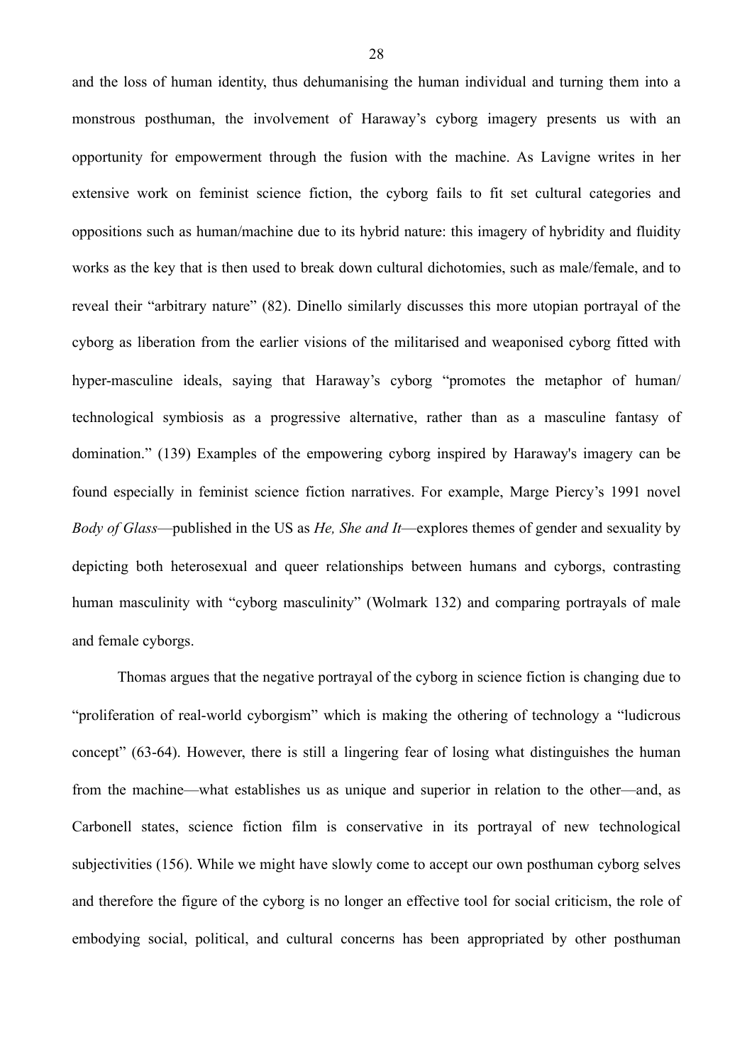and the loss of human identity, thus dehumanising the human individual and turning them into a monstrous posthuman, the involvement of Haraway's cyborg imagery presents us with an opportunity for empowerment through the fusion with the machine. As Lavigne writes in her extensive work on feminist science fiction, the cyborg fails to fit set cultural categories and oppositions such as human/machine due to its hybrid nature: this imagery of hybridity and fluidity works as the key that is then used to break down cultural dichotomies, such as male/female, and to reveal their "arbitrary nature" (82). Dinello similarly discusses this more utopian portrayal of the cyborg as liberation from the earlier visions of the militarised and weaponised cyborg fitted with hyper-masculine ideals, saying that Haraway's cyborg "promotes the metaphor of human/ technological symbiosis as a progressive alternative, rather than as a masculine fantasy of domination." (139) Examples of the empowering cyborg inspired by Haraway's imagery can be found especially in feminist science fiction narratives. For example, Marge Piercy's 1991 novel *Body of Glass*—published in the US as *He, She and It*—explores themes of gender and sexuality by depicting both heterosexual and queer relationships between humans and cyborgs, contrasting human masculinity with "cyborg masculinity" (Wolmark 132) and comparing portrayals of male and female cyborgs.

Thomas argues that the negative portrayal of the cyborg in science fiction is changing due to "proliferation of real-world cyborgism" which is making the othering of technology a "ludicrous concept" (63-64). However, there is still a lingering fear of losing what distinguishes the human from the machine—what establishes us as unique and superior in relation to the other—and, as Carbonell states, science fiction film is conservative in its portrayal of new technological subjectivities (156). While we might have slowly come to accept our own posthuman cyborg selves and therefore the figure of the cyborg is no longer an effective tool for social criticism, the role of embodying social, political, and cultural concerns has been appropriated by other posthuman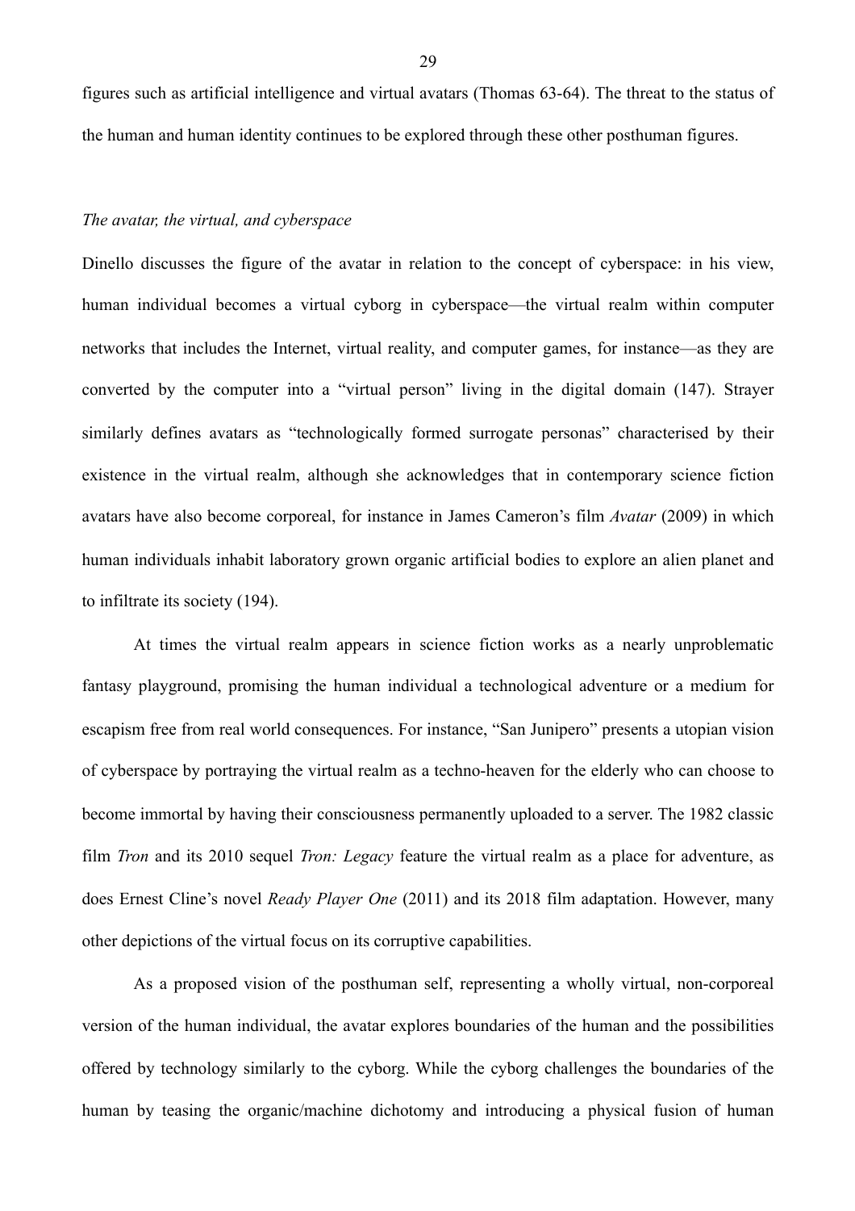figures such as artificial intelligence and virtual avatars (Thomas 63-64). The threat to the status of the human and human identity continues to be explored through these other posthuman figures.

### *The avatar, the virtual, and cyberspace*

Dinello discusses the figure of the avatar in relation to the concept of cyberspace: in his view, human individual becomes a virtual cyborg in cyberspace—the virtual realm within computer networks that includes the Internet, virtual reality, and computer games, for instance—as they are converted by the computer into a "virtual person" living in the digital domain (147). Strayer similarly defines avatars as "technologically formed surrogate personas" characterised by their existence in the virtual realm, although she acknowledges that in contemporary science fiction avatars have also become corporeal, for instance in James Cameron's film *Avatar* (2009) in which human individuals inhabit laboratory grown organic artificial bodies to explore an alien planet and to infiltrate its society (194).

At times the virtual realm appears in science fiction works as a nearly unproblematic fantasy playground, promising the human individual a technological adventure or a medium for escapism free from real world consequences. For instance, "San Junipero" presents a utopian vision of cyberspace by portraying the virtual realm as a techno-heaven for the elderly who can choose to become immortal by having their consciousness permanently uploaded to a server. The 1982 classic film *Tron* and its 2010 sequel *Tron: Legacy* feature the virtual realm as a place for adventure, as does Ernest Cline's novel *Ready Player One* (2011) and its 2018 film adaptation. However, many other depictions of the virtual focus on its corruptive capabilities.

As a proposed vision of the posthuman self, representing a wholly virtual, non-corporeal version of the human individual, the avatar explores boundaries of the human and the possibilities offered by technology similarly to the cyborg. While the cyborg challenges the boundaries of the human by teasing the organic/machine dichotomy and introducing a physical fusion of human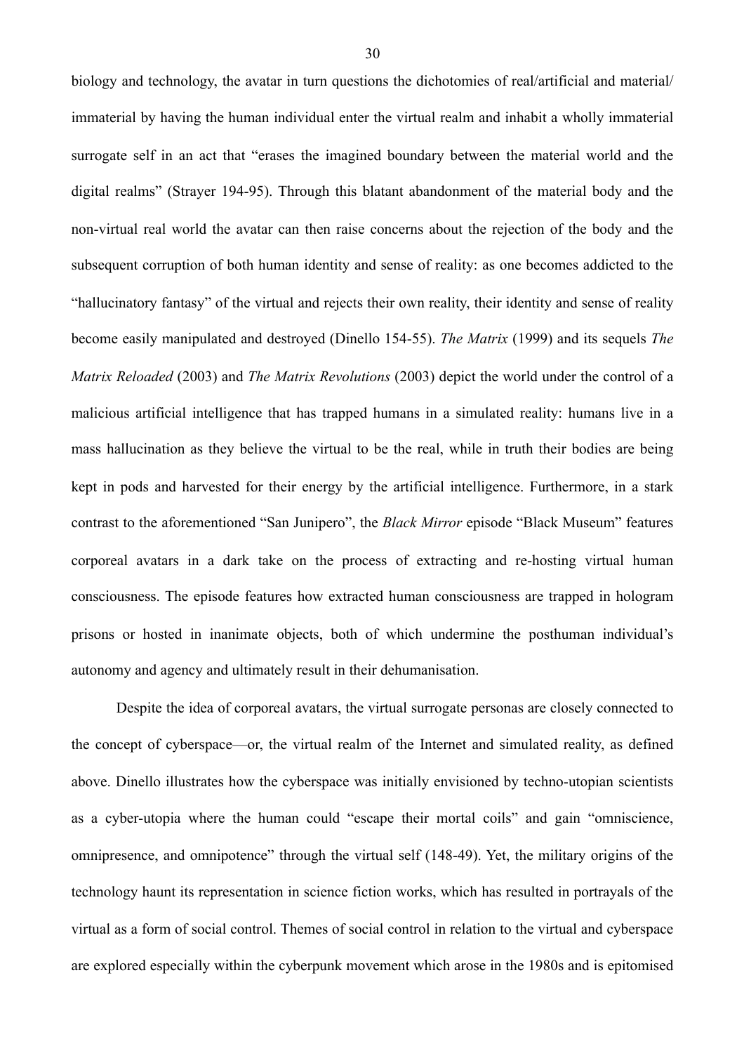biology and technology, the avatar in turn questions the dichotomies of real/artificial and material/immaterial by having the human individual enter the virtual realm and inhabit a wholly immaterial surrogate self in an act that "erases the imagined boundary between the material world and the digital realms" (Strayer 194-95). Through this blatant abandonment of the material body and the non-virtual real world the avatar can then raise concerns about the rejection of the body and the subsequent corruption of both human identity and sense of reality: as one becomes addicted to the "hallucinatory fantasy" of the virtual and rejects their own reality, their identity and sense of reality become easily manipulated and destroyed (Dinello 154-55). *The Matrix* (1999) and its sequels *The Matrix Reloaded* (2003) and *The Matrix Revolutions* (2003) depict the world under the control of a malicious artificial intelligence that has trapped humans in a simulated reality: humans live in a mass hallucination as they believe the virtual to be the real, while in truth their bodies are being kept in pods and harvested for their energy by the artificial intelligence. Furthermore, in a stark contrast to the aforementioned "San Junipero", the *Black Mirror* episode "Black Museum" features corporeal avatars in a dark take on the process of extracting and re-hosting virtual human consciousness. The episode features how extracted human consciousness are trapped in hologram prisons or hosted in inanimate objects, both of which undermine the posthuman individual's autonomy and agency and ultimately result in their dehumanisation.

Despite the idea of corporeal avatars, the virtual surrogate personas are closely connected to the concept of cyberspace—or, the virtual realm of the Internet and simulated reality, as defined above. Dinello illustrates how the cyberspace was initially envisioned by techno-utopian scientists as a cyber-utopia where the human could "escape their mortal coils" and gain "omniscience, omnipresence, and omnipotence" through the virtual self (148-49). Yet, the military origins of the technology haunt its representation in science fiction works, which has resulted in portrayals of the virtual as a form of social control. Themes of social control in relation to the virtual and cyberspace are explored especially within the cyberpunk movement which arose in the 1980s and is epitomised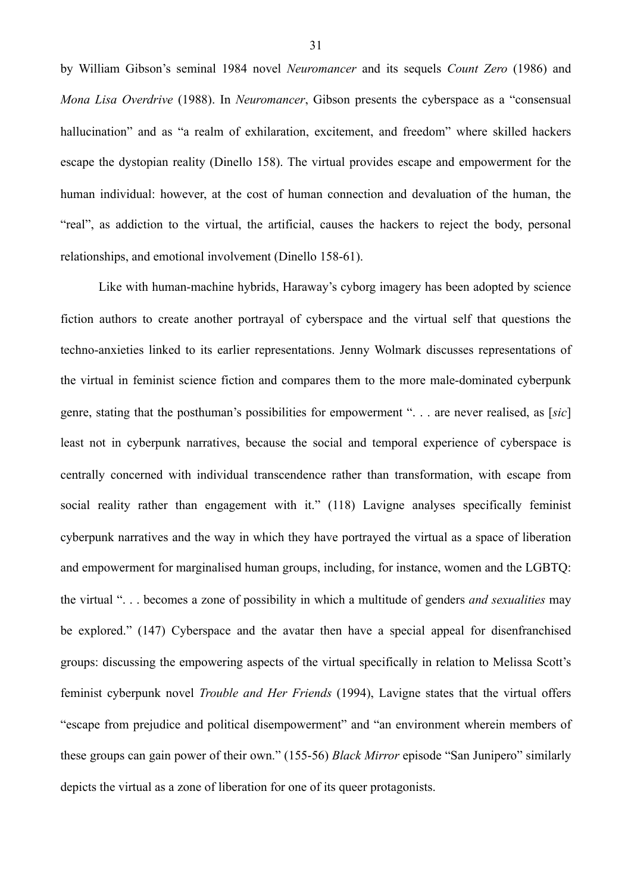by William Gibson's seminal 1984 novel *Neuromancer* and its sequels *Count Zero* (1986) and *Mona Lisa Overdrive* (1988). In *Neuromancer*, Gibson presents the cyberspace as a "consensual hallucination" and as "a realm of exhilaration, excitement, and freedom" where skilled hackers escape the dystopian reality (Dinello 158). The virtual provides escape and empowerment for the human individual: however, at the cost of human connection and devaluation of the human, the "real", as addiction to the virtual, the artificial, causes the hackers to reject the body, personal relationships, and emotional involvement (Dinello 158-61).

Like with human-machine hybrids, Haraway's cyborg imagery has been adopted by science fiction authors to create another portrayal of cyberspace and the virtual self that questions the techno-anxieties linked to its earlier representations. Jenny Wolmark discusses representations of the virtual in feminist science fiction and compares them to the more male-dominated cyberpunk genre, stating that the posthuman's possibilities for empowerment ". . . are never realised, as [*sic*] least not in cyberpunk narratives, because the social and temporal experience of cyberspace is centrally concerned with individual transcendence rather than transformation, with escape from social reality rather than engagement with it." (118) Lavigne analyses specifically feminist cyberpunk narratives and the way in which they have portrayed the virtual as a space of liberation and empowerment for marginalised human groups, including, for instance, women and the LGBTQ: the virtual ". . . becomes a zone of possibility in which a multitude of genders *and sexualities* may be explored." (147) Cyberspace and the avatar then have a special appeal for disenfranchised groups: discussing the empowering aspects of the virtual specifically in relation to Melissa Scott's feminist cyberpunk novel *Trouble and Her Friends* (1994), Lavigne states that the virtual offers "escape from prejudice and political disempowerment" and "an environment wherein members of these groups can gain power of their own." (155-56) *Black Mirror* episode "San Junipero" similarly depicts the virtual as a zone of liberation for one of its queer protagonists.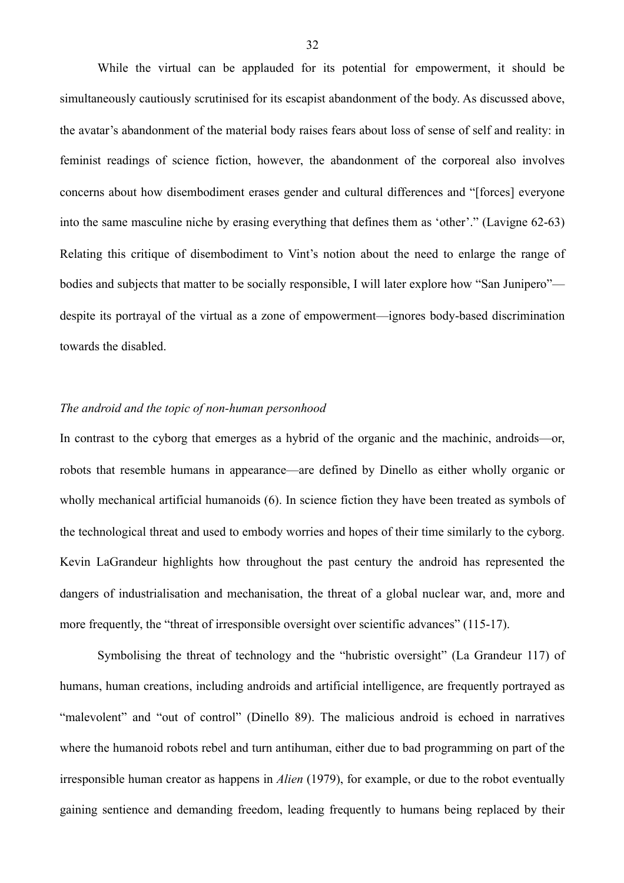While the virtual can be applauded for its potential for empowerment, it should be simultaneously cautiously scrutinised for its escapist abandonment of the body. As discussed above, the avatar's abandonment of the material body raises fears about loss of sense of self and reality: in feminist readings of science fiction, however, the abandonment of the corporeal also involves concerns about how disembodiment erases gender and cultural differences and "[forces] everyone into the same masculine niche by erasing everything that defines them as 'other'." (Lavigne 62-63) Relating this critique of disembodiment to Vint's notion about the need to enlarge the range of bodies and subjects that matter to be socially responsible, I will later explore how "San Junipero"—despite its portrayal of the virtual as a zone of empowerment—ignores body-based discrimination towards the disabled.

*The android and the topic of non-human personhood*

In contrast to the cyborg that emerges as a hybrid of the organic and the machinic, androids—or, robots that resemble humans in appearance—are defined by Dinello as either wholly organic or wholly mechanical artificial humanoids (6). In science fiction they have been treated as symbols of the technological threat and used to embody worries and hopes of their time similarly to the cyborg. Kevin LaGrandeur highlights how throughout the past century the android has represented the dangers of industrialisation and mechanisation, the threat of a global nuclear war, and, more and more frequently, the "threat of irresponsible oversight over scientific advances" (115-17).

Symbolising the threat of technology and the "hubristic oversight" (La Grandeur 117) of humans, human creations, including androids and artificial intelligence, are frequently portrayed as "malevolent" and "out of control" (Dinello 89). The malicious android is echoed in narratives where the humanoid robots rebel and turn antihuman, either due to bad programming on part of the irresponsible human creator as happens in *Alien* (1979), for example, or due to the robot eventually gaining sentience and demanding freedom, leading frequently to humans being replaced by their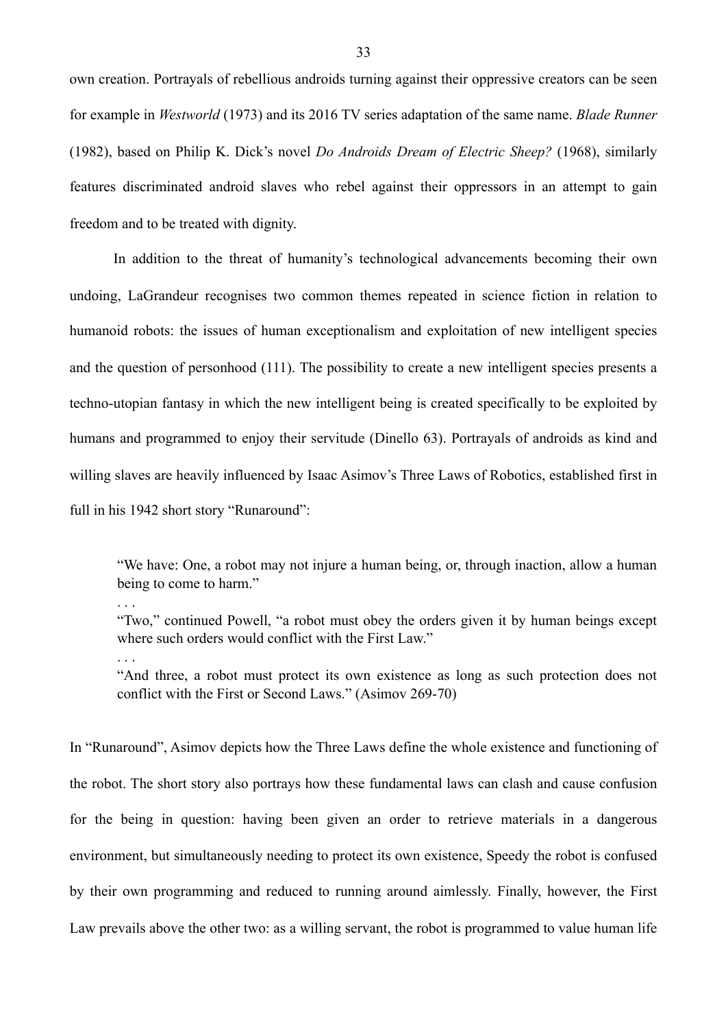own creation. Portrayals of rebellious androids turning against their oppressive creators can be seen for example in *Westworld* (1973) and its 2016 TV series adaptation of the same name. *Blade Runner* (1982), based on Philip K. Dick's novel *Do Androids Dream of Electric Sheep?* (1968), similarly features discriminated android slaves who rebel against their oppressors in an attempt to gain freedom and to be treated with dignity.

In addition to the threat of humanity's technological advancements becoming their own undoing, LaGrandeur recognises two common themes repeated in science fiction in relation to humanoid robots: the issues of human exceptionalism and exploitation of new intelligent species and the question of personhood (111). The possibility to create a new intelligent species presents a techno-utopian fantasy in which the new intelligent being is created specifically to be exploited by humans and programmed to enjoy their servitude (Dinello 63). Portrayals of androids as kind and willing slaves are heavily influenced by Isaac Asimov's Three Laws of Robotics, established first in full in his 1942 short story "Runaround":

> "We have: One, a robot may not injure a human being, or, through inaction, allow a human being to come to harm."
>
> . . .
>
> "Two," continued Powell, "a robot must obey the orders given it by human beings except where such orders would conflict with the First Law."
>
> . . .
>
> "And three, a robot must protect its own existence as long as such protection does not conflict with the First or Second Laws." (Asimov 269-70)

In "Runaround", Asimov depicts how the Three Laws define the whole existence and functioning of the robot. The short story also portrays how these fundamental laws can clash and cause confusion for the being in question: having been given an order to retrieve materials in a dangerous environment, but simultaneously needing to protect its own existence, Speedy the robot is confused by their own programming and reduced to running around aimlessly. Finally, however, the First Law prevails above the other two: as a willing servant, the robot is programmed to value human life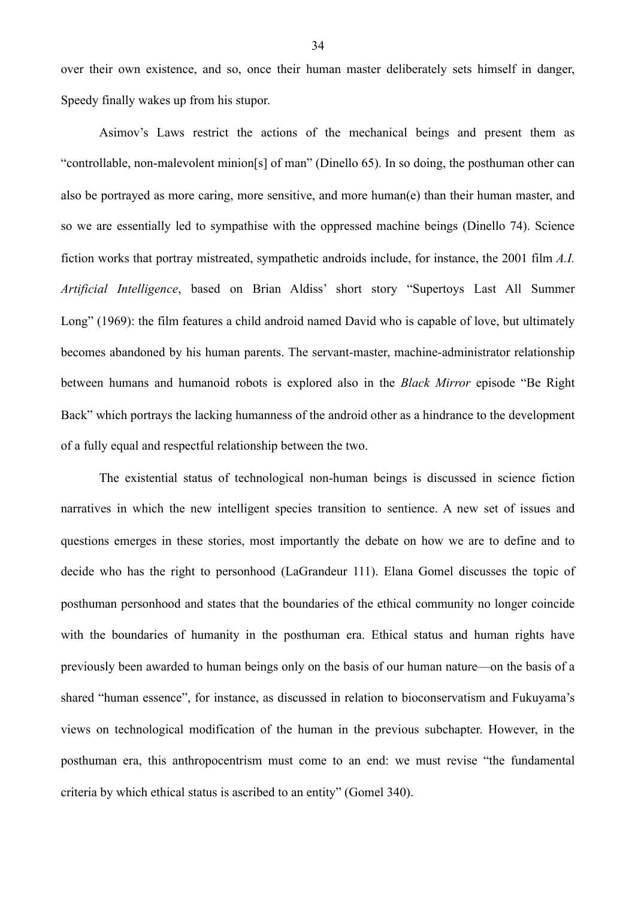over their own existence, and so, once their human master deliberately sets himself in danger, Speedy finally wakes up from his stupor.

Asimov's Laws restrict the actions of the mechanical beings and present them as "controllable, non-malevolent minion[s] of man" (Dinello 65). In so doing, the posthuman other can also be portrayed as more caring, more sensitive, and more human(e) than their human master, and so we are essentially led to sympathise with the oppressed machine beings (Dinello 74). Science fiction works that portray mistreated, sympathetic androids include, for instance, the 2001 film *A.I. Artificial Intelligence*, based on Brian Aldiss' short story "Supertoys Last All Summer Long" (1969): the film features a child android named David who is capable of love, but ultimately becomes abandoned by his human parents. The servant-master, machine-administrator relationship between humans and humanoid robots is explored also in the *Black Mirror* episode "Be Right Back" which portrays the lacking humanness of the android other as a hindrance to the development of a fully equal and respectful relationship between the two.

The existential status of technological non-human beings is discussed in science fiction narratives in which the new intelligent species transition to sentience. A new set of issues and questions emerges in these stories, most importantly the debate on how we are to define and to decide who has the right to personhood (LaGrandeur 111). Elana Gomel discusses the topic of posthuman personhood and states that the boundaries of the ethical community no longer coincide with the boundaries of humanity in the posthuman era. Ethical status and human rights have previously been awarded to human beings only on the basis of our human nature—on the basis of a shared "human essence", for instance, as discussed in relation to bioconservatism and Fukuyama's views on technological modification of the human in the previous subchapter. However, in the posthuman era, this anthropocentrism must come to an end: we must revise "the fundamental criteria by which ethical status is ascribed to an entity" (Gomel 340).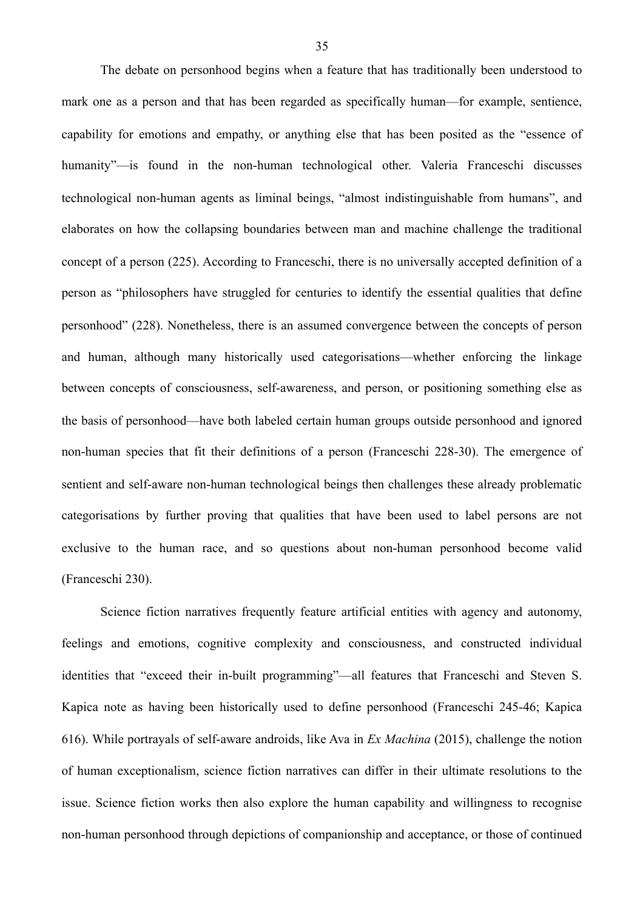The debate on personhood begins when a feature that has traditionally been understood to mark one as a person and that has been regarded as specifically human—for example, sentience, capability for emotions and empathy, or anything else that has been posited as the "essence of humanity"—is found in the non-human technological other. Valeria Franceschi discusses technological non-human agents as liminal beings, "almost indistinguishable from humans", and elaborates on how the collapsing boundaries between man and machine challenge the traditional concept of a person (225). According to Franceschi, there is no universally accepted definition of a person as "philosophers have struggled for centuries to identify the essential qualities that define personhood" (228). Nonetheless, there is an assumed convergence between the concepts of person and human, although many historically used categorisations—whether enforcing the linkage between concepts of consciousness, self-awareness, and person, or positioning something else as the basis of personhood—have both labeled certain human groups outside personhood and ignored non-human species that fit their definitions of a person (Franceschi 228-30). The emergence of sentient and self-aware non-human technological beings then challenges these already problematic categorisations by further proving that qualities that have been used to label persons are not exclusive to the human race, and so questions about non-human personhood become valid (Franceschi 230).

Science fiction narratives frequently feature artificial entities with agency and autonomy, feelings and emotions, cognitive complexity and consciousness, and constructed individual identities that "exceed their in-built programming"—all features that Franceschi and Steven S. Kapica note as having been historically used to define personhood (Franceschi 245-46; Kapica 616). While portrayals of self-aware androids, like Ava in *Ex Machina* (2015), challenge the notion of human exceptionalism, science fiction narratives can differ in their ultimate resolutions to the issue. Science fiction works then also explore the human capability and willingness to recognise non-human personhood through depictions of companionship and acceptance, or those of continued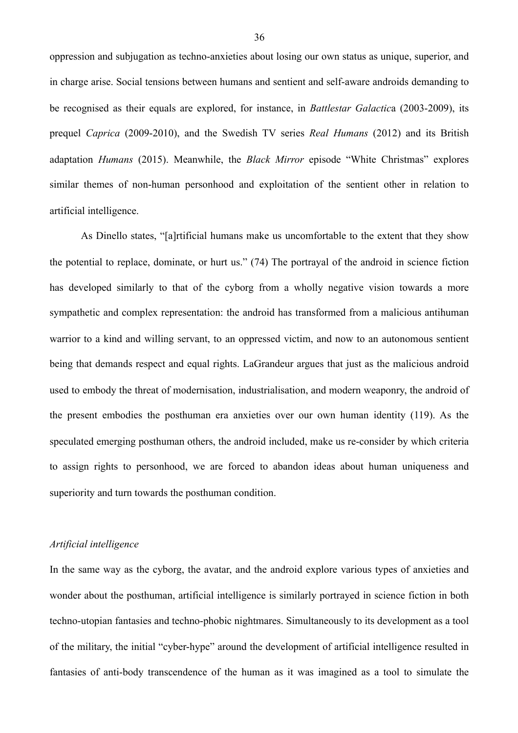oppression and subjugation as techno-anxieties about losing our own status as unique, superior, and in charge arise. Social tensions between humans and sentient and self-aware androids demanding to be recognised as their equals are explored, for instance, in *Battlestar Galactic*a (2003-2009), its prequel *Caprica* (2009-2010), and the Swedish TV series *Real Humans* (2012) and its British adaptation *Humans* (2015). Meanwhile, the *Black Mirror* episode "White Christmas" explores similar themes of non-human personhood and exploitation of the sentient other in relation to artificial intelligence.

As Dinello states, "[a]rtificial humans make us uncomfortable to the extent that they show the potential to replace, dominate, or hurt us." (74) The portrayal of the android in science fiction has developed similarly to that of the cyborg from a wholly negative vision towards a more sympathetic and complex representation: the android has transformed from a malicious antihuman warrior to a kind and willing servant, to an oppressed victim, and now to an autonomous sentient being that demands respect and equal rights. LaGrandeur argues that just as the malicious android used to embody the threat of modernisation, industrialisation, and modern weaponry, the android of the present embodies the posthuman era anxieties over our own human identity (119). As the speculated emerging posthuman others, the android included, make us re-consider by which criteria to assign rights to personhood, we are forced to abandon ideas about human uniqueness and superiority and turn towards the posthuman condition.

### *Artificial intelligence*

In the same way as the cyborg, the avatar, and the android explore various types of anxieties and wonder about the posthuman, artificial intelligence is similarly portrayed in science fiction in both techno-utopian fantasies and techno-phobic nightmares. Simultaneously to its development as a tool of the military, the initial "cyber-hype" around the development of artificial intelligence resulted in fantasies of anti-body transcendence of the human as it was imagined as a tool to simulate the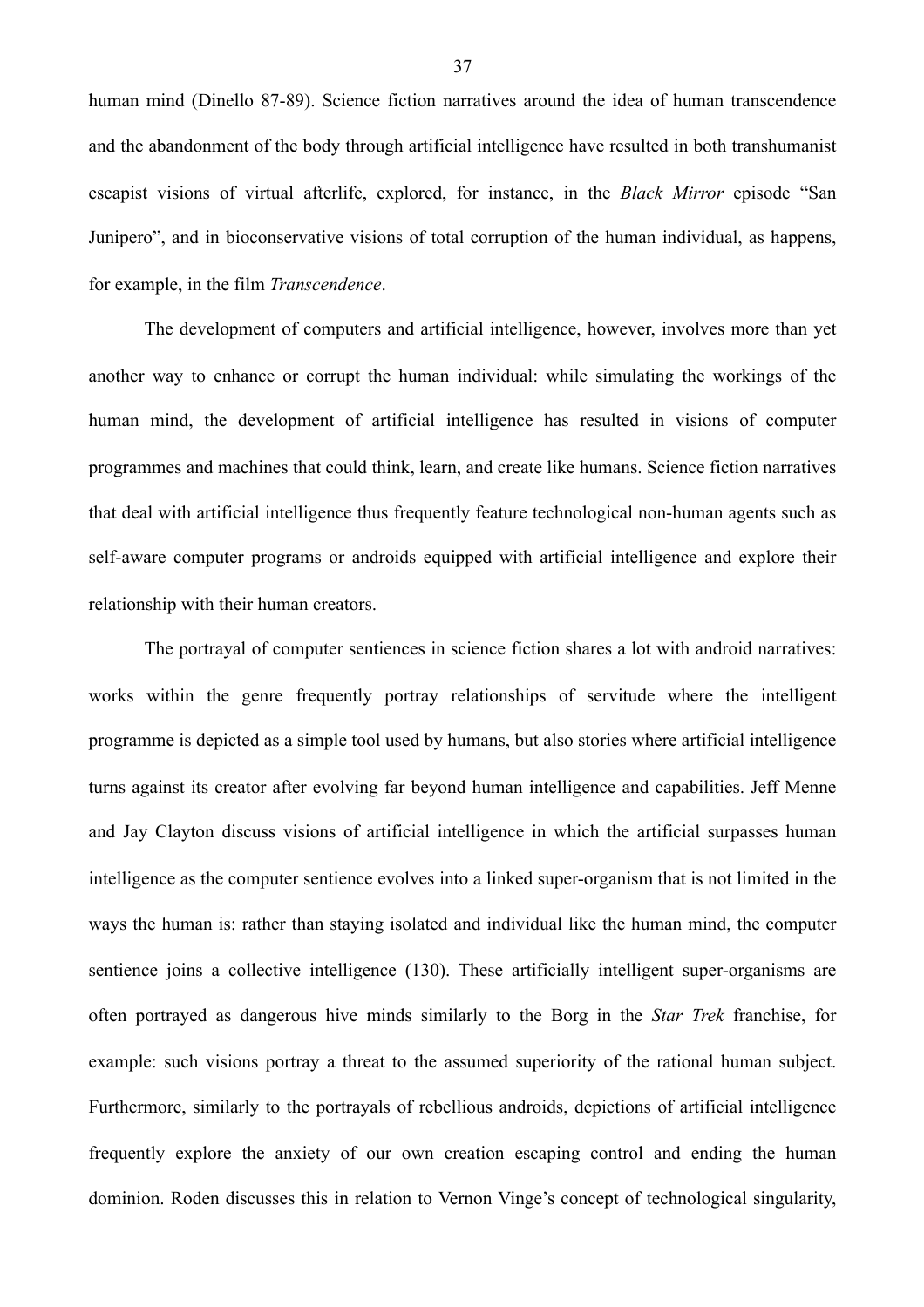human mind (Dinello 87-89). Science fiction narratives around the idea of human transcendence and the abandonment of the body through artificial intelligence have resulted in both transhumanist escapist visions of virtual afterlife, explored, for instance, in the *Black Mirror* episode "San Junipero", and in bioconservative visions of total corruption of the human individual, as happens, for example, in the film *Transcendence*.

The development of computers and artificial intelligence, however, involves more than yet another way to enhance or corrupt the human individual: while simulating the workings of the human mind, the development of artificial intelligence has resulted in visions of computer programmes and machines that could think, learn, and create like humans. Science fiction narratives that deal with artificial intelligence thus frequently feature technological non-human agents such as self-aware computer programs or androids equipped with artificial intelligence and explore their relationship with their human creators.

The portrayal of computer sentiences in science fiction shares a lot with android narratives: works within the genre frequently portray relationships of servitude where the intelligent programme is depicted as a simple tool used by humans, but also stories where artificial intelligence turns against its creator after evolving far beyond human intelligence and capabilities. Jeff Menne and Jay Clayton discuss visions of artificial intelligence in which the artificial surpasses human intelligence as the computer sentience evolves into a linked super-organism that is not limited in the ways the human is: rather than staying isolated and individual like the human mind, the computer sentience joins a collective intelligence (130). These artificially intelligent super-organisms are often portrayed as dangerous hive minds similarly to the Borg in the *Star Trek* franchise, for example: such visions portray a threat to the assumed superiority of the rational human subject. Furthermore, similarly to the portrayals of rebellious androids, depictions of artificial intelligence frequently explore the anxiety of our own creation escaping control and ending the human dominion. Roden discusses this in relation to Vernon Vinge's concept of technological singularity,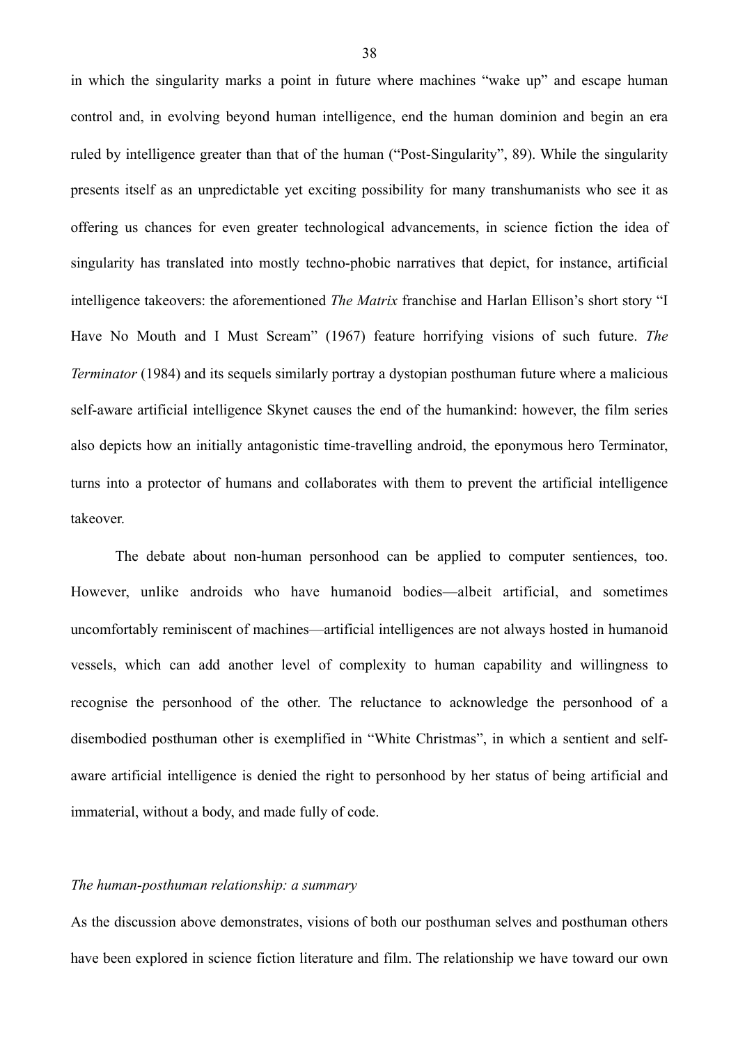in which the singularity marks a point in future where machines "wake up" and escape human control and, in evolving beyond human intelligence, end the human dominion and begin an era ruled by intelligence greater than that of the human ("Post-Singularity", 89). While the singularity presents itself as an unpredictable yet exciting possibility for many transhumanists who see it as offering us chances for even greater technological advancements, in science fiction the idea of singularity has translated into mostly techno-phobic narratives that depict, for instance, artificial intelligence takeovers: the aforementioned *The Matrix* franchise and Harlan Ellison's short story "I Have No Mouth and I Must Scream" (1967) feature horrifying visions of such future. *The Terminator* (1984) and its sequels similarly portray a dystopian posthuman future where a malicious self-aware artificial intelligence Skynet causes the end of the humankind: however, the film series also depicts how an initially antagonistic time-travelling android, the eponymous hero Terminator, turns into a protector of humans and collaborates with them to prevent the artificial intelligence takeover.

The debate about non-human personhood can be applied to computer sentiences, too. However, unlike androids who have humanoid bodies—albeit artificial, and sometimes uncomfortably reminiscent of machines—artificial intelligences are not always hosted in humanoid vessels, which can add another level of complexity to human capability and willingness to recognise the personhood of the other. The reluctance to acknowledge the personhood of a disembodied posthuman other is exemplified in "White Christmas", in which a sentient and self-aware artificial intelligence is denied the right to personhood by her status of being artificial and immaterial, without a body, and made fully of code.

### *The human-posthuman relationship: a summary*

As the discussion above demonstrates, visions of both our posthuman selves and posthuman others have been explored in science fiction literature and film. The relationship we have toward our own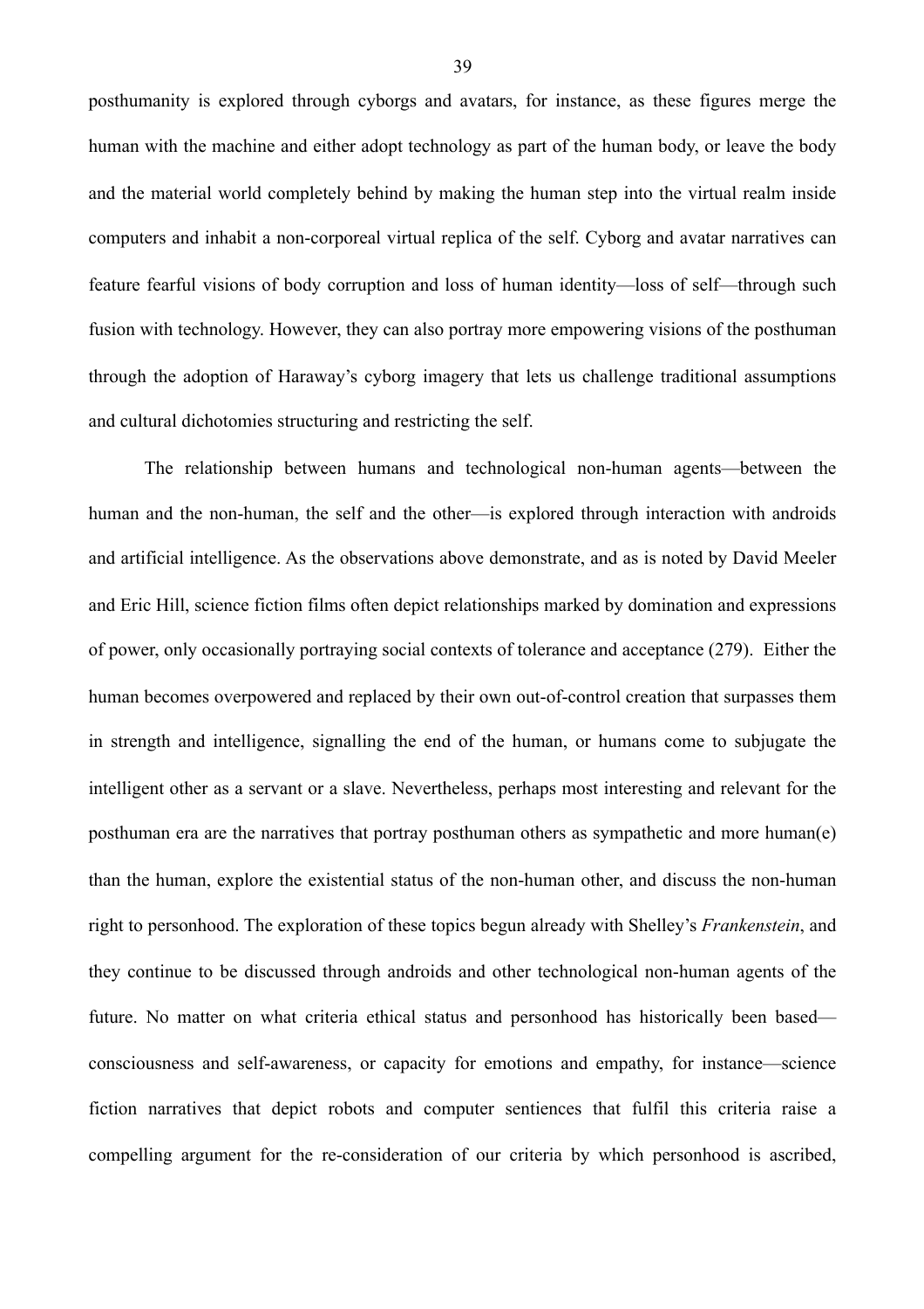posthumanity is explored through cyborgs and avatars, for instance, as these figures merge the human with the machine and either adopt technology as part of the human body, or leave the body and the material world completely behind by making the human step into the virtual realm inside computers and inhabit a non-corporeal virtual replica of the self. Cyborg and avatar narratives can feature fearful visions of body corruption and loss of human identity—loss of self—through such fusion with technology. However, they can also portray more empowering visions of the posthuman through the adoption of Haraway's cyborg imagery that lets us challenge traditional assumptions and cultural dichotomies structuring and restricting the self.

The relationship between humans and technological non-human agents—between the human and the non-human, the self and the other—is explored through interaction with androids and artificial intelligence. As the observations above demonstrate, and as is noted by David Meeler and Eric Hill, science fiction films often depict relationships marked by domination and expressions of power, only occasionally portraying social contexts of tolerance and acceptance (279). Either the human becomes overpowered and replaced by their own out-of-control creation that surpasses them in strength and intelligence, signalling the end of the human, or humans come to subjugate the intelligent other as a servant or a slave. Nevertheless, perhaps most interesting and relevant for the posthuman era are the narratives that portray posthuman others as sympathetic and more human(e) than the human, explore the existential status of the non-human other, and discuss the non-human right to personhood. The exploration of these topics begun already with Shelley's *Frankenstein*, and they continue to be discussed through androids and other technological non-human agents of the future. No matter on what criteria ethical status and personhood has historically been based—consciousness and self-awareness, or capacity for emotions and empathy, for instance—science fiction narratives that depict robots and computer sentiences that fulfil this criteria raise a compelling argument for the re-consideration of our criteria by which personhood is ascribed,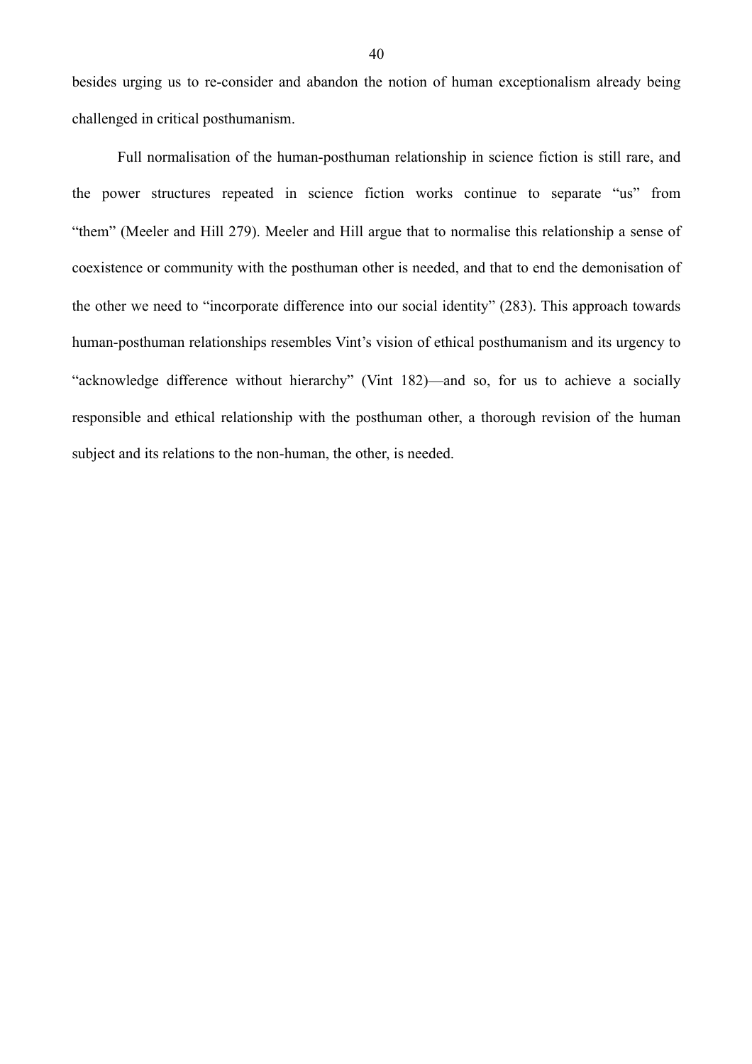besides urging us to re-consider and abandon the notion of human exceptionalism already being challenged in critical posthumanism.

Full normalisation of the human-posthuman relationship in science fiction is still rare, and the power structures repeated in science fiction works continue to separate "us" from "them" (Meeler and Hill 279). Meeler and Hill argue that to normalise this relationship a sense of coexistence or community with the posthuman other is needed, and that to end the demonisation of the other we need to "incorporate difference into our social identity" (283). This approach towards human-posthuman relationships resembles Vint's vision of ethical posthumanism and its urgency to "acknowledge difference without hierarchy" (Vint 182)—and so, for us to achieve a socially responsible and ethical relationship with the posthuman other, a thorough revision of the human subject and its relations to the non-human, the other, is needed.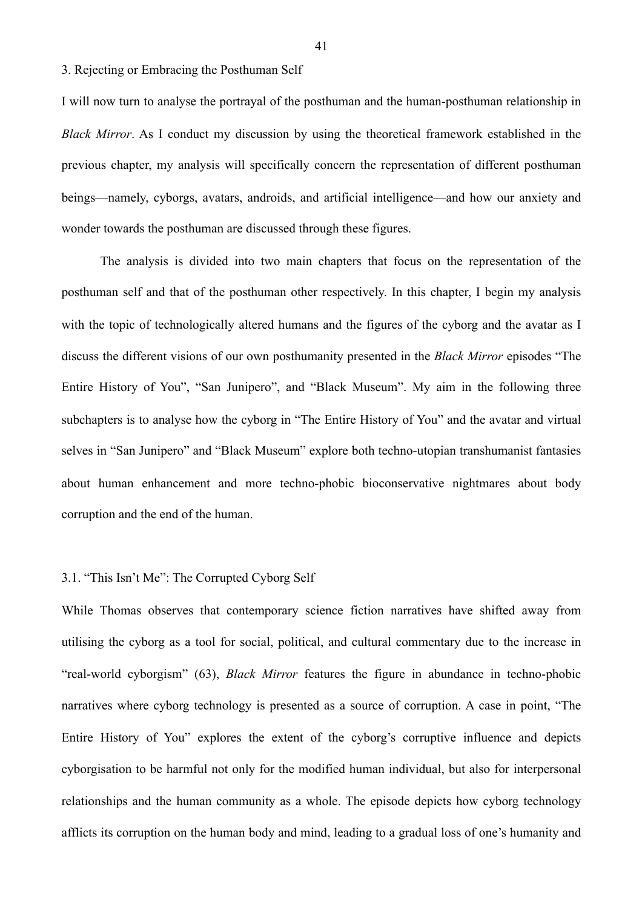## 3. Rejecting or Embracing the Posthuman Self

I will now turn to analyse the portrayal of the posthuman and the human-posthuman relationship in *Black Mirror*. As I conduct my discussion by using the theoretical framework established in the previous chapter, my analysis will specifically concern the representation of different posthuman beings—namely, cyborgs, avatars, androids, and artificial intelligence—and how our anxiety and wonder towards the posthuman are discussed through these figures.

The analysis is divided into two main chapters that focus on the representation of the posthuman self and that of the posthuman other respectively. In this chapter, I begin my analysis with the topic of technologically altered humans and the figures of the cyborg and the avatar as I discuss the different visions of our own posthumanity presented in the *Black Mirror* episodes "The Entire History of You", "San Junipero", and "Black Museum". My aim in the following three subchapters is to analyse how the cyborg in "The Entire History of You" and the avatar and virtual selves in "San Junipero" and "Black Museum" explore both techno-utopian transhumanist fantasies about human enhancement and more techno-phobic bioconservative nightmares about body corruption and the end of the human.

### 3.1. "This Isn't Me": The Corrupted Cyborg Self

While Thomas observes that contemporary science fiction narratives have shifted away from utilising the cyborg as a tool for social, political, and cultural commentary due to the increase in "real-world cyborgism" (63), *Black Mirror* features the figure in abundance in techno-phobic narratives where cyborg technology is presented as a source of corruption. A case in point, "The Entire History of You" explores the extent of the cyborg's corruptive influence and depicts cyborgisation to be harmful not only for the modified human individual, but also for interpersonal relationships and the human community as a whole. The episode depicts how cyborg technology afflicts its corruption on the human body and mind, leading to a gradual loss of one's humanity and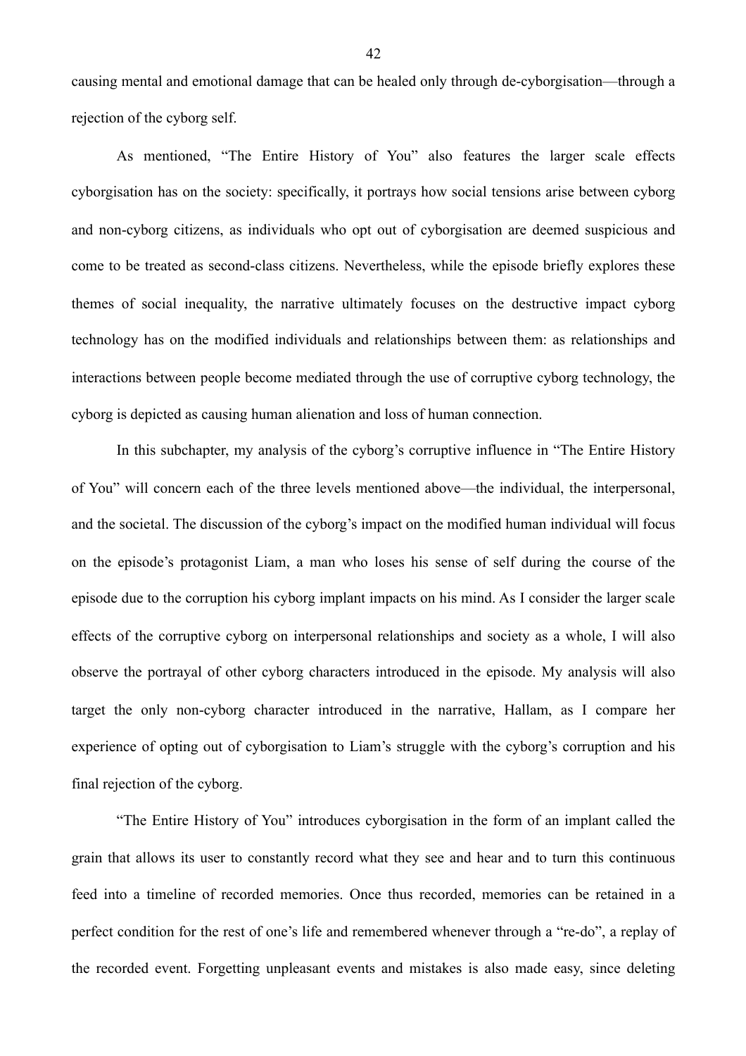causing mental and emotional damage that can be healed only through de-cyborgisation—through a rejection of the cyborg self.

As mentioned, "The Entire History of You" also features the larger scale effects cyborgisation has on the society: specifically, it portrays how social tensions arise between cyborg and non-cyborg citizens, as individuals who opt out of cyborgisation are deemed suspicious and come to be treated as second-class citizens. Nevertheless, while the episode briefly explores these themes of social inequality, the narrative ultimately focuses on the destructive impact cyborg technology has on the modified individuals and relationships between them: as relationships and interactions between people become mediated through the use of corruptive cyborg technology, the cyborg is depicted as causing human alienation and loss of human connection.

In this subchapter, my analysis of the cyborg's corruptive influence in "The Entire History of You" will concern each of the three levels mentioned above—the individual, the interpersonal, and the societal. The discussion of the cyborg's impact on the modified human individual will focus on the episode's protagonist Liam, a man who loses his sense of self during the course of the episode due to the corruption his cyborg implant impacts on his mind. As I consider the larger scale effects of the corruptive cyborg on interpersonal relationships and society as a whole, I will also observe the portrayal of other cyborg characters introduced in the episode. My analysis will also target the only non-cyborg character introduced in the narrative, Hallam, as I compare her experience of opting out of cyborgisation to Liam's struggle with the cyborg's corruption and his final rejection of the cyborg.

"The Entire History of You" introduces cyborgisation in the form of an implant called the grain that allows its user to constantly record what they see and hear and to turn this continuous feed into a timeline of recorded memories. Once thus recorded, memories can be retained in a perfect condition for the rest of one's life and remembered whenever through a "re-do", a replay of the recorded event. Forgetting unpleasant events and mistakes is also made easy, since deleting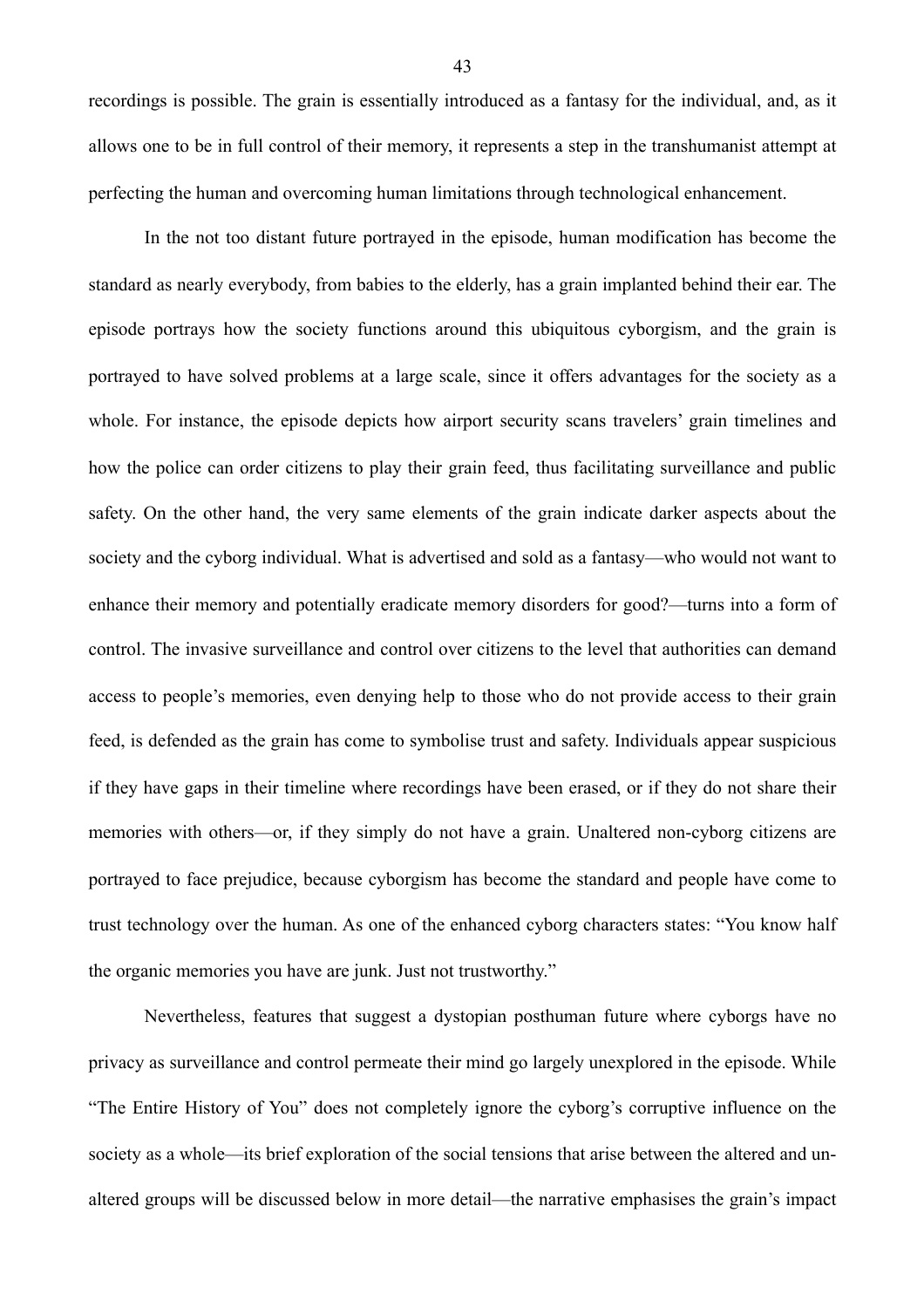recordings is possible. The grain is essentially introduced as a fantasy for the individual, and, as it allows one to be in full control of their memory, it represents a step in the transhumanist attempt at perfecting the human and overcoming human limitations through technological enhancement.

In the not too distant future portrayed in the episode, human modification has become the standard as nearly everybody, from babies to the elderly, has a grain implanted behind their ear. The episode portrays how the society functions around this ubiquitous cyborgism, and the grain is portrayed to have solved problems at a large scale, since it offers advantages for the society as a whole. For instance, the episode depicts how airport security scans travelers' grain timelines and how the police can order citizens to play their grain feed, thus facilitating surveillance and public safety. On the other hand, the very same elements of the grain indicate darker aspects about the society and the cyborg individual. What is advertised and sold as a fantasy—who would not want to enhance their memory and potentially eradicate memory disorders for good?—turns into a form of control. The invasive surveillance and control over citizens to the level that authorities can demand access to people's memories, even denying help to those who do not provide access to their grain feed, is defended as the grain has come to symbolise trust and safety. Individuals appear suspicious if they have gaps in their timeline where recordings have been erased, or if they do not share their memories with others—or, if they simply do not have a grain. Unaltered non-cyborg citizens are portrayed to face prejudice, because cyborgism has become the standard and people have come to trust technology over the human. As one of the enhanced cyborg characters states: "You know half the organic memories you have are junk. Just not trustworthy."

Nevertheless, features that suggest a dystopian posthuman future where cyborgs have no privacy as surveillance and control permeate their mind go largely unexplored in the episode. While "The Entire History of You" does not completely ignore the cyborg's corruptive influence on the society as a whole—its brief exploration of the social tensions that arise between the altered and un-altered groups will be discussed below in more detail—the narrative emphasises the grain's impact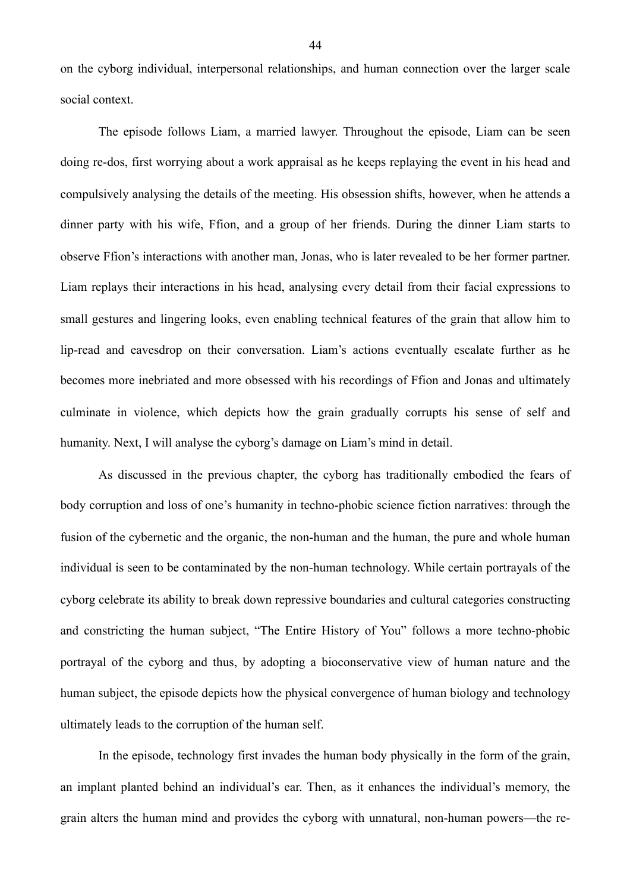on the cyborg individual, interpersonal relationships, and human connection over the larger scale social context.

The episode follows Liam, a married lawyer. Throughout the episode, Liam can be seen doing re-dos, first worrying about a work appraisal as he keeps replaying the event in his head and compulsively analysing the details of the meeting. His obsession shifts, however, when he attends a dinner party with his wife, Ffion, and a group of her friends. During the dinner Liam starts to observe Ffion's interactions with another man, Jonas, who is later revealed to be her former partner. Liam replays their interactions in his head, analysing every detail from their facial expressions to small gestures and lingering looks, even enabling technical features of the grain that allow him to lip-read and eavesdrop on their conversation. Liam's actions eventually escalate further as he becomes more inebriated and more obsessed with his recordings of Ffion and Jonas and ultimately culminate in violence, which depicts how the grain gradually corrupts his sense of self and humanity. Next, I will analyse the cyborg's damage on Liam's mind in detail.

As discussed in the previous chapter, the cyborg has traditionally embodied the fears of body corruption and loss of one's humanity in techno-phobic science fiction narratives: through the fusion of the cybernetic and the organic, the non-human and the human, the pure and whole human individual is seen to be contaminated by the non-human technology. While certain portrayals of the cyborg celebrate its ability to break down repressive boundaries and cultural categories constructing and constricting the human subject, "The Entire History of You" follows a more techno-phobic portrayal of the cyborg and thus, by adopting a bioconservative view of human nature and the human subject, the episode depicts how the physical convergence of human biology and technology ultimately leads to the corruption of the human self.

In the episode, technology first invades the human body physically in the form of the grain, an implant planted behind an individual's ear. Then, as it enhances the individual's memory, the grain alters the human mind and provides the cyborg with unnatural, non-human powers—the re-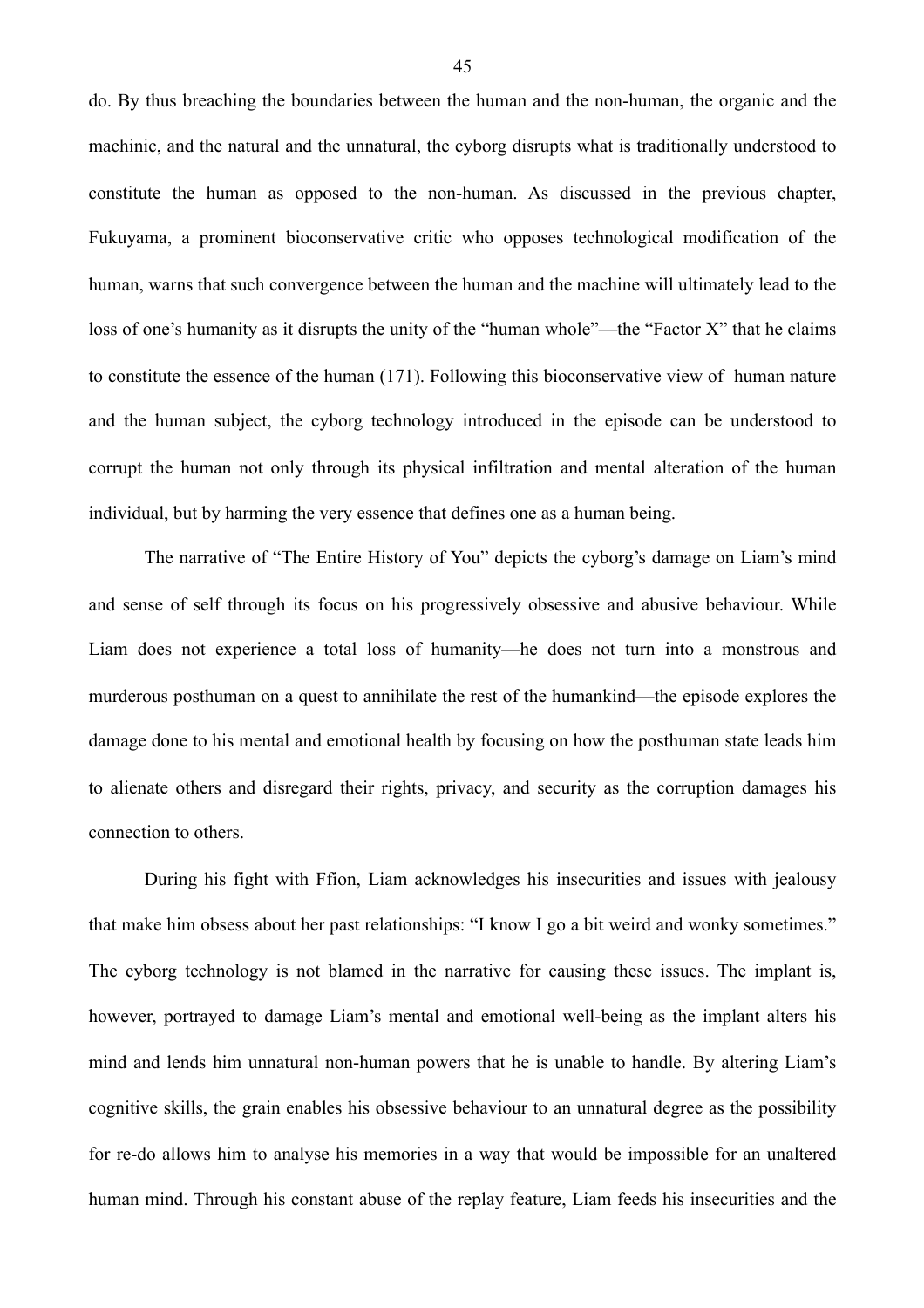do. By thus breaching the boundaries between the human and the non-human, the organic and the machinic, and the natural and the unnatural, the cyborg disrupts what is traditionally understood to constitute the human as opposed to the non-human. As discussed in the previous chapter, Fukuyama, a prominent bioconservative critic who opposes technological modification of the human, warns that such convergence between the human and the machine will ultimately lead to the loss of one's humanity as it disrupts the unity of the "human whole"—the "Factor X" that he claims to constitute the essence of the human (171). Following this bioconservative view of human nature and the human subject, the cyborg technology introduced in the episode can be understood to corrupt the human not only through its physical infiltration and mental alteration of the human individual, but by harming the very essence that defines one as a human being.

The narrative of "The Entire History of You" depicts the cyborg's damage on Liam's mind and sense of self through its focus on his progressively obsessive and abusive behaviour. While Liam does not experience a total loss of humanity—he does not turn into a monstrous and murderous posthuman on a quest to annihilate the rest of the humankind—the episode explores the damage done to his mental and emotional health by focusing on how the posthuman state leads him to alienate others and disregard their rights, privacy, and security as the corruption damages his connection to others.

During his fight with Ffion, Liam acknowledges his insecurities and issues with jealousy that make him obsess about her past relationships: "I know I go a bit weird and wonky sometimes." The cyborg technology is not blamed in the narrative for causing these issues. The implant is, however, portrayed to damage Liam's mental and emotional well-being as the implant alters his mind and lends him unnatural non-human powers that he is unable to handle. By altering Liam's cognitive skills, the grain enables his obsessive behaviour to an unnatural degree as the possibility for re-do allows him to analyse his memories in a way that would be impossible for an unaltered human mind. Through his constant abuse of the replay feature, Liam feeds his insecurities and the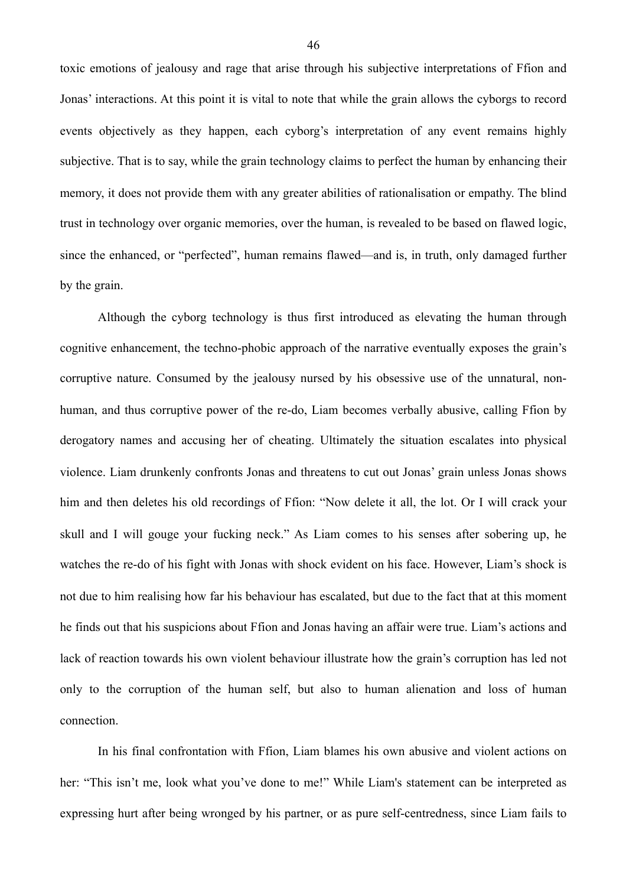toxic emotions of jealousy and rage that arise through his subjective interpretations of Ffion and Jonas' interactions. At this point it is vital to note that while the grain allows the cyborgs to record events objectively as they happen, each cyborg's interpretation of any event remains highly subjective. That is to say, while the grain technology claims to perfect the human by enhancing their memory, it does not provide them with any greater abilities of rationalisation or empathy. The blind trust in technology over organic memories, over the human, is revealed to be based on flawed logic, since the enhanced, or "perfected", human remains flawed—and is, in truth, only damaged further by the grain.

Although the cyborg technology is thus first introduced as elevating the human through cognitive enhancement, the techno-phobic approach of the narrative eventually exposes the grain's corruptive nature. Consumed by the jealousy nursed by his obsessive use of the unnatural, non-human, and thus corruptive power of the re-do, Liam becomes verbally abusive, calling Ffion by derogatory names and accusing her of cheating. Ultimately the situation escalates into physical violence. Liam drunkenly confronts Jonas and threatens to cut out Jonas' grain unless Jonas shows him and then deletes his old recordings of Ffion: "Now delete it all, the lot. Or I will crack your skull and I will gouge your fucking neck." As Liam comes to his senses after sobering up, he watches the re-do of his fight with Jonas with shock evident on his face. However, Liam's shock is not due to him realising how far his behaviour has escalated, but due to the fact that at this moment he finds out that his suspicions about Ffion and Jonas having an affair were true. Liam's actions and lack of reaction towards his own violent behaviour illustrate how the grain's corruption has led not only to the corruption of the human self, but also to human alienation and loss of human connection.

In his final confrontation with Ffion, Liam blames his own abusive and violent actions on her: "This isn't me, look what you've done to me!" While Liam's statement can be interpreted as expressing hurt after being wronged by his partner, or as pure self-centredness, since Liam fails to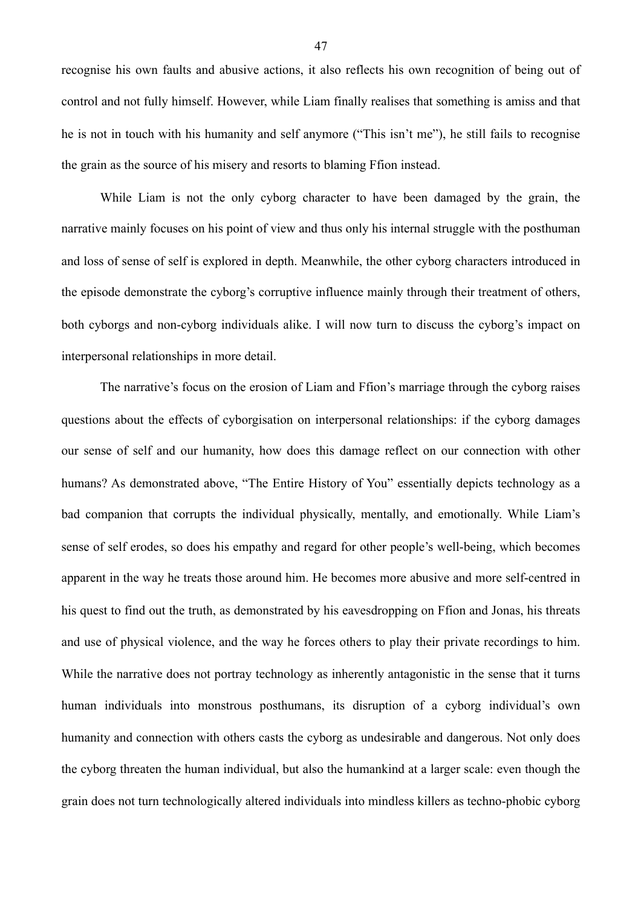recognise his own faults and abusive actions, it also reflects his own recognition of being out of control and not fully himself. However, while Liam finally realises that something is amiss and that he is not in touch with his humanity and self anymore ("This isn't me"), he still fails to recognise the grain as the source of his misery and resorts to blaming Ffion instead.

While Liam is not the only cyborg character to have been damaged by the grain, the narrative mainly focuses on his point of view and thus only his internal struggle with the posthuman and loss of sense of self is explored in depth. Meanwhile, the other cyborg characters introduced in the episode demonstrate the cyborg's corruptive influence mainly through their treatment of others, both cyborgs and non-cyborg individuals alike. I will now turn to discuss the cyborg's impact on interpersonal relationships in more detail.

The narrative's focus on the erosion of Liam and Ffion's marriage through the cyborg raises questions about the effects of cyborgisation on interpersonal relationships: if the cyborg damages our sense of self and our humanity, how does this damage reflect on our connection with other humans? As demonstrated above, "The Entire History of You" essentially depicts technology as a bad companion that corrupts the individual physically, mentally, and emotionally. While Liam's sense of self erodes, so does his empathy and regard for other people's well-being, which becomes apparent in the way he treats those around him. He becomes more abusive and more self-centred in his quest to find out the truth, as demonstrated by his eavesdropping on Ffion and Jonas, his threats and use of physical violence, and the way he forces others to play their private recordings to him. While the narrative does not portray technology as inherently antagonistic in the sense that it turns human individuals into monstrous posthumans, its disruption of a cyborg individual's own humanity and connection with others casts the cyborg as undesirable and dangerous. Not only does the cyborg threaten the human individual, but also the humankind at a larger scale: even though the grain does not turn technologically altered individuals into mindless killers as techno-phobic cyborg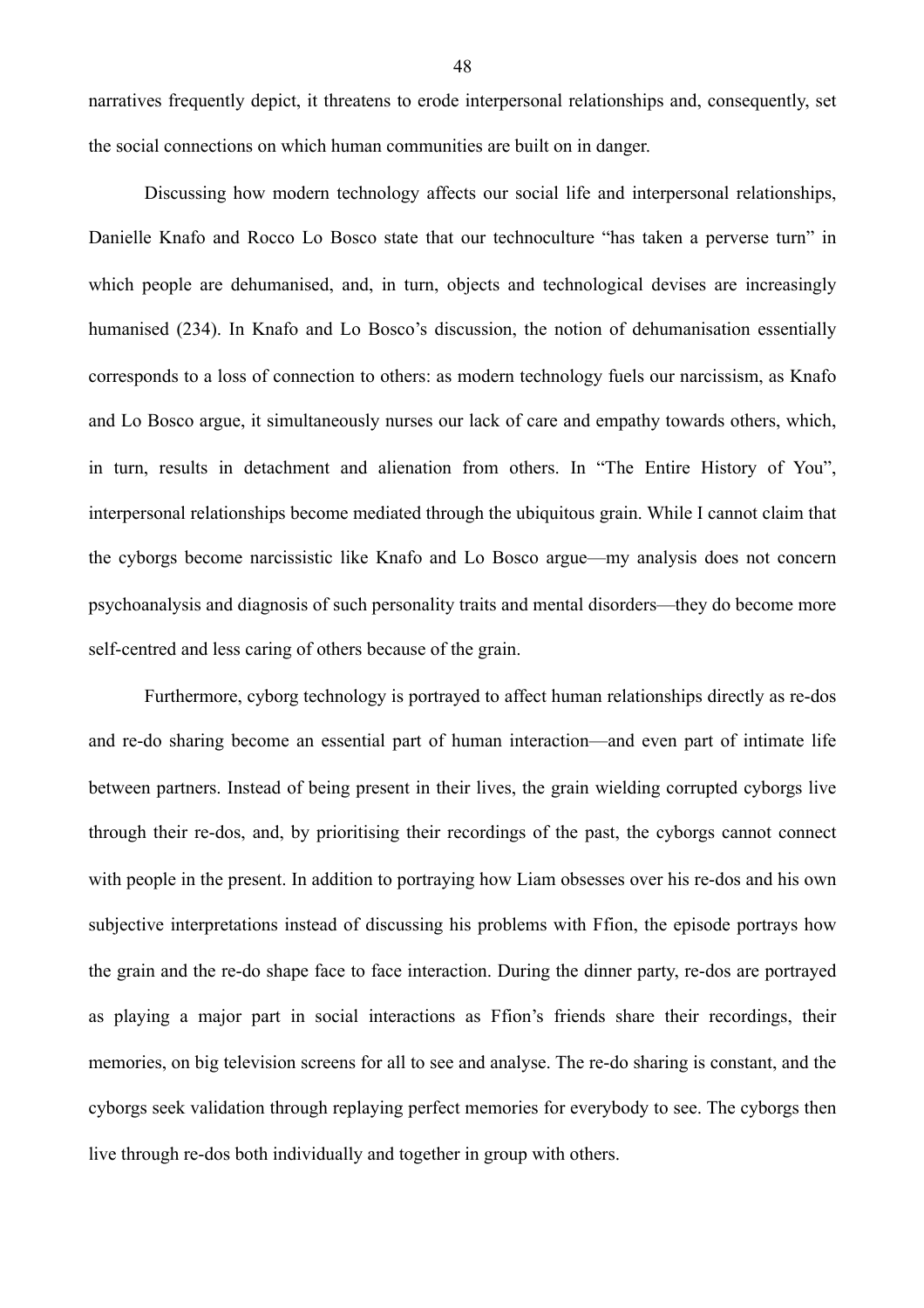narratives frequently depict, it threatens to erode interpersonal relationships and, consequently, set the social connections on which human communities are built on in danger.

Discussing how modern technology affects our social life and interpersonal relationships, Danielle Knafo and Rocco Lo Bosco state that our technoculture "has taken a perverse turn" in which people are dehumanised, and, in turn, objects and technological devises are increasingly humanised (234). In Knafo and Lo Bosco's discussion, the notion of dehumanisation essentially corresponds to a loss of connection to others: as modern technology fuels our narcissism, as Knafo and Lo Bosco argue, it simultaneously nurses our lack of care and empathy towards others, which, in turn, results in detachment and alienation from others. In "The Entire History of You", interpersonal relationships become mediated through the ubiquitous grain. While I cannot claim that the cyborgs become narcissistic like Knafo and Lo Bosco argue—my analysis does not concern psychoanalysis and diagnosis of such personality traits and mental disorders—they do become more self-centred and less caring of others because of the grain.

Furthermore, cyborg technology is portrayed to affect human relationships directly as re-dos and re-do sharing become an essential part of human interaction—and even part of intimate life between partners. Instead of being present in their lives, the grain wielding corrupted cyborgs live through their re-dos, and, by prioritising their recordings of the past, the cyborgs cannot connect with people in the present. In addition to portraying how Liam obsesses over his re-dos and his own subjective interpretations instead of discussing his problems with Ffion, the episode portrays how the grain and the re-do shape face to face interaction. During the dinner party, re-dos are portrayed as playing a major part in social interactions as Ffion's friends share their recordings, their memories, on big television screens for all to see and analyse. The re-do sharing is constant, and the cyborgs seek validation through replaying perfect memories for everybody to see. The cyborgs then live through re-dos both individually and together in group with others.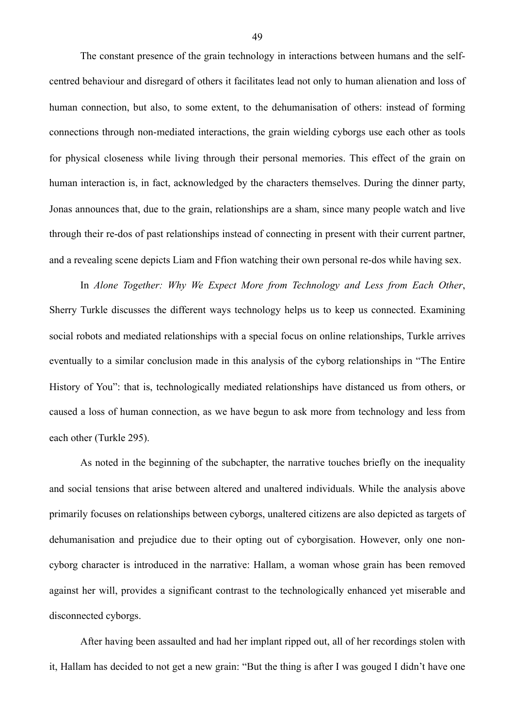The constant presence of the grain technology in interactions between humans and the self-centred behaviour and disregard of others it facilitates lead not only to human alienation and loss of human connection, but also, to some extent, to the dehumanisation of others: instead of forming connections through non-mediated interactions, the grain wielding cyborgs use each other as tools for physical closeness while living through their personal memories. This effect of the grain on human interaction is, in fact, acknowledged by the characters themselves. During the dinner party, Jonas announces that, due to the grain, relationships are a sham, since many people watch and live through their re-dos of past relationships instead of connecting in present with their current partner, and a revealing scene depicts Liam and Ffion watching their own personal re-dos while having sex.

In *Alone Together: Why We Expect More from Technology and Less from Each Other*, Sherry Turkle discusses the different ways technology helps us to keep us connected. Examining social robots and mediated relationships with a special focus on online relationships, Turkle arrives eventually to a similar conclusion made in this analysis of the cyborg relationships in "The Entire History of You": that is, technologically mediated relationships have distanced us from others, or caused a loss of human connection, as we have begun to ask more from technology and less from each other (Turkle 295).

As noted in the beginning of the subchapter, the narrative touches briefly on the inequality and social tensions that arise between altered and unaltered individuals. While the analysis above primarily focuses on relationships between cyborgs, unaltered citizens are also depicted as targets of dehumanisation and prejudice due to their opting out of cyborgisation. However, only one non-cyborg character is introduced in the narrative: Hallam, a woman whose grain has been removed against her will, provides a significant contrast to the technologically enhanced yet miserable and disconnected cyborgs.

After having been assaulted and had her implant ripped out, all of her recordings stolen with it, Hallam has decided to not get a new grain: "But the thing is after I was gouged I didn't have one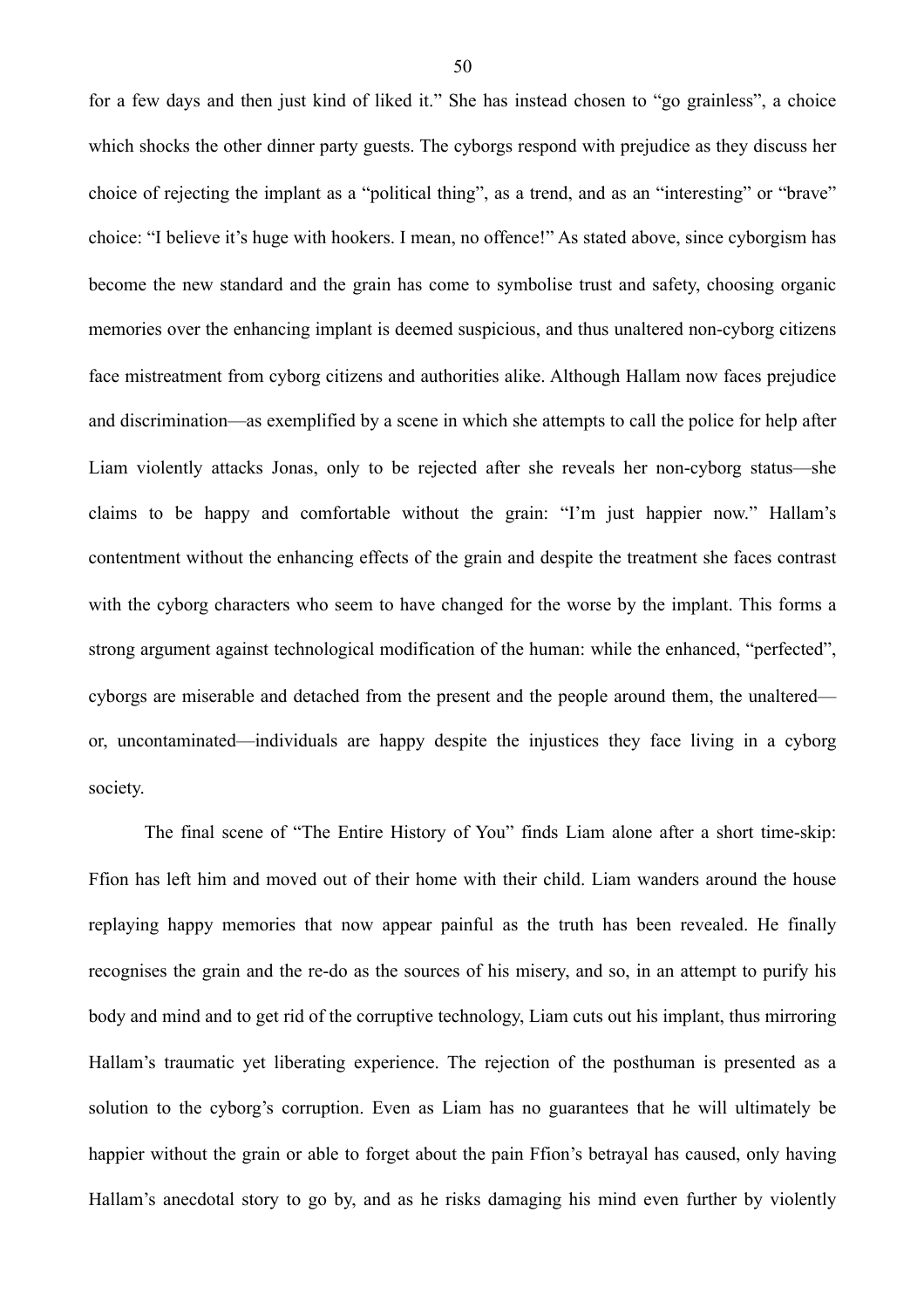for a few days and then just kind of liked it." She has instead chosen to "go grainless", a choice which shocks the other dinner party guests. The cyborgs respond with prejudice as they discuss her choice of rejecting the implant as a "political thing", as a trend, and as an "interesting" or "brave" choice: "I believe it's huge with hookers. I mean, no offence!" As stated above, since cyborgism has become the new standard and the grain has come to symbolise trust and safety, choosing organic memories over the enhancing implant is deemed suspicious, and thus unaltered non-cyborg citizens face mistreatment from cyborg citizens and authorities alike. Although Hallam now faces prejudice and discrimination—as exemplified by a scene in which she attempts to call the police for help after Liam violently attacks Jonas, only to be rejected after she reveals her non-cyborg status—she claims to be happy and comfortable without the grain: "I'm just happier now." Hallam's contentment without the enhancing effects of the grain and despite the treatment she faces contrast with the cyborg characters who seem to have changed for the worse by the implant. This forms a strong argument against technological modification of the human: while the enhanced, "perfected", cyborgs are miserable and detached from the present and the people around them, the unaltered—or, uncontaminated—individuals are happy despite the injustices they face living in a cyborg society.

The final scene of "The Entire History of You" finds Liam alone after a short time-skip: Ffion has left him and moved out of their home with their child. Liam wanders around the house replaying happy memories that now appear painful as the truth has been revealed. He finally recognises the grain and the re-do as the sources of his misery, and so, in an attempt to purify his body and mind and to get rid of the corruptive technology, Liam cuts out his implant, thus mirroring Hallam's traumatic yet liberating experience. The rejection of the posthuman is presented as a solution to the cyborg's corruption. Even as Liam has no guarantees that he will ultimately be happier without the grain or able to forget about the pain Ffion's betrayal has caused, only having Hallam's anecdotal story to go by, and as he risks damaging his mind even further by violently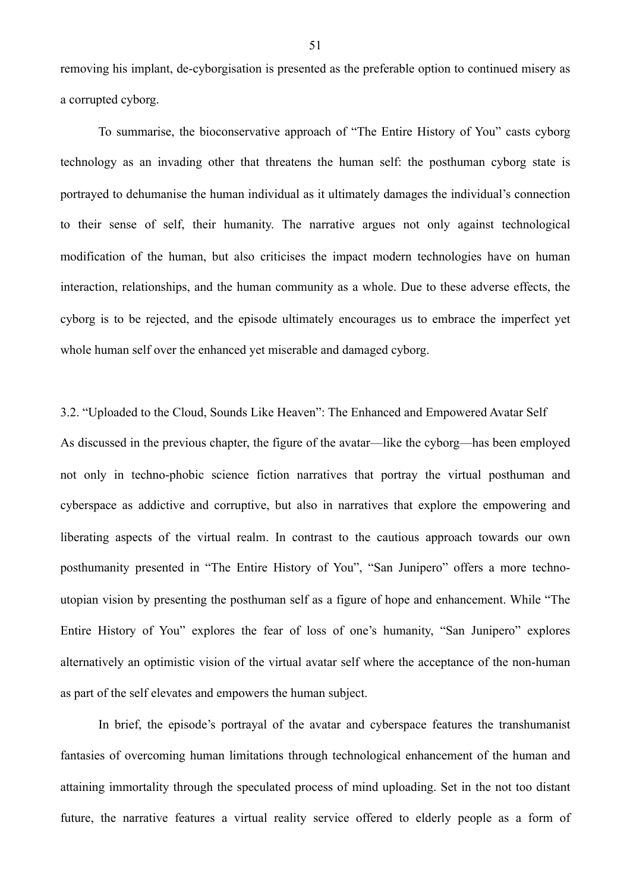removing his implant, de-cyborgisation is presented as the preferable option to continued misery as a corrupted cyborg.

To summarise, the bioconservative approach of "The Entire History of You" casts cyborg technology as an invading other that threatens the human self: the posthuman cyborg state is portrayed to dehumanise the human individual as it ultimately damages the individual's connection to their sense of self, their humanity. The narrative argues not only against technological modification of the human, but also criticises the impact modern technologies have on human interaction, relationships, and the human community as a whole. Due to these adverse effects, the cyborg is to be rejected, and the episode ultimately encourages us to embrace the imperfect yet whole human self over the enhanced yet miserable and damaged cyborg.

### 3.2. "Uploaded to the Cloud, Sounds Like Heaven": The Enhanced and Empowered Avatar Self

As discussed in the previous chapter, the figure of the avatar—like the cyborg—has been employed not only in techno-phobic science fiction narratives that portray the virtual posthuman and cyberspace as addictive and corruptive, but also in narratives that explore the empowering and liberating aspects of the virtual realm. In contrast to the cautious approach towards our own posthumanity presented in "The Entire History of You", "San Junipero" offers a more techno-utopian vision by presenting the posthuman self as a figure of hope and enhancement. While "The Entire History of You" explores the fear of loss of one's humanity, "San Junipero" explores alternatively an optimistic vision of the virtual avatar self where the acceptance of the non-human as part of the self elevates and empowers the human subject.

In brief, the episode's portrayal of the avatar and cyberspace features the transhumanist fantasies of overcoming human limitations through technological enhancement of the human and attaining immortality through the speculated process of mind uploading. Set in the not too distant future, the narrative features a virtual reality service offered to elderly people as a form of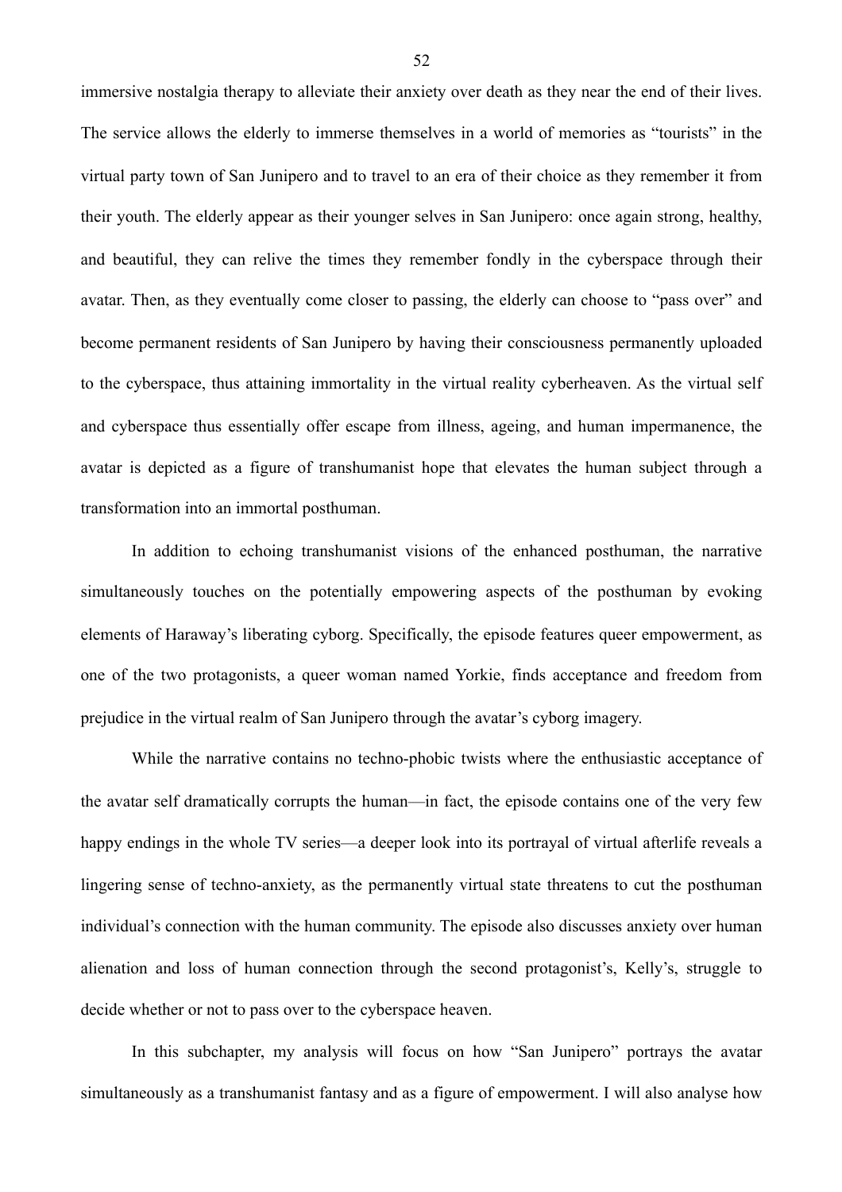immersive nostalgia therapy to alleviate their anxiety over death as they near the end of their lives. The service allows the elderly to immerse themselves in a world of memories as "tourists" in the virtual party town of San Junipero and to travel to an era of their choice as they remember it from their youth. The elderly appear as their younger selves in San Junipero: once again strong, healthy, and beautiful, they can relive the times they remember fondly in the cyberspace through their avatar. Then, as they eventually come closer to passing, the elderly can choose to "pass over" and become permanent residents of San Junipero by having their consciousness permanently uploaded to the cyberspace, thus attaining immortality in the virtual reality cyberheaven. As the virtual self and cyberspace thus essentially offer escape from illness, ageing, and human impermanence, the avatar is depicted as a figure of transhumanist hope that elevates the human subject through a transformation into an immortal posthuman.

In addition to echoing transhumanist visions of the enhanced posthuman, the narrative simultaneously touches on the potentially empowering aspects of the posthuman by evoking elements of Haraway's liberating cyborg. Specifically, the episode features queer empowerment, as one of the two protagonists, a queer woman named Yorkie, finds acceptance and freedom from prejudice in the virtual realm of San Junipero through the avatar's cyborg imagery.

While the narrative contains no techno-phobic twists where the enthusiastic acceptance of the avatar self dramatically corrupts the human—in fact, the episode contains one of the very few happy endings in the whole TV series—a deeper look into its portrayal of virtual afterlife reveals a lingering sense of techno-anxiety, as the permanently virtual state threatens to cut the posthuman individual's connection with the human community. The episode also discusses anxiety over human alienation and loss of human connection through the second protagonist's, Kelly's, struggle to decide whether or not to pass over to the cyberspace heaven.

In this subchapter, my analysis will focus on how "San Junipero" portrays the avatar simultaneously as a transhumanist fantasy and as a figure of empowerment. I will also analyse how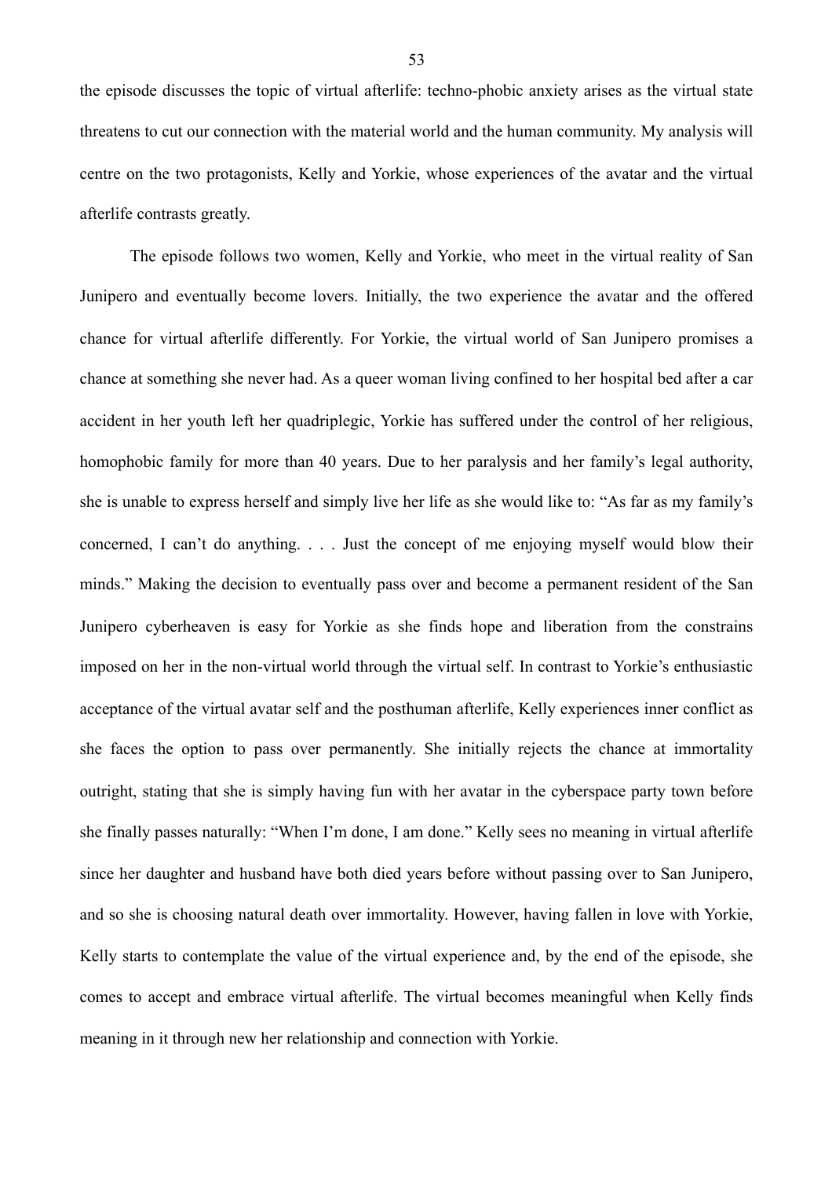the episode discusses the topic of virtual afterlife: techno-phobic anxiety arises as the virtual state threatens to cut our connection with the material world and the human community. My analysis will centre on the two protagonists, Kelly and Yorkie, whose experiences of the avatar and the virtual afterlife contrasts greatly.

The episode follows two women, Kelly and Yorkie, who meet in the virtual reality of San Junipero and eventually become lovers. Initially, the two experience the avatar and the offered chance for virtual afterlife differently. For Yorkie, the virtual world of San Junipero promises a chance at something she never had. As a queer woman living confined to her hospital bed after a car accident in her youth left her quadriplegic, Yorkie has suffered under the control of her religious, homophobic family for more than 40 years. Due to her paralysis and her family's legal authority, she is unable to express herself and simply live her life as she would like to: "As far as my family's concerned, I can't do anything. . . . Just the concept of me enjoying myself would blow their minds." Making the decision to eventually pass over and become a permanent resident of the San Junipero cyberheaven is easy for Yorkie as she finds hope and liberation from the constrains imposed on her in the non-virtual world through the virtual self. In contrast to Yorkie's enthusiastic acceptance of the virtual avatar self and the posthuman afterlife, Kelly experiences inner conflict as she faces the option to pass over permanently. She initially rejects the chance at immortality outright, stating that she is simply having fun with her avatar in the cyberspace party town before she finally passes naturally: "When I'm done, I am done." Kelly sees no meaning in virtual afterlife since her daughter and husband have both died years before without passing over to San Junipero, and so she is choosing natural death over immortality. However, having fallen in love with Yorkie, Kelly starts to contemplate the value of the virtual experience and, by the end of the episode, she comes to accept and embrace virtual afterlife. The virtual becomes meaningful when Kelly finds meaning in it through new her relationship and connection with Yorkie.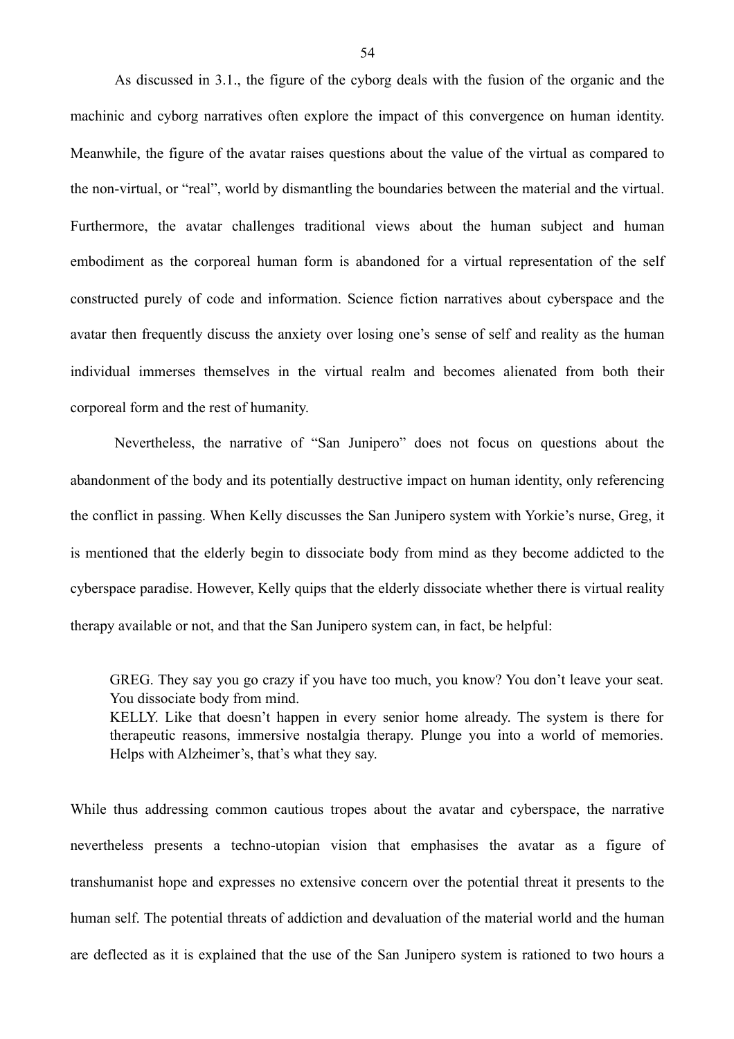As discussed in 3.1., the figure of the cyborg deals with the fusion of the organic and the machinic and cyborg narratives often explore the impact of this convergence on human identity. Meanwhile, the figure of the avatar raises questions about the value of the virtual as compared to the non-virtual, or “real”, world by dismantling the boundaries between the material and the virtual. Furthermore, the avatar challenges traditional views about the human subject and human embodiment as the corporeal human form is abandoned for a virtual representation of the self constructed purely of code and information. Science fiction narratives about cyberspace and the avatar then frequently discuss the anxiety over losing one’s sense of self and reality as the human individual immerses themselves in the virtual realm and becomes alienated from both their corporeal form and the rest of humanity.

Nevertheless, the narrative of “San Junipero” does not focus on questions about the abandonment of the body and its potentially destructive impact on human identity, only referencing the conflict in passing. When Kelly discusses the San Junipero system with Yorkie’s nurse, Greg, it is mentioned that the elderly begin to dissociate body from mind as they become addicted to the cyberspace paradise. However, Kelly quips that the elderly dissociate whether there is virtual reality therapy available or not, and that the San Junipero system can, in fact, be helpful:

> GREG. They say you go crazy if you have too much, you know? You don’t leave your seat. You dissociate body from mind.
> KELLY. Like that doesn’t happen in every senior home already. The system is there for therapeutic reasons, immersive nostalgia therapy. Plunge you into a world of memories. Helps with Alzheimer’s, that’s what they say.

While thus addressing common cautious tropes about the avatar and cyberspace, the narrative nevertheless presents a techno-utopian vision that emphasises the avatar as a figure of transhumanist hope and expresses no extensive concern over the potential threat it presents to the human self. The potential threats of addiction and devaluation of the material world and the human are deflected as it is explained that the use of the San Junipero system is rationed to two hours a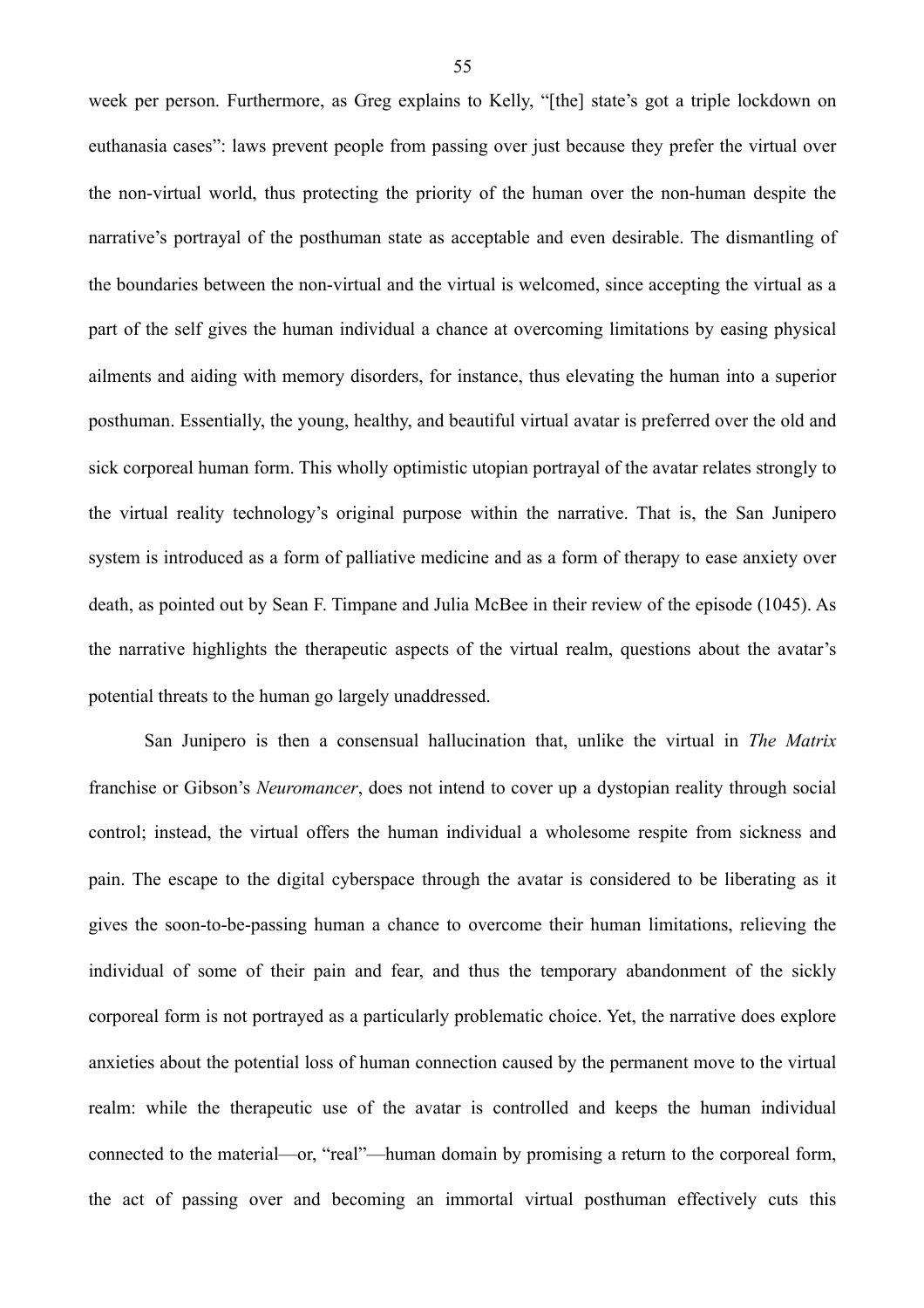week per person. Furthermore, as Greg explains to Kelly, "[the] state's got a triple lockdown on euthanasia cases": laws prevent people from passing over just because they prefer the virtual over the non-virtual world, thus protecting the priority of the human over the non-human despite the narrative's portrayal of the posthuman state as acceptable and even desirable. The dismantling of the boundaries between the non-virtual and the virtual is welcomed, since accepting the virtual as a part of the self gives the human individual a chance at overcoming limitations by easing physical ailments and aiding with memory disorders, for instance, thus elevating the human into a superior posthuman. Essentially, the young, healthy, and beautiful virtual avatar is preferred over the old and sick corporeal human form. This wholly optimistic utopian portrayal of the avatar relates strongly to the virtual reality technology's original purpose within the narrative. That is, the San Junipero system is introduced as a form of palliative medicine and as a form of therapy to ease anxiety over death, as pointed out by Sean F. Timpane and Julia McBee in their review of the episode (1045). As the narrative highlights the therapeutic aspects of the virtual realm, questions about the avatar's potential threats to the human go largely unaddressed.

San Junipero is then a consensual hallucination that, unlike the virtual in *The Matrix* franchise or Gibson's *Neuromancer*, does not intend to cover up a dystopian reality through social control; instead, the virtual offers the human individual a wholesome respite from sickness and pain. The escape to the digital cyberspace through the avatar is considered to be liberating as it gives the soon-to-be-passing human a chance to overcome their human limitations, relieving the individual of some of their pain and fear, and thus the temporary abandonment of the sickly corporeal form is not portrayed as a particularly problematic choice. Yet, the narrative does explore anxieties about the potential loss of human connection caused by the permanent move to the virtual realm: while the therapeutic use of the avatar is controlled and keeps the human individual connected to the material—or, "real"—human domain by promising a return to the corporeal form, the act of passing over and becoming an immortal virtual posthuman effectively cuts this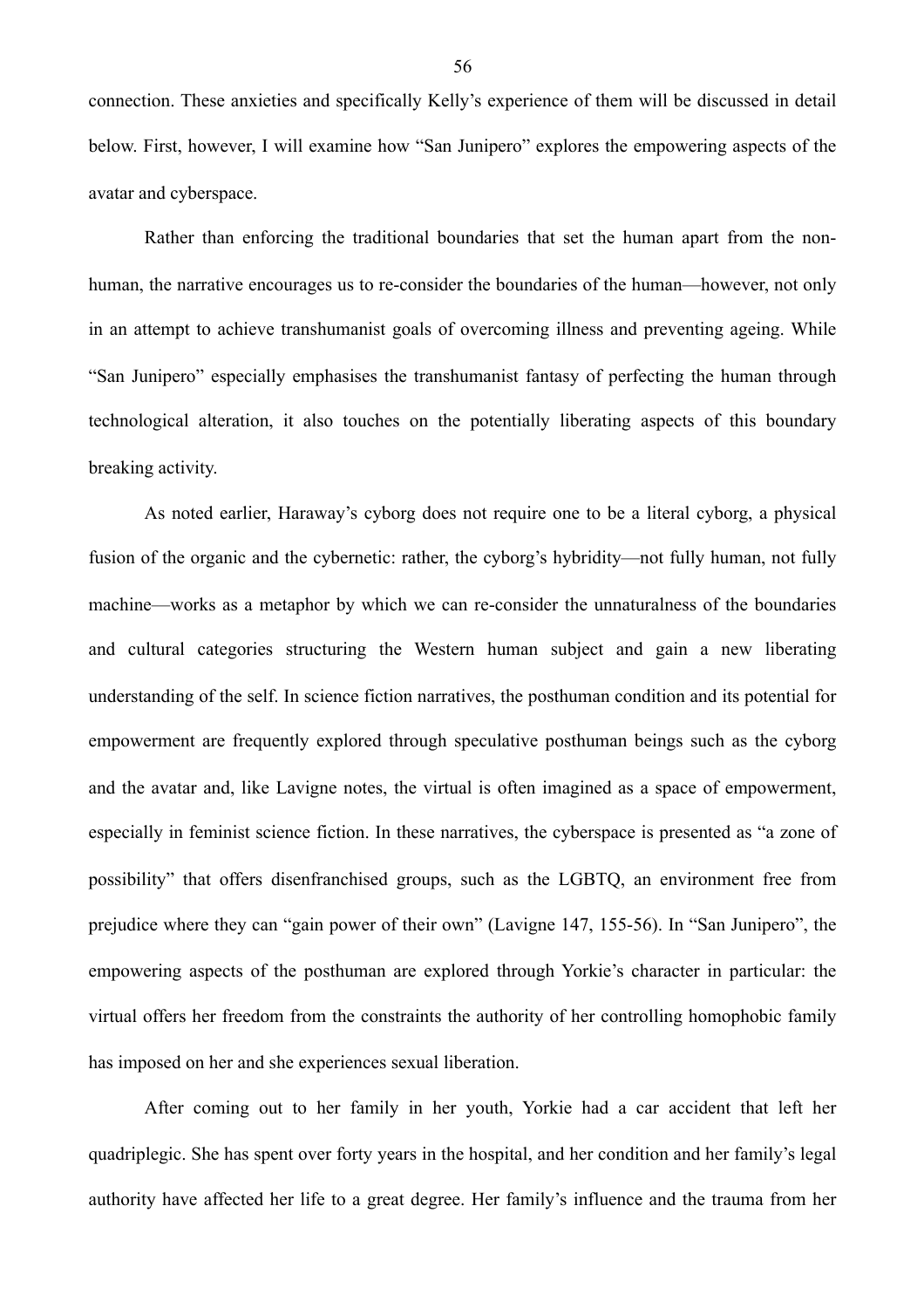connection. These anxieties and specifically Kelly's experience of them will be discussed in detail below. First, however, I will examine how "San Junipero" explores the empowering aspects of the avatar and cyberspace.

Rather than enforcing the traditional boundaries that set the human apart from the non-human, the narrative encourages us to re-consider the boundaries of the human—however, not only in an attempt to achieve transhumanist goals of overcoming illness and preventing ageing. While "San Junipero" especially emphasises the transhumanist fantasy of perfecting the human through technological alteration, it also touches on the potentially liberating aspects of this boundary breaking activity.

As noted earlier, Haraway's cyborg does not require one to be a literal cyborg, a physical fusion of the organic and the cybernetic: rather, the cyborg's hybridity—not fully human, not fully machine—works as a metaphor by which we can re-consider the unnaturalness of the boundaries and cultural categories structuring the Western human subject and gain a new liberating understanding of the self. In science fiction narratives, the posthuman condition and its potential for empowerment are frequently explored through speculative posthuman beings such as the cyborg and the avatar and, like Lavigne notes, the virtual is often imagined as a space of empowerment, especially in feminist science fiction. In these narratives, the cyberspace is presented as "a zone of possibility" that offers disenfranchised groups, such as the LGBTQ, an environment free from prejudice where they can "gain power of their own" (Lavigne 147, 155-56). In "San Junipero", the empowering aspects of the posthuman are explored through Yorkie's character in particular: the virtual offers her freedom from the constraints the authority of her controlling homophobic family has imposed on her and she experiences sexual liberation.

After coming out to her family in her youth, Yorkie had a car accident that left her quadriplegic. She has spent over forty years in the hospital, and her condition and her family's legal authority have affected her life to a great degree. Her family's influence and the trauma from her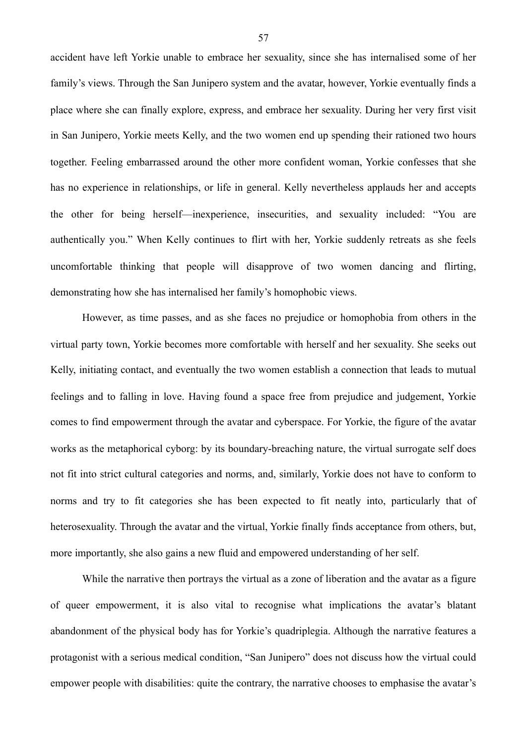accident have left Yorkie unable to embrace her sexuality, since she has internalised some of her family's views. Through the San Junipero system and the avatar, however, Yorkie eventually finds a place where she can finally explore, express, and embrace her sexuality. During her very first visit in San Junipero, Yorkie meets Kelly, and the two women end up spending their rationed two hours together. Feeling embarrassed around the other more confident woman, Yorkie confesses that she has no experience in relationships, or life in general. Kelly nevertheless applauds her and accepts the other for being herself—inexperience, insecurities, and sexuality included: "You are authentically you." When Kelly continues to flirt with her, Yorkie suddenly retreats as she feels uncomfortable thinking that people will disapprove of two women dancing and flirting, demonstrating how she has internalised her family's homophobic views.

However, as time passes, and as she faces no prejudice or homophobia from others in the virtual party town, Yorkie becomes more comfortable with herself and her sexuality. She seeks out Kelly, initiating contact, and eventually the two women establish a connection that leads to mutual feelings and to falling in love. Having found a space free from prejudice and judgement, Yorkie comes to find empowerment through the avatar and cyberspace. For Yorkie, the figure of the avatar works as the metaphorical cyborg: by its boundary-breaching nature, the virtual surrogate self does not fit into strict cultural categories and norms, and, similarly, Yorkie does not have to conform to norms and try to fit categories she has been expected to fit neatly into, particularly that of heterosexuality. Through the avatar and the virtual, Yorkie finally finds acceptance from others, but, more importantly, she also gains a new fluid and empowered understanding of her self.

While the narrative then portrays the virtual as a zone of liberation and the avatar as a figure of queer empowerment, it is also vital to recognise what implications the avatar's blatant abandonment of the physical body has for Yorkie's quadriplegia. Although the narrative features a protagonist with a serious medical condition, "San Junipero" does not discuss how the virtual could empower people with disabilities: quite the contrary, the narrative chooses to emphasise the avatar's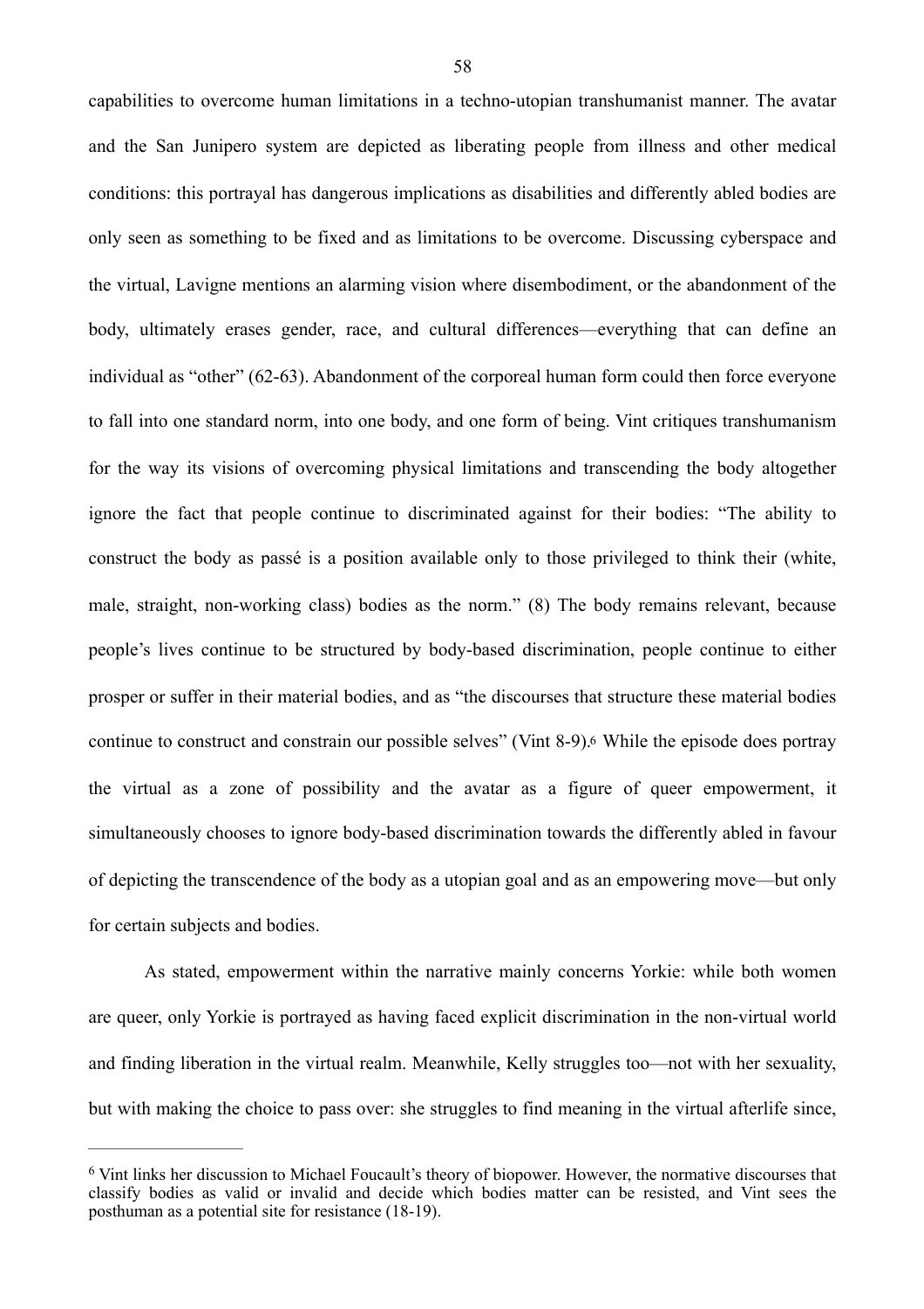capabilities to overcome human limitations in a techno-utopian transhumanist manner. The avatar and the San Junipero system are depicted as liberating people from illness and other medical conditions: this portrayal has dangerous implications as disabilities and differently abled bodies are only seen as something to be fixed and as limitations to be overcome. Discussing cyberspace and the virtual, Lavigne mentions an alarming vision where disembodiment, or the abandonment of the body, ultimately erases gender, race, and cultural differences—everything that can define an individual as "other" (62-63). Abandonment of the corporeal human form could then force everyone to fall into one standard norm, into one body, and one form of being. Vint critiques transhumanism for the way its visions of overcoming physical limitations and transcending the body altogether ignore the fact that people continue to discriminated against for their bodies: "The ability to construct the body as passé is a position available only to those privileged to think their (white, male, straight, non-working class) bodies as the norm." (8) The body remains relevant, because people's lives continue to be structured by body-based discrimination, people continue to either prosper or suffer in their material bodies, and as "the discourses that structure these material bodies continue to construct and constrain our possible selves" (Vint 8-9).[6] While the episode does portray the virtual as a zone of possibility and the avatar as a figure of queer empowerment, it simultaneously chooses to ignore body-based discrimination towards the differently abled in favour of depicting the transcendence of the body as a utopian goal and as an empowering move—but only for certain subjects and bodies.

As stated, empowerment within the narrative mainly concerns Yorkie: while both women are queer, only Yorkie is portrayed as having faced explicit discrimination in the non-virtual world and finding liberation in the virtual realm. Meanwhile, Kelly struggles too—not with her sexuality, but with making the choice to pass over: she struggles to find meaning in the virtual afterlife since,

---

[6] Vint links her discussion to Michael Foucault's theory of biopower. However, the normative discourses that classify bodies as valid or invalid and decide which bodies matter can be resisted, and Vint sees the posthuman as a potential site for resistance (18-19).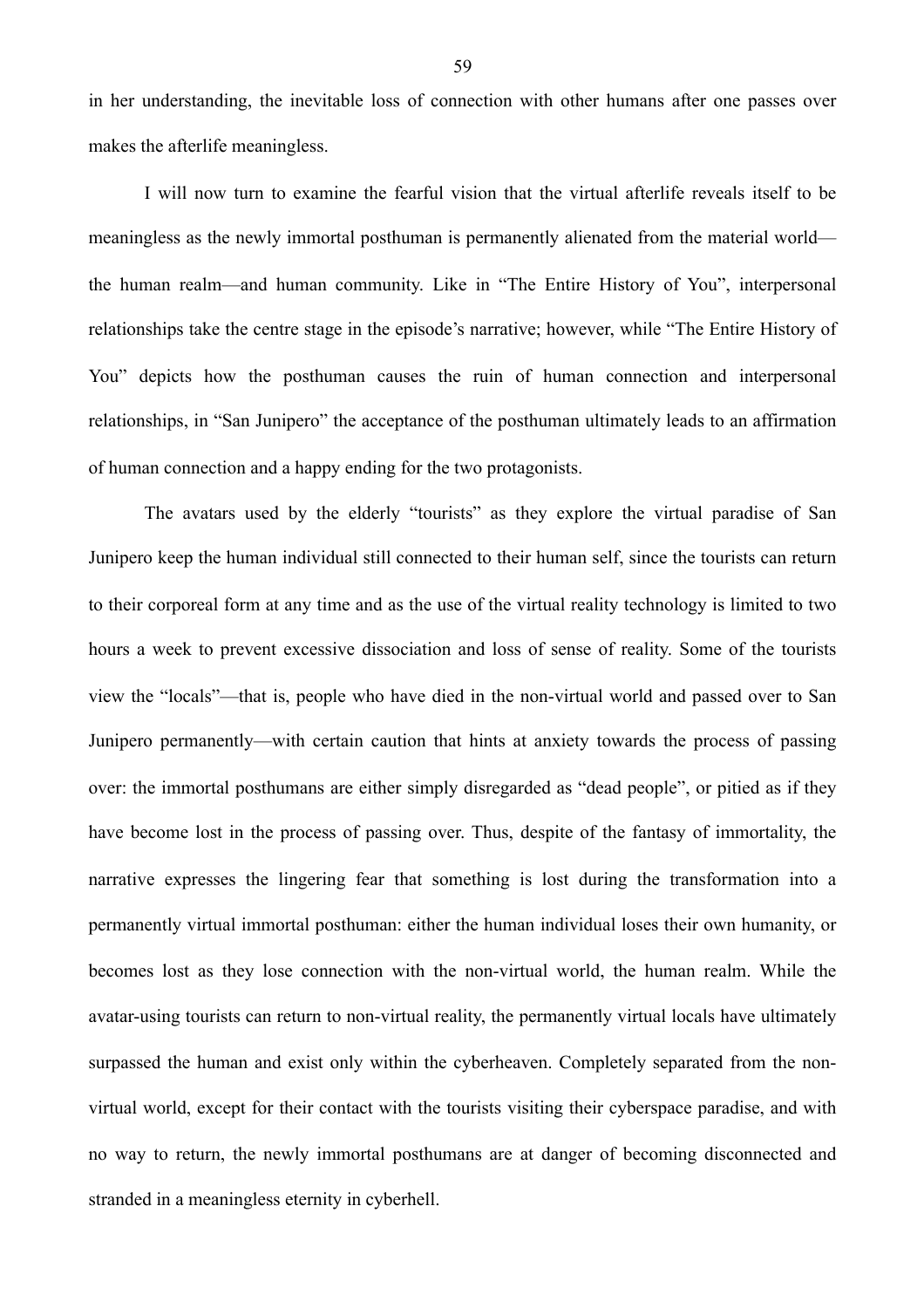in her understanding, the inevitable loss of connection with other humans after one passes over makes the afterlife meaningless.

I will now turn to examine the fearful vision that the virtual afterlife reveals itself to be meaningless as the newly immortal posthuman is permanently alienated from the material world—the human realm—and human community. Like in "The Entire History of You", interpersonal relationships take the centre stage in the episode's narrative; however, while "The Entire History of You" depicts how the posthuman causes the ruin of human connection and interpersonal relationships, in "San Junipero" the acceptance of the posthuman ultimately leads to an affirmation of human connection and a happy ending for the two protagonists.

The avatars used by the elderly "tourists" as they explore the virtual paradise of San Junipero keep the human individual still connected to their human self, since the tourists can return to their corporeal form at any time and as the use of the virtual reality technology is limited to two hours a week to prevent excessive dissociation and loss of sense of reality. Some of the tourists view the "locals"—that is, people who have died in the non-virtual world and passed over to San Junipero permanently—with certain caution that hints at anxiety towards the process of passing over: the immortal posthumans are either simply disregarded as "dead people", or pitied as if they have become lost in the process of passing over. Thus, despite of the fantasy of immortality, the narrative expresses the lingering fear that something is lost during the transformation into a permanently virtual immortal posthuman: either the human individual loses their own humanity, or becomes lost as they lose connection with the non-virtual world, the human realm. While the avatar-using tourists can return to non-virtual reality, the permanently virtual locals have ultimately surpassed the human and exist only within the cyberheaven. Completely separated from the non-virtual world, except for their contact with the tourists visiting their cyberspace paradise, and with no way to return, the newly immortal posthumans are at danger of becoming disconnected and stranded in a meaningless eternity in cyberhell.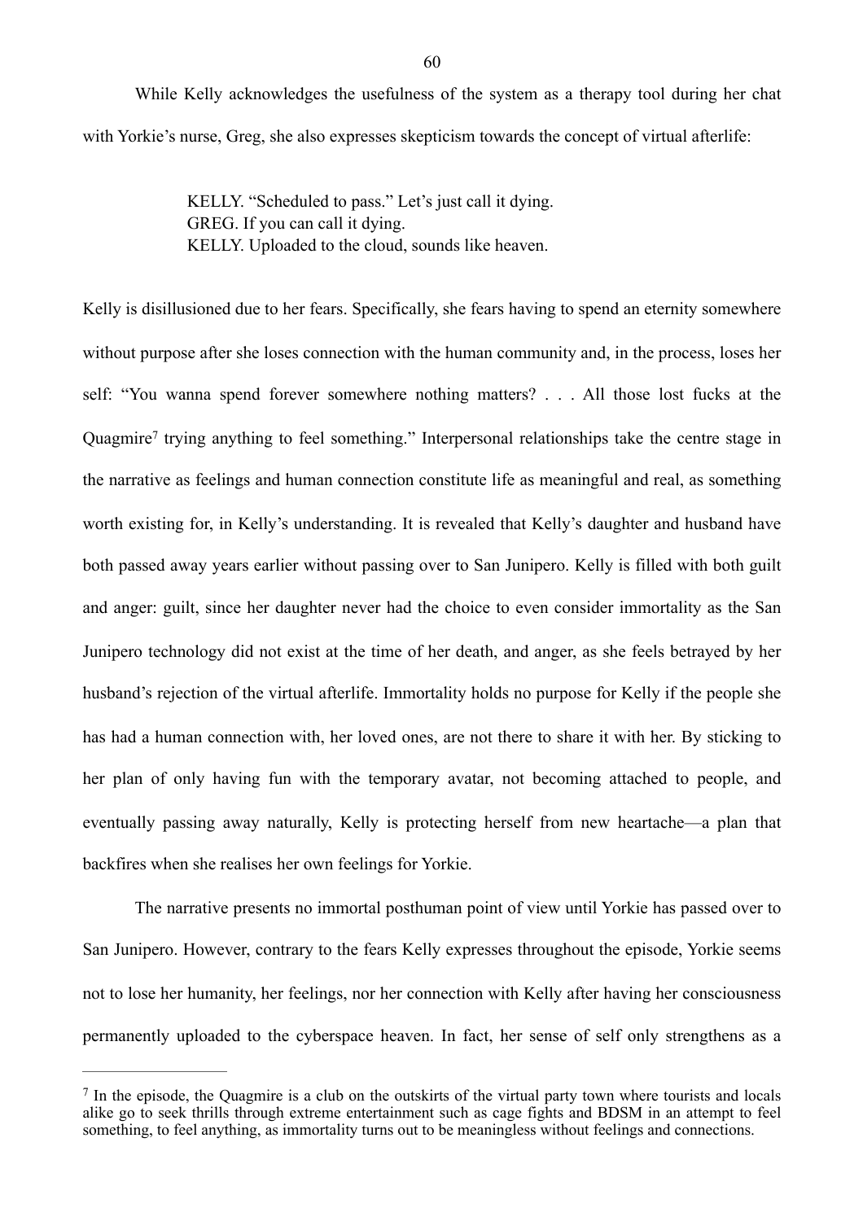While Kelly acknowledges the usefulness of the system as a therapy tool during her chat with Yorkie's nurse, Greg, she also expresses skepticism towards the concept of virtual afterlife:

> KELLY. "Scheduled to pass." Let's just call it dying.
> GREG. If you can call it dying.
> KELLY. Uploaded to the cloud, sounds like heaven.

Kelly is disillusioned due to her fears. Specifically, she fears having to spend an eternity somewhere without purpose after she loses connection with the human community and, in the process, loses her self: "You wanna spend forever somewhere nothing matters? . . . All those lost fucks at the Quagmire[7] trying anything to feel something." Interpersonal relationships take the centre stage in the narrative as feelings and human connection constitute life as meaningful and real, as something worth existing for, in Kelly's understanding. It is revealed that Kelly's daughter and husband have both passed away years earlier without passing over to San Junipero. Kelly is filled with both guilt and anger: guilt, since her daughter never had the choice to even consider immortality as the San Junipero technology did not exist at the time of her death, and anger, as she feels betrayed by her husband's rejection of the virtual afterlife. Immortality holds no purpose for Kelly if the people she has had a human connection with, her loved ones, are not there to share it with her. By sticking to her plan of only having fun with the temporary avatar, not becoming attached to people, and eventually passing away naturally, Kelly is protecting herself from new heartache—a plan that backfires when she realises her own feelings for Yorkie.

The narrative presents no immortal posthuman point of view until Yorkie has passed over to San Junipero. However, contrary to the fears Kelly expresses throughout the episode, Yorkie seems not to lose her humanity, her feelings, nor her connection with Kelly after having her consciousness permanently uploaded to the cyberspace heaven. In fact, her sense of self only strengthens as a

---

[7] In the episode, the Quagmire is a club on the outskirts of the virtual party town where tourists and locals alike go to seek thrills through extreme entertainment such as cage fights and BDSM in an attempt to feel something, to feel anything, as immortality turns out to be meaningless without feelings and connections.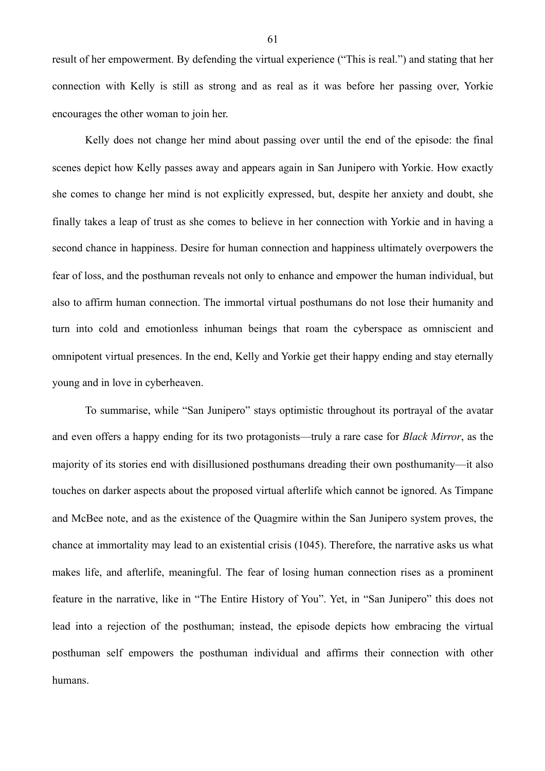result of her empowerment. By defending the virtual experience ("This is real.") and stating that her connection with Kelly is still as strong and as real as it was before her passing over, Yorkie encourages the other woman to join her.

Kelly does not change her mind about passing over until the end of the episode: the final scenes depict how Kelly passes away and appears again in San Junipero with Yorkie. How exactly she comes to change her mind is not explicitly expressed, but, despite her anxiety and doubt, she finally takes a leap of trust as she comes to believe in her connection with Yorkie and in having a second chance in happiness. Desire for human connection and happiness ultimately overpowers the fear of loss, and the posthuman reveals not only to enhance and empower the human individual, but also to affirm human connection. The immortal virtual posthumans do not lose their humanity and turn into cold and emotionless inhuman beings that roam the cyberspace as omniscient and omnipotent virtual presences. In the end, Kelly and Yorkie get their happy ending and stay eternally young and in love in cyberheaven.

To summarise, while "San Junipero" stays optimistic throughout its portrayal of the avatar and even offers a happy ending for its two protagonists—truly a rare case for *Black Mirror*, as the majority of its stories end with disillusioned posthumans dreading their own posthumanity—it also touches on darker aspects about the proposed virtual afterlife which cannot be ignored. As Timpane and McBee note, and as the existence of the Quagmire within the San Junipero system proves, the chance at immortality may lead to an existential crisis (1045). Therefore, the narrative asks us what makes life, and afterlife, meaningful. The fear of losing human connection rises as a prominent feature in the narrative, like in "The Entire History of You". Yet, in "San Junipero" this does not lead into a rejection of the posthuman; instead, the episode depicts how embracing the virtual posthuman self empowers the posthuman individual and affirms their connection with other humans.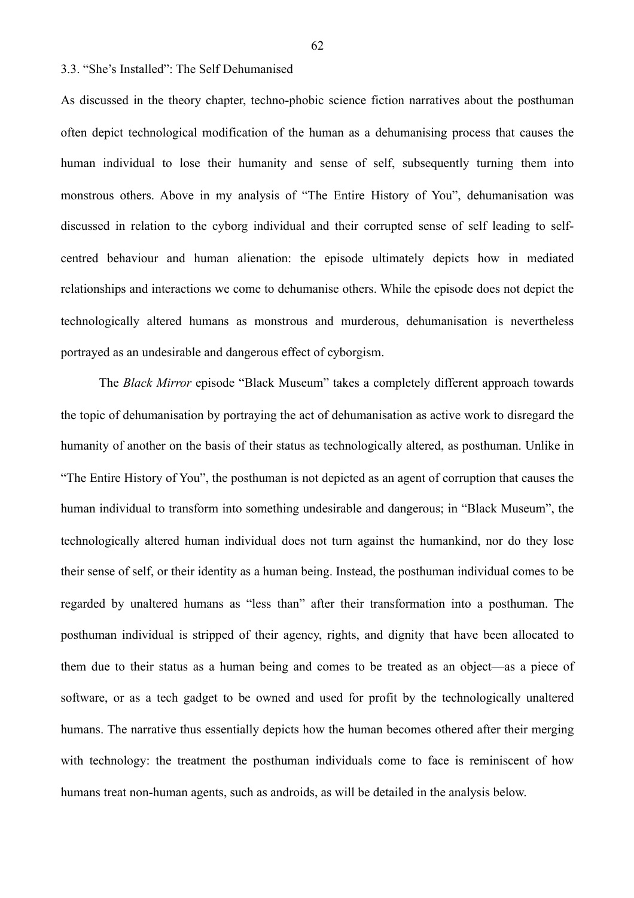### 3.3. “She’s Installed”: The Self Dehumanised

As discussed in the theory chapter, techno-phobic science fiction narratives about the posthuman often depict technological modification of the human as a dehumanising process that causes the human individual to lose their humanity and sense of self, subsequently turning them into monstrous others. Above in my analysis of “The Entire History of You”, dehumanisation was discussed in relation to the cyborg individual and their corrupted sense of self leading to self-centred behaviour and human alienation: the episode ultimately depicts how in mediated relationships and interactions we come to dehumanise others. While the episode does not depict the technologically altered humans as monstrous and murderous, dehumanisation is nevertheless portrayed as an undesirable and dangerous effect of cyborgism.

The *Black Mirror* episode “Black Museum” takes a completely different approach towards the topic of dehumanisation by portraying the act of dehumanisation as active work to disregard the humanity of another on the basis of their status as technologically altered, as posthuman. Unlike in “The Entire History of You”, the posthuman is not depicted as an agent of corruption that causes the human individual to transform into something undesirable and dangerous; in “Black Museum”, the technologically altered human individual does not turn against the humankind, nor do they lose their sense of self, or their identity as a human being. Instead, the posthuman individual comes to be regarded by unaltered humans as “less than” after their transformation into a posthuman. The posthuman individual is stripped of their agency, rights, and dignity that have been allocated to them due to their status as a human being and comes to be treated as an object—as a piece of software, or as a tech gadget to be owned and used for profit by the technologically unaltered humans. The narrative thus essentially depicts how the human becomes othered after their merging with technology: the treatment the posthuman individuals come to face is reminiscent of how humans treat non-human agents, such as androids, as will be detailed in the analysis below.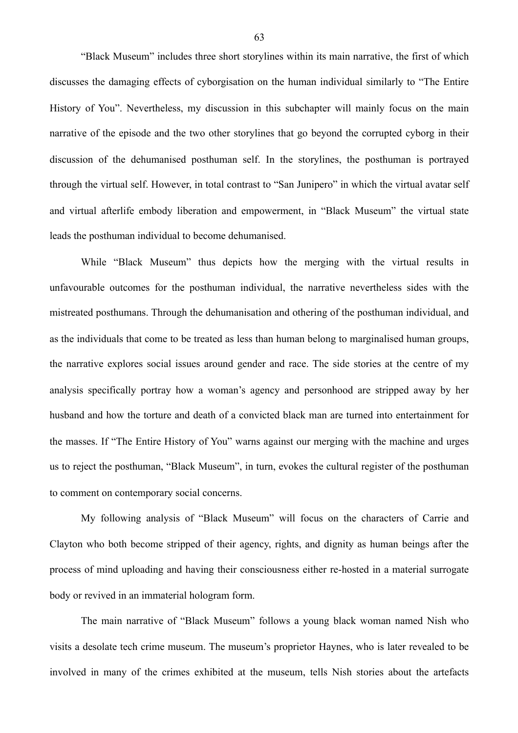"Black Museum" includes three short storylines within its main narrative, the first of which discusses the damaging effects of cyborgisation on the human individual similarly to "The Entire History of You". Nevertheless, my discussion in this subchapter will mainly focus on the main narrative of the episode and the two other storylines that go beyond the corrupted cyborg in their discussion of the dehumanised posthuman self. In the storylines, the posthuman is portrayed through the virtual self. However, in total contrast to "San Junipero" in which the virtual avatar self and virtual afterlife embody liberation and empowerment, in "Black Museum" the virtual state leads the posthuman individual to become dehumanised.

While "Black Museum" thus depicts how the merging with the virtual results in unfavourable outcomes for the posthuman individual, the narrative nevertheless sides with the mistreated posthumans. Through the dehumanisation and othering of the posthuman individual, and as the individuals that come to be treated as less than human belong to marginalised human groups, the narrative explores social issues around gender and race. The side stories at the centre of my analysis specifically portray how a woman's agency and personhood are stripped away by her husband and how the torture and death of a convicted black man are turned into entertainment for the masses. If "The Entire History of You" warns against our merging with the machine and urges us to reject the posthuman, "Black Museum", in turn, evokes the cultural register of the posthuman to comment on contemporary social concerns.

My following analysis of "Black Museum" will focus on the characters of Carrie and Clayton who both become stripped of their agency, rights, and dignity as human beings after the process of mind uploading and having their consciousness either re-hosted in a material surrogate body or revived in an immaterial hologram form.

The main narrative of "Black Museum" follows a young black woman named Nish who visits a desolate tech crime museum. The museum's proprietor Haynes, who is later revealed to be involved in many of the crimes exhibited at the museum, tells Nish stories about the artefacts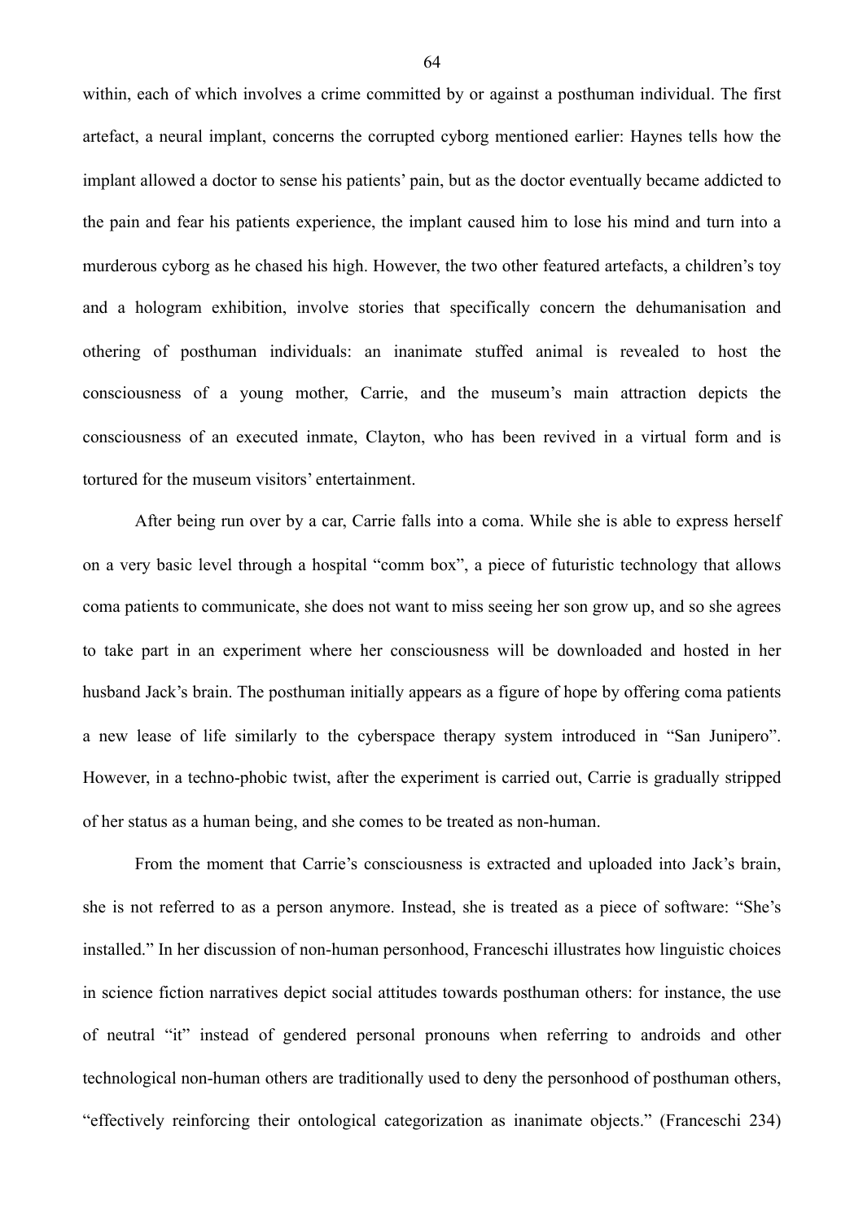within, each of which involves a crime committed by or against a posthuman individual. The first artefact, a neural implant, concerns the corrupted cyborg mentioned earlier: Haynes tells how the implant allowed a doctor to sense his patients' pain, but as the doctor eventually became addicted to the pain and fear his patients experience, the implant caused him to lose his mind and turn into a murderous cyborg as he chased his high. However, the two other featured artefacts, a children's toy and a hologram exhibition, involve stories that specifically concern the dehumanisation and othering of posthuman individuals: an inanimate stuffed animal is revealed to host the consciousness of a young mother, Carrie, and the museum's main attraction depicts the consciousness of an executed inmate, Clayton, who has been revived in a virtual form and is tortured for the museum visitors' entertainment.

After being run over by a car, Carrie falls into a coma. While she is able to express herself on a very basic level through a hospital "comm box", a piece of futuristic technology that allows coma patients to communicate, she does not want to miss seeing her son grow up, and so she agrees to take part in an experiment where her consciousness will be downloaded and hosted in her husband Jack's brain. The posthuman initially appears as a figure of hope by offering coma patients a new lease of life similarly to the cyberspace therapy system introduced in "San Junipero". However, in a techno-phobic twist, after the experiment is carried out, Carrie is gradually stripped of her status as a human being, and she comes to be treated as non-human.

From the moment that Carrie's consciousness is extracted and uploaded into Jack's brain, she is not referred to as a person anymore. Instead, she is treated as a piece of software: "She's installed." In her discussion of non-human personhood, Franceschi illustrates how linguistic choices in science fiction narratives depict social attitudes towards posthuman others: for instance, the use of neutral "it" instead of gendered personal pronouns when referring to androids and other technological non-human others are traditionally used to deny the personhood of posthuman others, "effectively reinforcing their ontological categorization as inanimate objects." (Franceschi 234)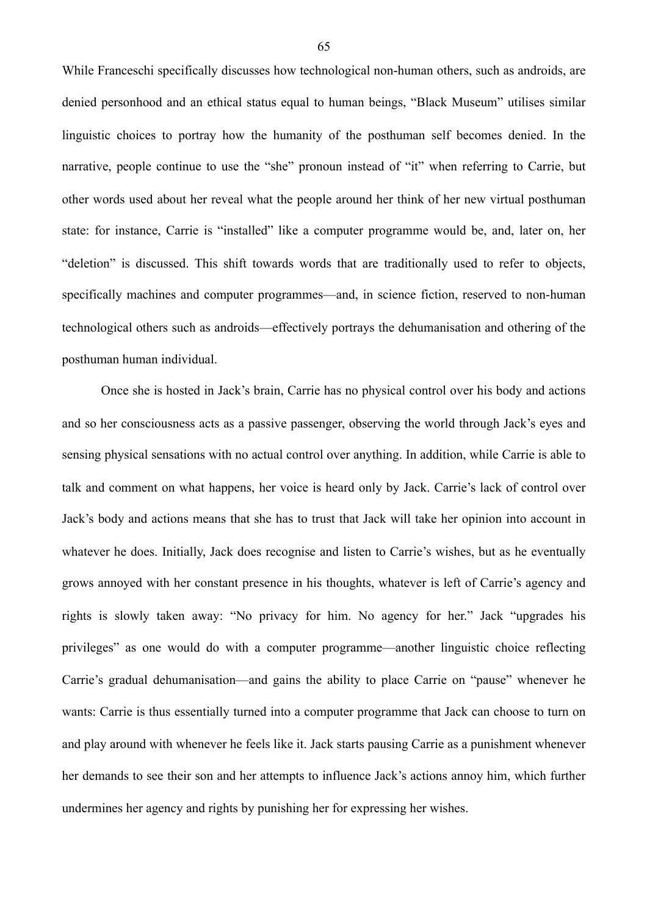While Franceschi specifically discusses how technological non-human others, such as androids, are denied personhood and an ethical status equal to human beings, "Black Museum" utilises similar linguistic choices to portray how the humanity of the posthuman self becomes denied. In the narrative, people continue to use the "she" pronoun instead of "it" when referring to Carrie, but other words used about her reveal what the people around her think of her new virtual posthuman state: for instance, Carrie is "installed" like a computer programme would be, and, later on, her "deletion" is discussed. This shift towards words that are traditionally used to refer to objects, specifically machines and computer programmes—and, in science fiction, reserved to non-human technological others such as androids—effectively portrays the dehumanisation and othering of the posthuman human individual.

Once she is hosted in Jack's brain, Carrie has no physical control over his body and actions and so her consciousness acts as a passive passenger, observing the world through Jack's eyes and sensing physical sensations with no actual control over anything. In addition, while Carrie is able to talk and comment on what happens, her voice is heard only by Jack. Carrie's lack of control over Jack's body and actions means that she has to trust that Jack will take her opinion into account in whatever he does. Initially, Jack does recognise and listen to Carrie's wishes, but as he eventually grows annoyed with her constant presence in his thoughts, whatever is left of Carrie's agency and rights is slowly taken away: "No privacy for him. No agency for her." Jack "upgrades his privileges" as one would do with a computer programme—another linguistic choice reflecting Carrie's gradual dehumanisation—and gains the ability to place Carrie on "pause" whenever he wants: Carrie is thus essentially turned into a computer programme that Jack can choose to turn on and play around with whenever he feels like it. Jack starts pausing Carrie as a punishment whenever her demands to see their son and her attempts to influence Jack's actions annoy him, which further undermines her agency and rights by punishing her for expressing her wishes.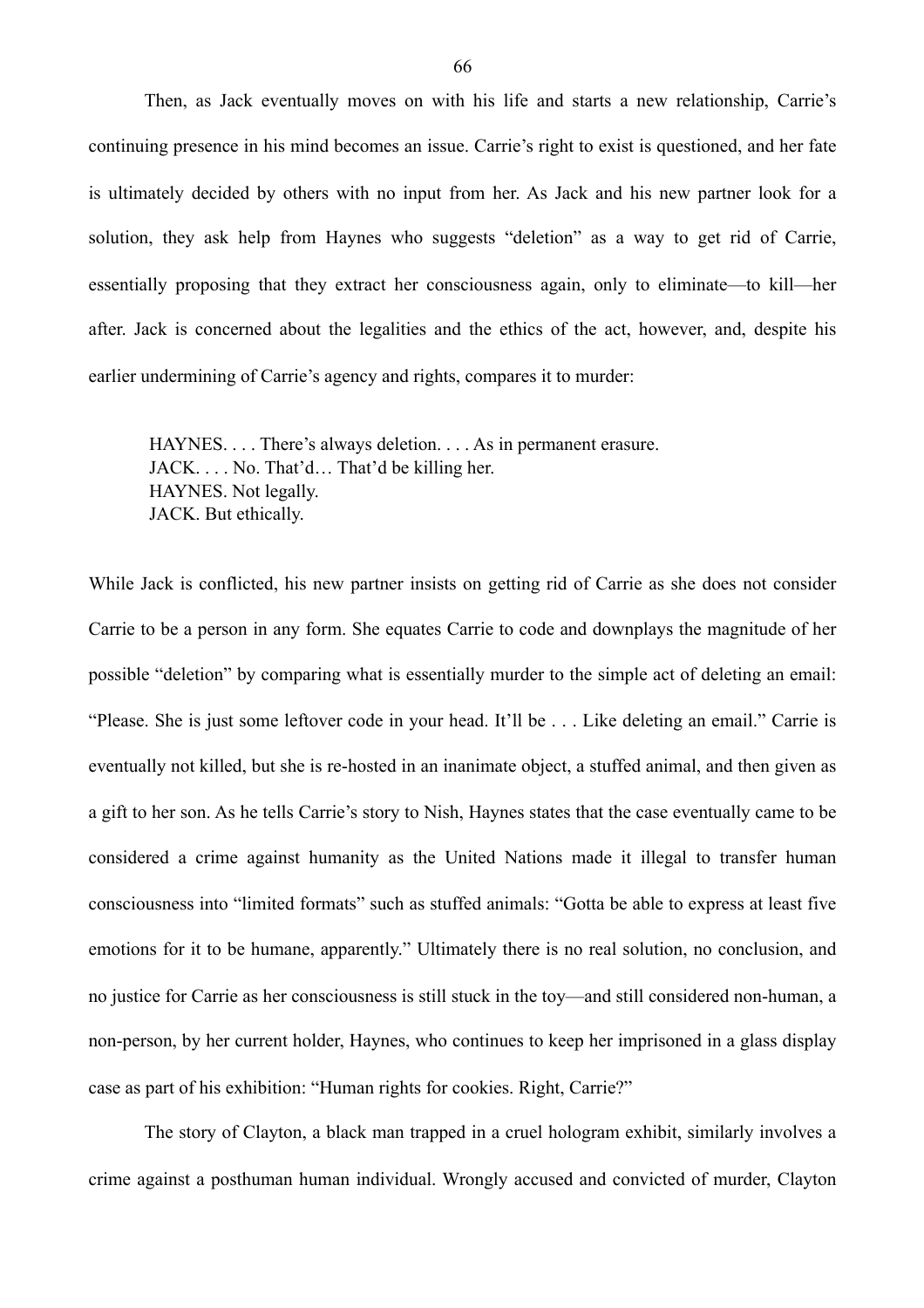Then, as Jack eventually moves on with his life and starts a new relationship, Carrie's continuing presence in his mind becomes an issue. Carrie's right to exist is questioned, and her fate is ultimately decided by others with no input from her. As Jack and his new partner look for a solution, they ask help from Haynes who suggests "deletion" as a way to get rid of Carrie, essentially proposing that they extract her consciousness again, only to eliminate—to kill—her after. Jack is concerned about the legalities and the ethics of the act, however, and, despite his earlier undermining of Carrie's agency and rights, compares it to murder:

> HAYNES. . . . There's always deletion. . . . As in permanent erasure.
> JACK. . . . No. That'd… That'd be killing her.
> HAYNES. Not legally.
> JACK. But ethically.

While Jack is conflicted, his new partner insists on getting rid of Carrie as she does not consider Carrie to be a person in any form. She equates Carrie to code and downplays the magnitude of her possible "deletion" by comparing what is essentially murder to the simple act of deleting an email: "Please. She is just some leftover code in your head. It'll be . . . Like deleting an email." Carrie is eventually not killed, but she is re-hosted in an inanimate object, a stuffed animal, and then given as a gift to her son. As he tells Carrie's story to Nish, Haynes states that the case eventually came to be considered a crime against humanity as the United Nations made it illegal to transfer human consciousness into "limited formats" such as stuffed animals: "Gotta be able to express at least five emotions for it to be humane, apparently." Ultimately there is no real solution, no conclusion, and no justice for Carrie as her consciousness is still stuck in the toy—and still considered non-human, a non-person, by her current holder, Haynes, who continues to keep her imprisoned in a glass display case as part of his exhibition: "Human rights for cookies. Right, Carrie?"

The story of Clayton, a black man trapped in a cruel hologram exhibit, similarly involves a crime against a posthuman human individual. Wrongly accused and convicted of murder, Clayton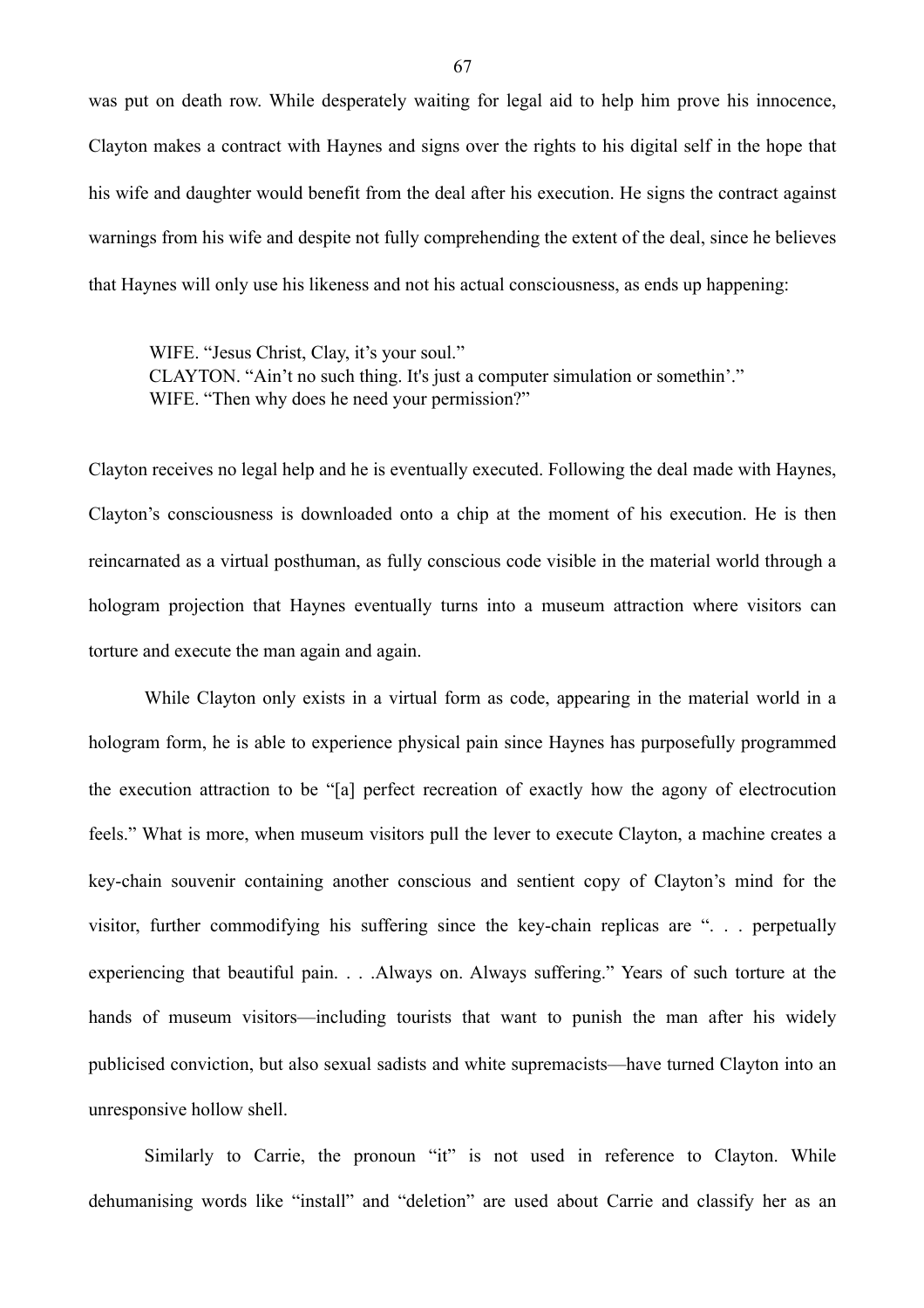was put on death row. While desperately waiting for legal aid to help him prove his innocence, Clayton makes a contract with Haynes and signs over the rights to his digital self in the hope that his wife and daughter would benefit from the deal after his execution. He signs the contract against warnings from his wife and despite not fully comprehending the extent of the deal, since he believes that Haynes will only use his likeness and not his actual consciousness, as ends up happening:

> WIFE. “Jesus Christ, Clay, it’s your soul.”
> CLAYTON. “Ain’t no such thing. It's just a computer simulation or somethin’.”
> WIFE. “Then why does he need your permission?”

Clayton receives no legal help and he is eventually executed. Following the deal made with Haynes, Clayton’s consciousness is downloaded onto a chip at the moment of his execution. He is then reincarnated as a virtual posthuman, as fully conscious code visible in the material world through a hologram projection that Haynes eventually turns into a museum attraction where visitors can torture and execute the man again and again.

While Clayton only exists in a virtual form as code, appearing in the material world in a hologram form, he is able to experience physical pain since Haynes has purposefully programmed the execution attraction to be “[a] perfect recreation of exactly how the agony of electrocution feels.” What is more, when museum visitors pull the lever to execute Clayton, a machine creates a key-chain souvenir containing another conscious and sentient copy of Clayton’s mind for the visitor, further commodifying his suffering since the key-chain replicas are “. . . perpetually experiencing that beautiful pain. . . .Always on. Always suffering.” Years of such torture at the hands of museum visitors—including tourists that want to punish the man after his widely publicised conviction, but also sexual sadists and white supremacists—have turned Clayton into an unresponsive hollow shell.

Similarly to Carrie, the pronoun “it” is not used in reference to Clayton. While dehumanising words like “install” and “deletion” are used about Carrie and classify her as an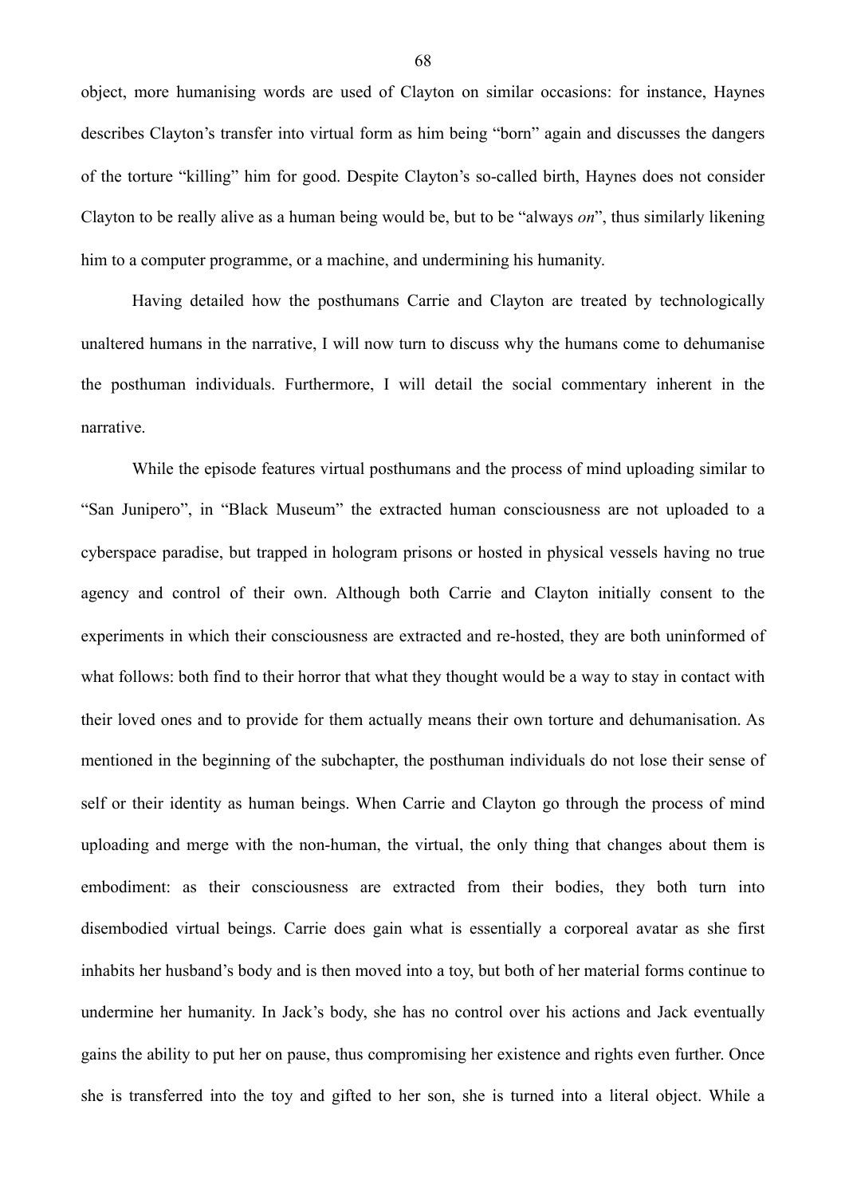object, more humanising words are used of Clayton on similar occasions: for instance, Haynes describes Clayton's transfer into virtual form as him being "born" again and discusses the dangers of the torture "killing" him for good. Despite Clayton's so-called birth, Haynes does not consider Clayton to be really alive as a human being would be, but to be "always *on*", thus similarly likening him to a computer programme, or a machine, and undermining his humanity.

Having detailed how the posthumans Carrie and Clayton are treated by technologically unaltered humans in the narrative, I will now turn to discuss why the humans come to dehumanise the posthuman individuals. Furthermore, I will detail the social commentary inherent in the narrative.

While the episode features virtual posthumans and the process of mind uploading similar to "San Junipero", in "Black Museum" the extracted human consciousness are not uploaded to a cyberspace paradise, but trapped in hologram prisons or hosted in physical vessels having no true agency and control of their own. Although both Carrie and Clayton initially consent to the experiments in which their consciousness are extracted and re-hosted, they are both uninformed of what follows: both find to their horror that what they thought would be a way to stay in contact with their loved ones and to provide for them actually means their own torture and dehumanisation. As mentioned in the beginning of the subchapter, the posthuman individuals do not lose their sense of self or their identity as human beings. When Carrie and Clayton go through the process of mind uploading and merge with the non-human, the virtual, the only thing that changes about them is embodiment: as their consciousness are extracted from their bodies, they both turn into disembodied virtual beings. Carrie does gain what is essentially a corporeal avatar as she first inhabits her husband's body and is then moved into a toy, but both of her material forms continue to undermine her humanity. In Jack's body, she has no control over his actions and Jack eventually gains the ability to put her on pause, thus compromising her existence and rights even further. Once she is transferred into the toy and gifted to her son, she is turned into a literal object. While a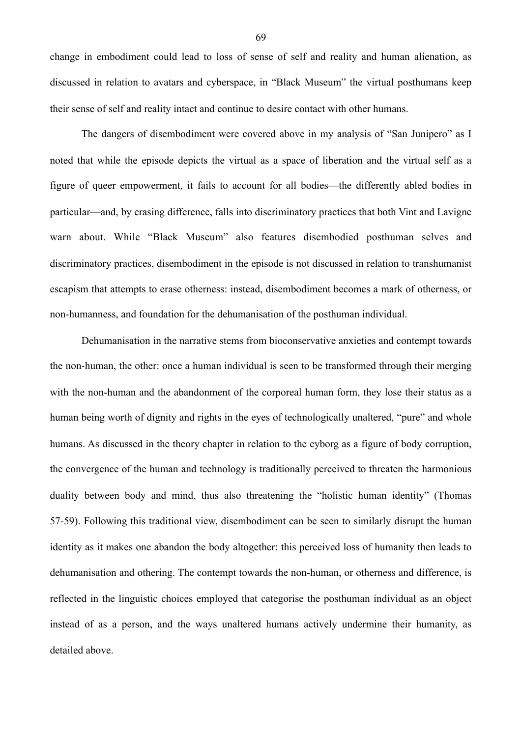change in embodiment could lead to loss of sense of self and reality and human alienation, as discussed in relation to avatars and cyberspace, in "Black Museum" the virtual posthumans keep their sense of self and reality intact and continue to desire contact with other humans.

The dangers of disembodiment were covered above in my analysis of "San Junipero" as I noted that while the episode depicts the virtual as a space of liberation and the virtual self as a figure of queer empowerment, it fails to account for all bodies—the differently abled bodies in particular—and, by erasing difference, falls into discriminatory practices that both Vint and Lavigne warn about. While "Black Museum" also features disembodied posthuman selves and discriminatory practices, disembodiment in the episode is not discussed in relation to transhumanist escapism that attempts to erase otherness: instead, disembodiment becomes a mark of otherness, or non-humanness, and foundation for the dehumanisation of the posthuman individual.

Dehumanisation in the narrative stems from bioconservative anxieties and contempt towards the non-human, the other: once a human individual is seen to be transformed through their merging with the non-human and the abandonment of the corporeal human form, they lose their status as a human being worth of dignity and rights in the eyes of technologically unaltered, "pure" and whole humans. As discussed in the theory chapter in relation to the cyborg as a figure of body corruption, the convergence of the human and technology is traditionally perceived to threaten the harmonious duality between body and mind, thus also threatening the "holistic human identity" (Thomas 57-59). Following this traditional view, disembodiment can be seen to similarly disrupt the human identity as it makes one abandon the body altogether: this perceived loss of humanity then leads to dehumanisation and othering. The contempt towards the non-human, or otherness and difference, is reflected in the linguistic choices employed that categorise the posthuman individual as an object instead of as a person, and the ways unaltered humans actively undermine their humanity, as detailed above.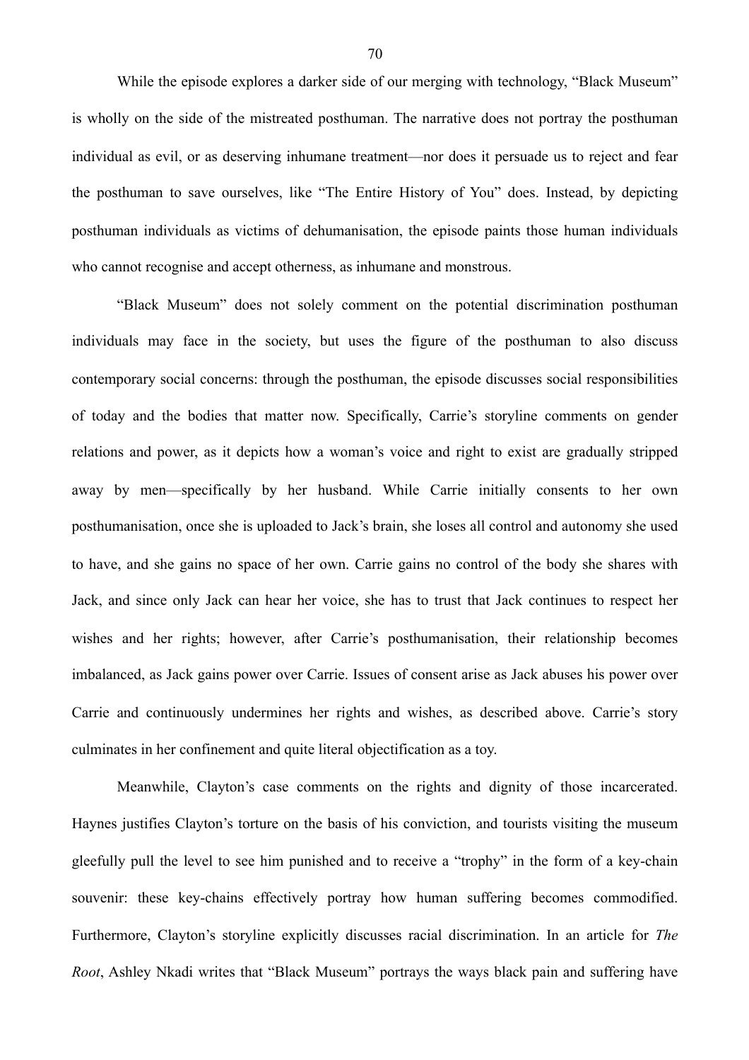While the episode explores a darker side of our merging with technology, "Black Museum" is wholly on the side of the mistreated posthuman. The narrative does not portray the posthuman individual as evil, or as deserving inhumane treatment—nor does it persuade us to reject and fear the posthuman to save ourselves, like "The Entire History of You" does. Instead, by depicting posthuman individuals as victims of dehumanisation, the episode paints those human individuals who cannot recognise and accept otherness, as inhumane and monstrous.

"Black Museum" does not solely comment on the potential discrimination posthuman individuals may face in the society, but uses the figure of the posthuman to also discuss contemporary social concerns: through the posthuman, the episode discusses social responsibilities of today and the bodies that matter now. Specifically, Carrie's storyline comments on gender relations and power, as it depicts how a woman's voice and right to exist are gradually stripped away by men—specifically by her husband. While Carrie initially consents to her own posthumanisation, once she is uploaded to Jack's brain, she loses all control and autonomy she used to have, and she gains no space of her own. Carrie gains no control of the body she shares with Jack, and since only Jack can hear her voice, she has to trust that Jack continues to respect her wishes and her rights; however, after Carrie's posthumanisation, their relationship becomes imbalanced, as Jack gains power over Carrie. Issues of consent arise as Jack abuses his power over Carrie and continuously undermines her rights and wishes, as described above. Carrie's story culminates in her confinement and quite literal objectification as a toy.

Meanwhile, Clayton's case comments on the rights and dignity of those incarcerated. Haynes justifies Clayton's torture on the basis of his conviction, and tourists visiting the museum gleefully pull the level to see him punished and to receive a "trophy" in the form of a key-chain souvenir: these key-chains effectively portray how human suffering becomes commodified. Furthermore, Clayton's storyline explicitly discusses racial discrimination. In an article for *The Root*, Ashley Nkadi writes that "Black Museum" portrays the ways black pain and suffering have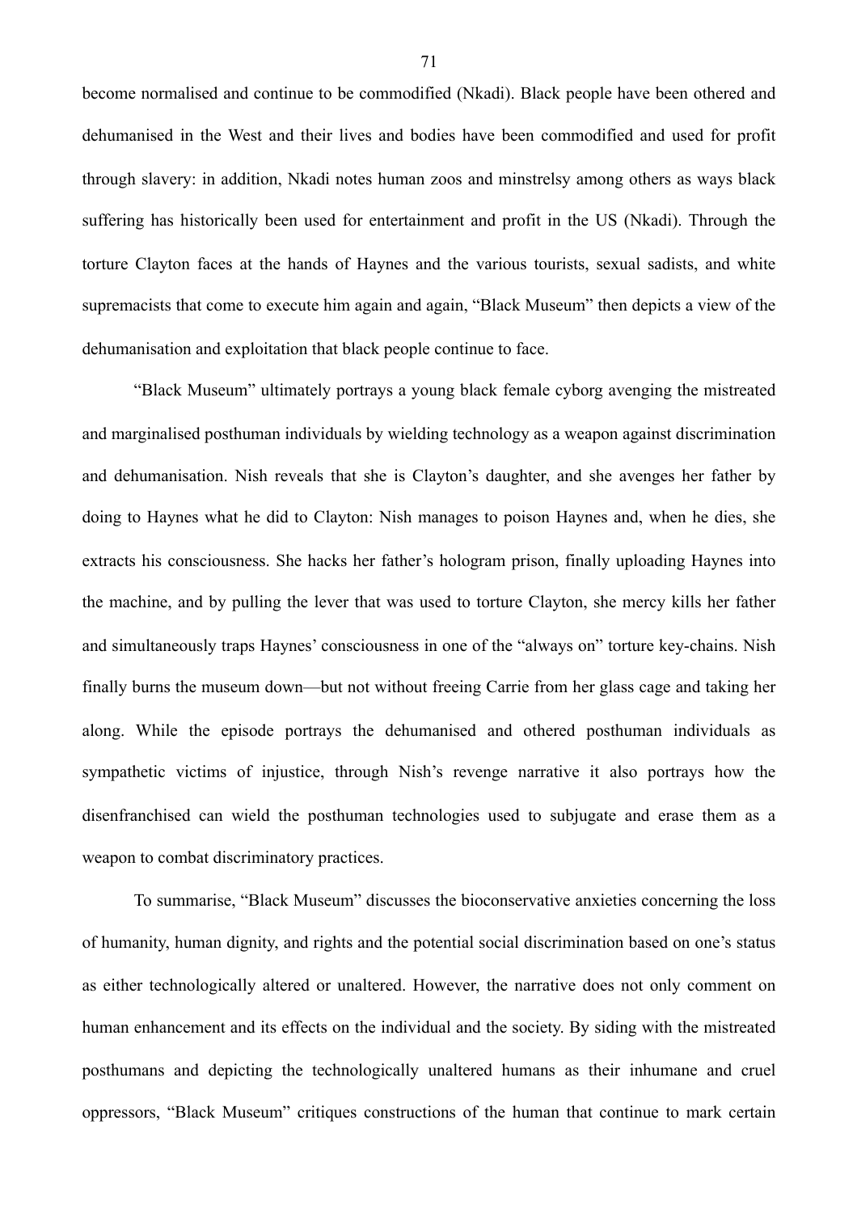become normalised and continue to be commodified (Nkadi). Black people have been othered and dehumanised in the West and their lives and bodies have been commodified and used for profit through slavery: in addition, Nkadi notes human zoos and minstrelsy among others as ways black suffering has historically been used for entertainment and profit in the US (Nkadi). Through the torture Clayton faces at the hands of Haynes and the various tourists, sexual sadists, and white supremacists that come to execute him again and again, "Black Museum" then depicts a view of the dehumanisation and exploitation that black people continue to face.

"Black Museum" ultimately portrays a young black female cyborg avenging the mistreated and marginalised posthuman individuals by wielding technology as a weapon against discrimination and dehumanisation. Nish reveals that she is Clayton's daughter, and she avenges her father by doing to Haynes what he did to Clayton: Nish manages to poison Haynes and, when he dies, she extracts his consciousness. She hacks her father's hologram prison, finally uploading Haynes into the machine, and by pulling the lever that was used to torture Clayton, she mercy kills her father and simultaneously traps Haynes' consciousness in one of the "always on" torture key-chains. Nish finally burns the museum down—but not without freeing Carrie from her glass cage and taking her along. While the episode portrays the dehumanised and othered posthuman individuals as sympathetic victims of injustice, through Nish's revenge narrative it also portrays how the disenfranchised can wield the posthuman technologies used to subjugate and erase them as a weapon to combat discriminatory practices.

To summarise, "Black Museum" discusses the bioconservative anxieties concerning the loss of humanity, human dignity, and rights and the potential social discrimination based on one's status as either technologically altered or unaltered. However, the narrative does not only comment on human enhancement and its effects on the individual and the society. By siding with the mistreated posthumans and depicting the technologically unaltered humans as their inhumane and cruel oppressors, "Black Museum" critiques constructions of the human that continue to mark certain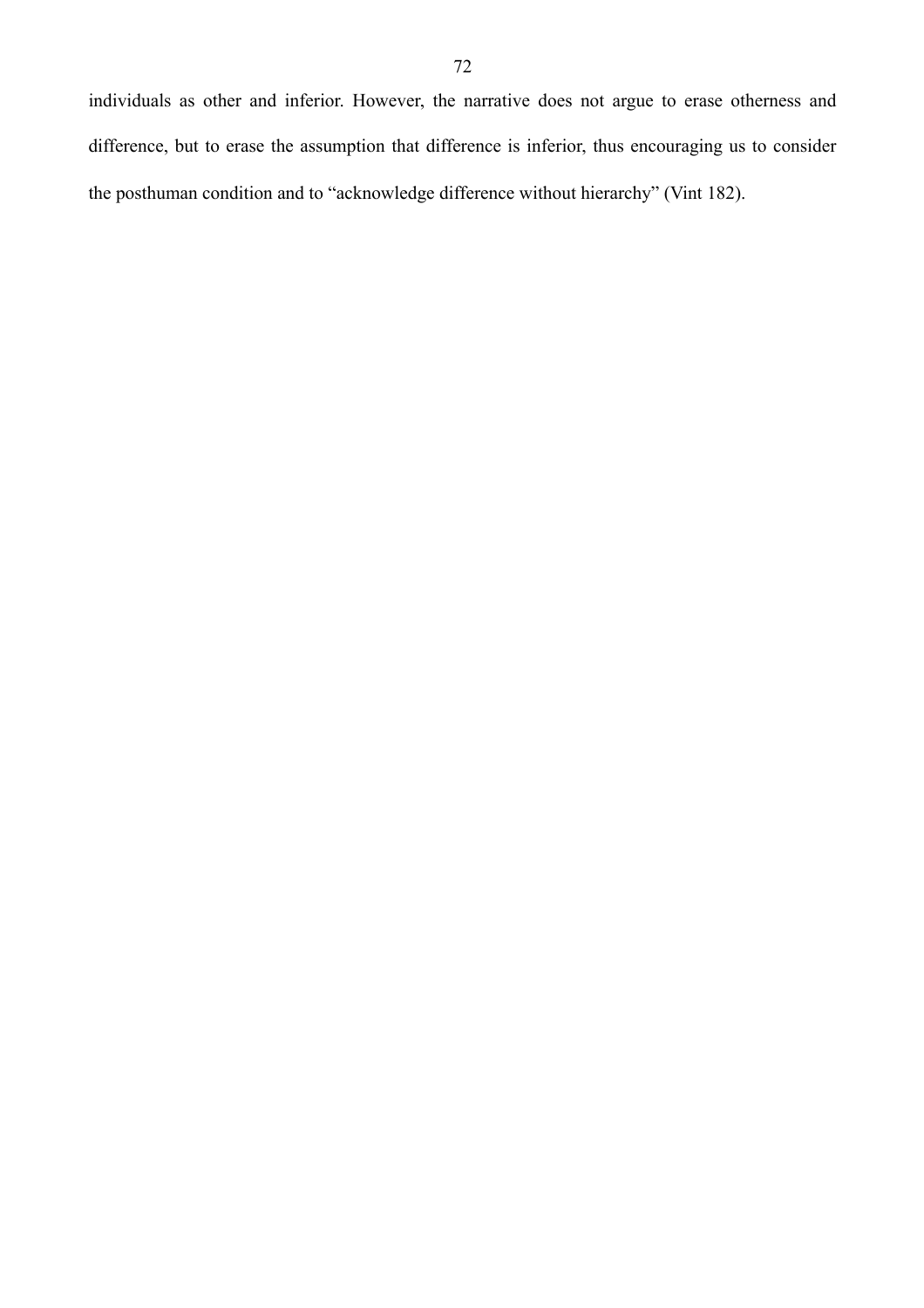individuals as other and inferior. However, the narrative does not argue to erase otherness and difference, but to erase the assumption that difference is inferior, thus encouraging us to consider the posthuman condition and to "acknowledge difference without hierarchy" (Vint 182).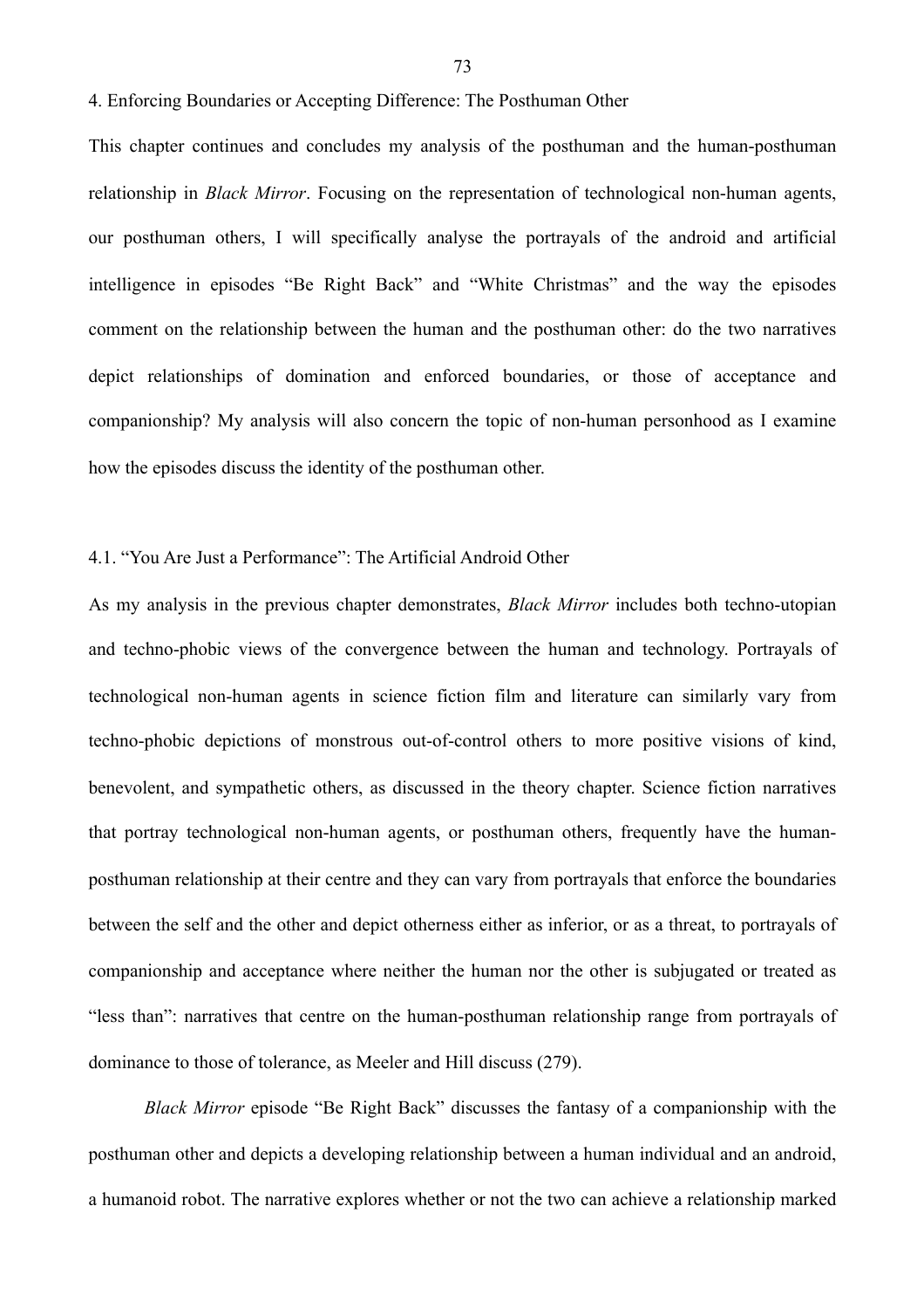# 4. Enforcing Boundaries or Accepting Difference: The Posthuman Other

This chapter continues and concludes my analysis of the posthuman and the human-posthuman relationship in *Black Mirror*. Focusing on the representation of technological non-human agents, our posthuman others, I will specifically analyse the portrayals of the android and artificial intelligence in episodes "Be Right Back" and "White Christmas" and the way the episodes comment on the relationship between the human and the posthuman other: do the two narratives depict relationships of domination and enforced boundaries, or those of acceptance and companionship? My analysis will also concern the topic of non-human personhood as I examine how the episodes discuss the identity of the posthuman other.

## 4.1. "You Are Just a Performance": The Artificial Android Other

As my analysis in the previous chapter demonstrates, *Black Mirror* includes both techno-utopian and techno-phobic views of the convergence between the human and technology. Portrayals of technological non-human agents in science fiction film and literature can similarly vary from techno-phobic depictions of monstrous out-of-control others to more positive visions of kind, benevolent, and sympathetic others, as discussed in the theory chapter. Science fiction narratives that portray technological non-human agents, or posthuman others, frequently have the human-posthuman relationship at their centre and they can vary from portrayals that enforce the boundaries between the self and the other and depict otherness either as inferior, or as a threat, to portrayals of companionship and acceptance where neither the human nor the other is subjugated or treated as "less than": narratives that centre on the human-posthuman relationship range from portrayals of dominance to those of tolerance, as Meeler and Hill discuss (279).

*Black Mirror* episode "Be Right Back" discusses the fantasy of a companionship with the posthuman other and depicts a developing relationship between a human individual and an android, a humanoid robot. The narrative explores whether or not the two can achieve a relationship marked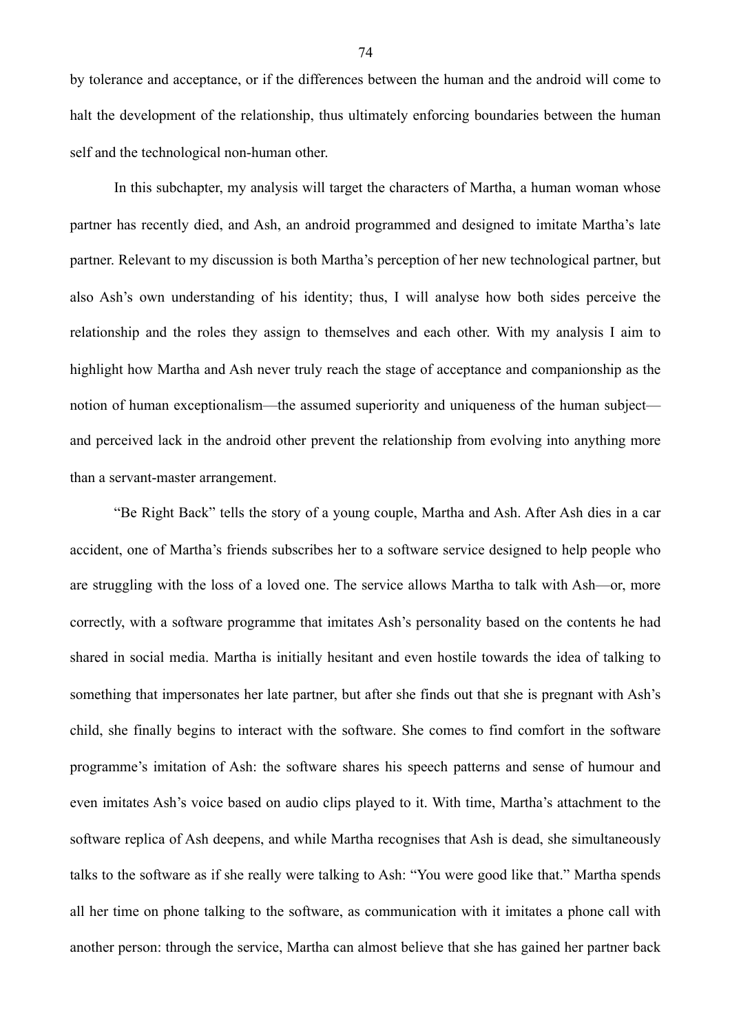by tolerance and acceptance, or if the differences between the human and the android will come to halt the development of the relationship, thus ultimately enforcing boundaries between the human self and the technological non-human other.

In this subchapter, my analysis will target the characters of Martha, a human woman whose partner has recently died, and Ash, an android programmed and designed to imitate Martha's late partner. Relevant to my discussion is both Martha's perception of her new technological partner, but also Ash's own understanding of his identity; thus, I will analyse how both sides perceive the relationship and the roles they assign to themselves and each other. With my analysis I aim to highlight how Martha and Ash never truly reach the stage of acceptance and companionship as the notion of human exceptionalism—the assumed superiority and uniqueness of the human subject—and perceived lack in the android other prevent the relationship from evolving into anything more than a servant-master arrangement.

"Be Right Back" tells the story of a young couple, Martha and Ash. After Ash dies in a car accident, one of Martha's friends subscribes her to a software service designed to help people who are struggling with the loss of a loved one. The service allows Martha to talk with Ash—or, more correctly, with a software programme that imitates Ash's personality based on the contents he had shared in social media. Martha is initially hesitant and even hostile towards the idea of talking to something that impersonates her late partner, but after she finds out that she is pregnant with Ash's child, she finally begins to interact with the software. She comes to find comfort in the software programme's imitation of Ash: the software shares his speech patterns and sense of humour and even imitates Ash's voice based on audio clips played to it. With time, Martha's attachment to the software replica of Ash deepens, and while Martha recognises that Ash is dead, she simultaneously talks to the software as if she really were talking to Ash: "You were good like that." Martha spends all her time on phone talking to the software, as communication with it imitates a phone call with another person: through the service, Martha can almost believe that she has gained her partner back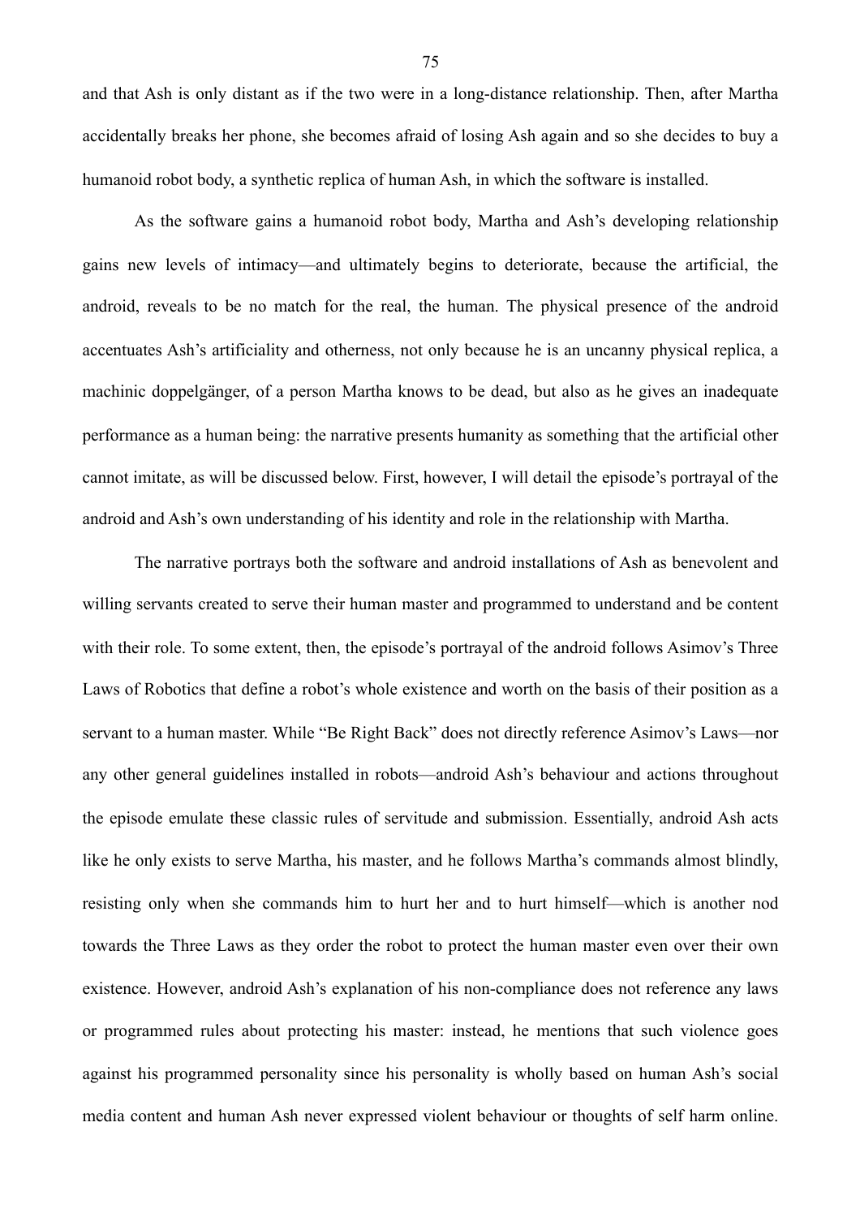and that Ash is only distant as if the two were in a long-distance relationship. Then, after Martha accidentally breaks her phone, she becomes afraid of losing Ash again and so she decides to buy a humanoid robot body, a synthetic replica of human Ash, in which the software is installed.

As the software gains a humanoid robot body, Martha and Ash's developing relationship gains new levels of intimacy—and ultimately begins to deteriorate, because the artificial, the android, reveals to be no match for the real, the human. The physical presence of the android accentuates Ash's artificiality and otherness, not only because he is an uncanny physical replica, a machinic doppelgänger, of a person Martha knows to be dead, but also as he gives an inadequate performance as a human being: the narrative presents humanity as something that the artificial other cannot imitate, as will be discussed below. First, however, I will detail the episode's portrayal of the android and Ash's own understanding of his identity and role in the relationship with Martha.

The narrative portrays both the software and android installations of Ash as benevolent and willing servants created to serve their human master and programmed to understand and be content with their role. To some extent, then, the episode's portrayal of the android follows Asimov's Three Laws of Robotics that define a robot's whole existence and worth on the basis of their position as a servant to a human master. While "Be Right Back" does not directly reference Asimov's Laws—nor any other general guidelines installed in robots—android Ash's behaviour and actions throughout the episode emulate these classic rules of servitude and submission. Essentially, android Ash acts like he only exists to serve Martha, his master, and he follows Martha's commands almost blindly, resisting only when she commands him to hurt her and to hurt himself—which is another nod towards the Three Laws as they order the robot to protect the human master even over their own existence. However, android Ash's explanation of his non-compliance does not reference any laws or programmed rules about protecting his master: instead, he mentions that such violence goes against his programmed personality since his personality is wholly based on human Ash's social media content and human Ash never expressed violent behaviour or thoughts of self harm online.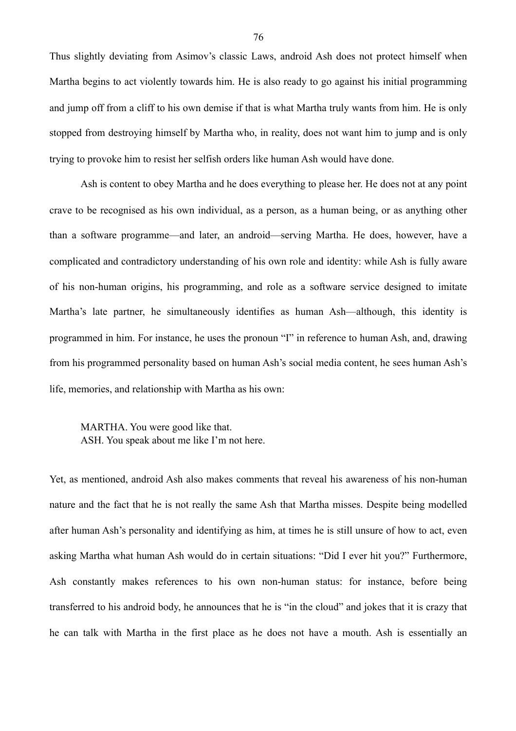Thus slightly deviating from Asimov's classic Laws, android Ash does not protect himself when Martha begins to act violently towards him. He is also ready to go against his initial programming and jump off from a cliff to his own demise if that is what Martha truly wants from him. He is only stopped from destroying himself by Martha who, in reality, does not want him to jump and is only trying to provoke him to resist her selfish orders like human Ash would have done.

Ash is content to obey Martha and he does everything to please her. He does not at any point crave to be recognised as his own individual, as a person, as a human being, or as anything other than a software programme—and later, an android—serving Martha. He does, however, have a complicated and contradictory understanding of his own role and identity: while Ash is fully aware of his non-human origins, his programming, and role as a software service designed to imitate Martha's late partner, he simultaneously identifies as human Ash—although, this identity is programmed in him. For instance, he uses the pronoun "I" in reference to human Ash, and, drawing from his programmed personality based on human Ash's social media content, he sees human Ash's life, memories, and relationship with Martha as his own:

> MARTHA. You were good like that.
> ASH. You speak about me like I'm not here.

Yet, as mentioned, android Ash also makes comments that reveal his awareness of his non-human nature and the fact that he is not really the same Ash that Martha misses. Despite being modelled after human Ash's personality and identifying as him, at times he is still unsure of how to act, even asking Martha what human Ash would do in certain situations: "Did I ever hit you?" Furthermore, Ash constantly makes references to his own non-human status: for instance, before being transferred to his android body, he announces that he is "in the cloud" and jokes that it is crazy that he can talk with Martha in the first place as he does not have a mouth. Ash is essentially an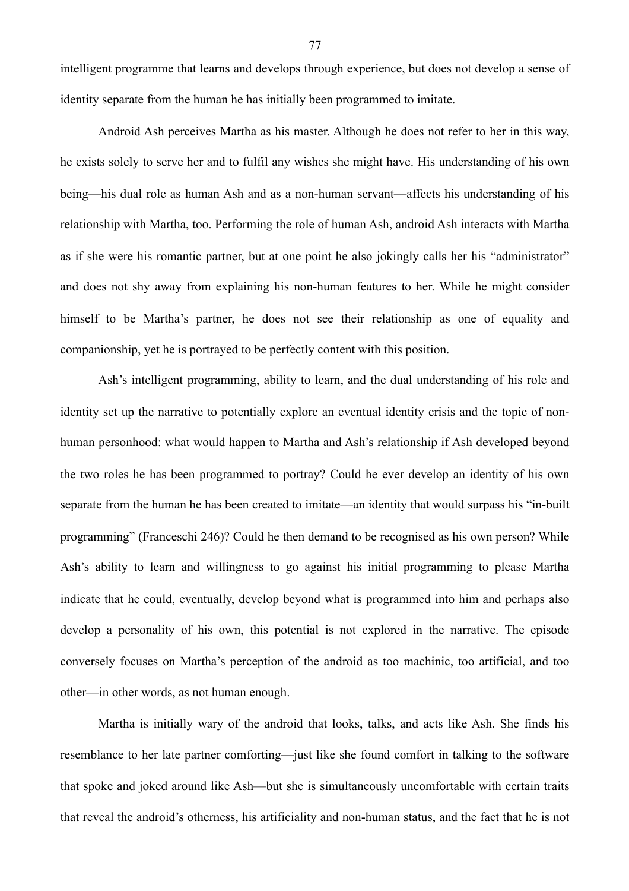intelligent programme that learns and develops through experience, but does not develop a sense of identity separate from the human he has initially been programmed to imitate.

Android Ash perceives Martha as his master. Although he does not refer to her in this way, he exists solely to serve her and to fulfil any wishes she might have. His understanding of his own being—his dual role as human Ash and as a non-human servant—affects his understanding of his relationship with Martha, too. Performing the role of human Ash, android Ash interacts with Martha as if she were his romantic partner, but at one point he also jokingly calls her his "administrator" and does not shy away from explaining his non-human features to her. While he might consider himself to be Martha's partner, he does not see their relationship as one of equality and companionship, yet he is portrayed to be perfectly content with this position.

Ash's intelligent programming, ability to learn, and the dual understanding of his role and identity set up the narrative to potentially explore an eventual identity crisis and the topic of non-human personhood: what would happen to Martha and Ash's relationship if Ash developed beyond the two roles he has been programmed to portray? Could he ever develop an identity of his own separate from the human he has been created to imitate—an identity that would surpass his "in-built programming" (Franceschi 246)? Could he then demand to be recognised as his own person? While Ash's ability to learn and willingness to go against his initial programming to please Martha indicate that he could, eventually, develop beyond what is programmed into him and perhaps also develop a personality of his own, this potential is not explored in the narrative. The episode conversely focuses on Martha's perception of the android as too machinic, too artificial, and too other—in other words, as not human enough.

Martha is initially wary of the android that looks, talks, and acts like Ash. She finds his resemblance to her late partner comforting—just like she found comfort in talking to the software that spoke and joked around like Ash—but she is simultaneously uncomfortable with certain traits that reveal the android's otherness, his artificiality and non-human status, and the fact that he is not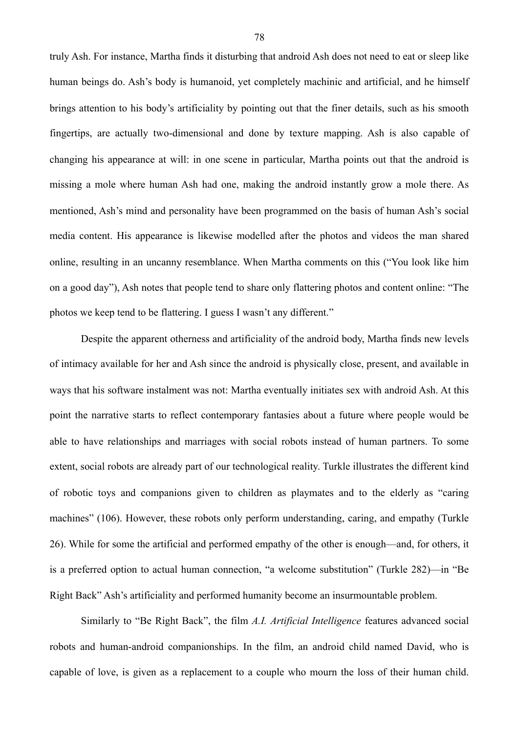truly Ash. For instance, Martha finds it disturbing that android Ash does not need to eat or sleep like human beings do. Ash's body is humanoid, yet completely machinic and artificial, and he himself brings attention to his body's artificiality by pointing out that the finer details, such as his smooth fingertips, are actually two-dimensional and done by texture mapping. Ash is also capable of changing his appearance at will: in one scene in particular, Martha points out that the android is missing a mole where human Ash had one, making the android instantly grow a mole there. As mentioned, Ash's mind and personality have been programmed on the basis of human Ash's social media content. His appearance is likewise modelled after the photos and videos the man shared online, resulting in an uncanny resemblance. When Martha comments on this ("You look like him on a good day"), Ash notes that people tend to share only flattering photos and content online: "The photos we keep tend to be flattering. I guess I wasn't any different."

Despite the apparent otherness and artificiality of the android body, Martha finds new levels of intimacy available for her and Ash since the android is physically close, present, and available in ways that his software instalment was not: Martha eventually initiates sex with android Ash. At this point the narrative starts to reflect contemporary fantasies about a future where people would be able to have relationships and marriages with social robots instead of human partners. To some extent, social robots are already part of our technological reality. Turkle illustrates the different kind of robotic toys and companions given to children as playmates and to the elderly as "caring machines" (106). However, these robots only perform understanding, caring, and empathy (Turkle 26). While for some the artificial and performed empathy of the other is enough—and, for others, it is a preferred option to actual human connection, "a welcome substitution" (Turkle 282)—in "Be Right Back" Ash's artificiality and performed humanity become an insurmountable problem.

Similarly to "Be Right Back", the film *A.I. Artificial Intelligence* features advanced social robots and human-android companionships. In the film, an android child named David, who is capable of love, is given as a replacement to a couple who mourn the loss of their human child.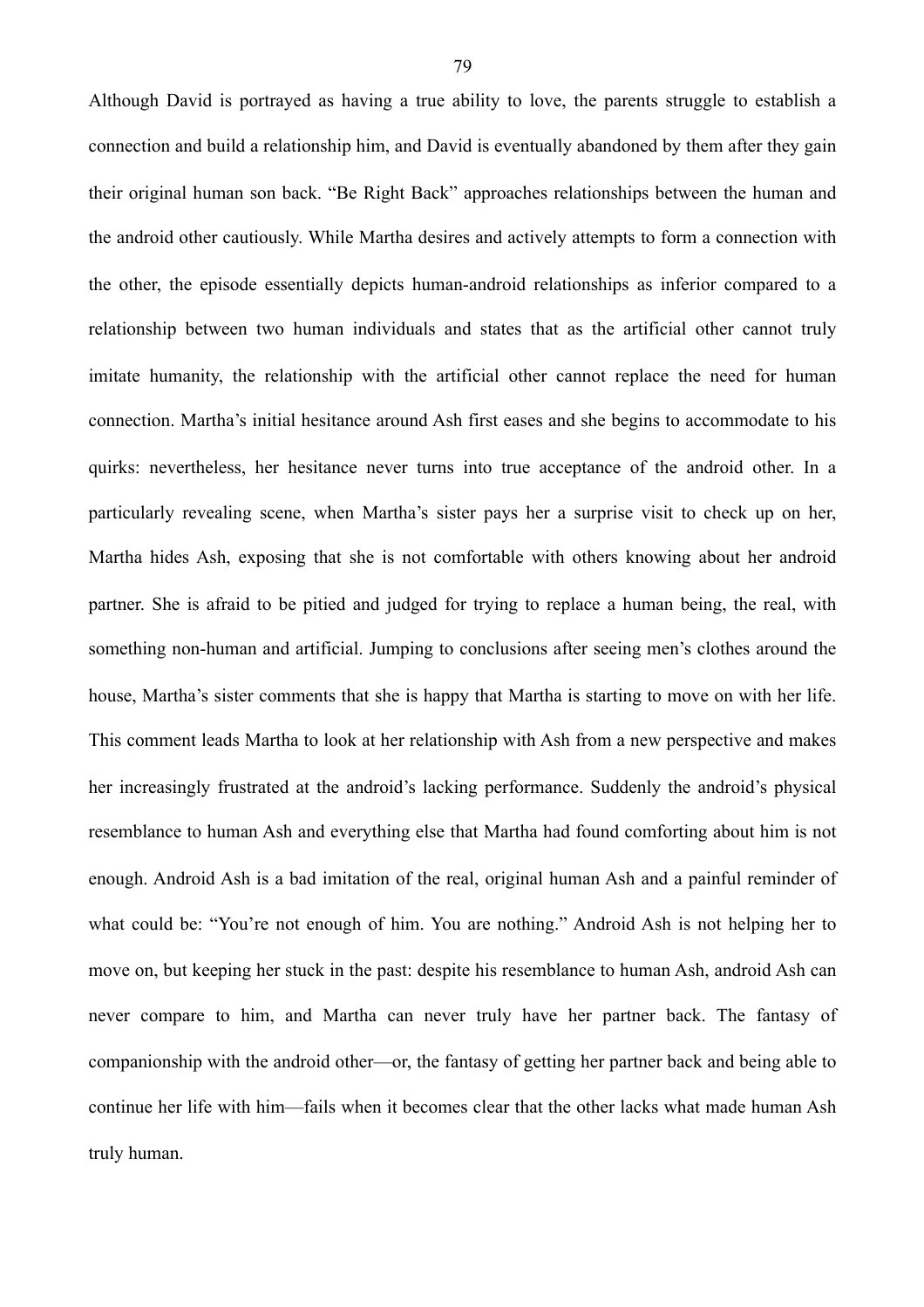Although David is portrayed as having a true ability to love, the parents struggle to establish a connection and build a relationship him, and David is eventually abandoned by them after they gain their original human son back. "Be Right Back" approaches relationships between the human and the android other cautiously. While Martha desires and actively attempts to form a connection with the other, the episode essentially depicts human-android relationships as inferior compared to a relationship between two human individuals and states that as the artificial other cannot truly imitate humanity, the relationship with the artificial other cannot replace the need for human connection. Martha's initial hesitance around Ash first eases and she begins to accommodate to his quirks: nevertheless, her hesitance never turns into true acceptance of the android other. In a particularly revealing scene, when Martha's sister pays her a surprise visit to check up on her, Martha hides Ash, exposing that she is not comfortable with others knowing about her android partner. She is afraid to be pitied and judged for trying to replace a human being, the real, with something non-human and artificial. Jumping to conclusions after seeing men's clothes around the house, Martha's sister comments that she is happy that Martha is starting to move on with her life. This comment leads Martha to look at her relationship with Ash from a new perspective and makes her increasingly frustrated at the android's lacking performance. Suddenly the android's physical resemblance to human Ash and everything else that Martha had found comforting about him is not enough. Android Ash is a bad imitation of the real, original human Ash and a painful reminder of what could be: "You're not enough of him. You are nothing." Android Ash is not helping her to move on, but keeping her stuck in the past: despite his resemblance to human Ash, android Ash can never compare to him, and Martha can never truly have her partner back. The fantasy of companionship with the android other—or, the fantasy of getting her partner back and being able to continue her life with him—fails when it becomes clear that the other lacks what made human Ash truly human.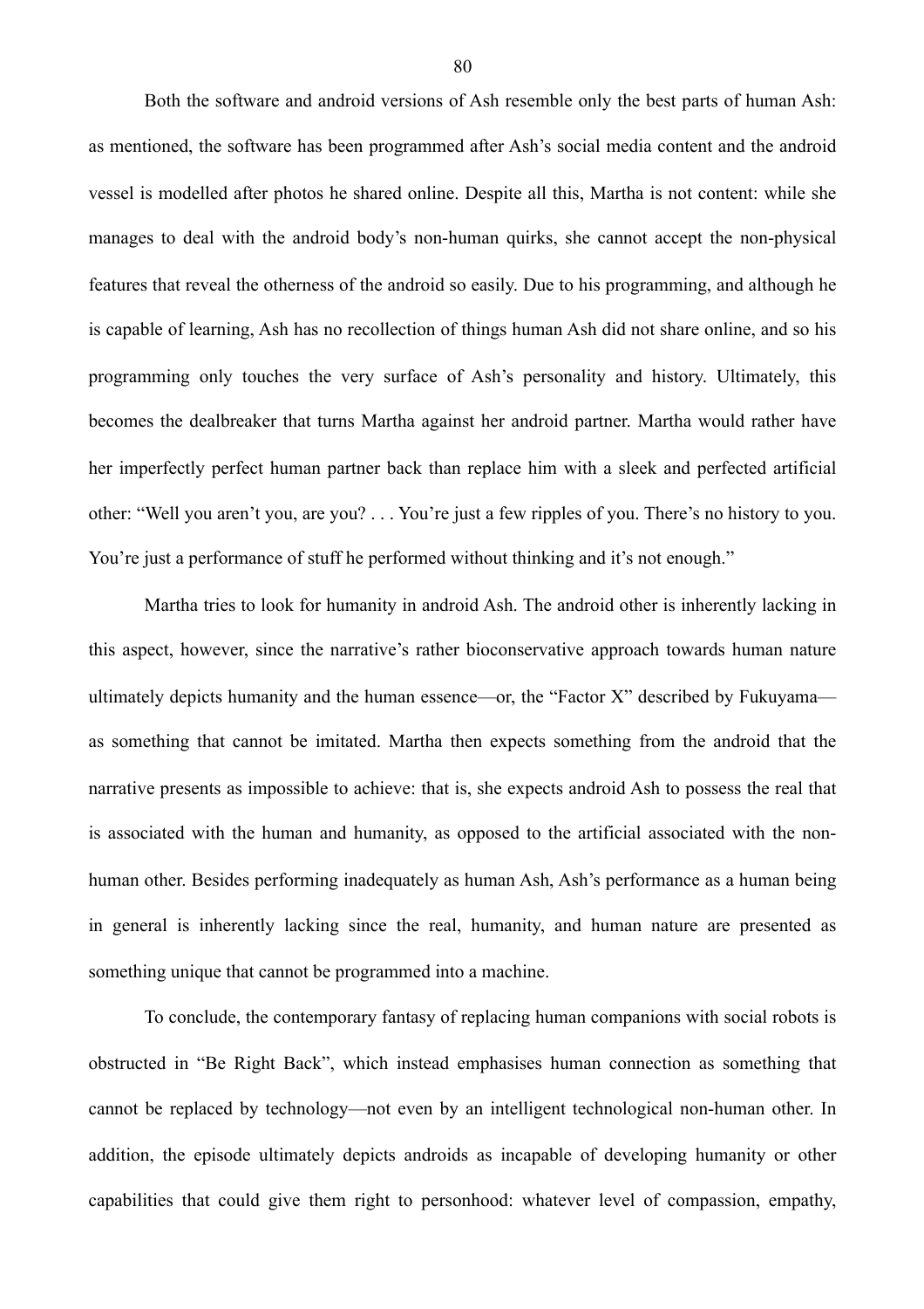Both the software and android versions of Ash resemble only the best parts of human Ash: as mentioned, the software has been programmed after Ash's social media content and the android vessel is modelled after photos he shared online. Despite all this, Martha is not content: while she manages to deal with the android body's non-human quirks, she cannot accept the non-physical features that reveal the otherness of the android so easily. Due to his programming, and although he is capable of learning, Ash has no recollection of things human Ash did not share online, and so his programming only touches the very surface of Ash's personality and history. Ultimately, this becomes the dealbreaker that turns Martha against her android partner. Martha would rather have her imperfectly perfect human partner back than replace him with a sleek and perfected artificial other: "Well you aren't you, are you? . . . You're just a few ripples of you. There's no history to you. You're just a performance of stuff he performed without thinking and it's not enough."

Martha tries to look for humanity in android Ash. The android other is inherently lacking in this aspect, however, since the narrative's rather bioconservative approach towards human nature ultimately depicts humanity and the human essence—or, the "Factor X" described by Fukuyama—as something that cannot be imitated. Martha then expects something from the android that the narrative presents as impossible to achieve: that is, she expects android Ash to possess the real that is associated with the human and humanity, as opposed to the artificial associated with the non-human other. Besides performing inadequately as human Ash, Ash's performance as a human being in general is inherently lacking since the real, humanity, and human nature are presented as something unique that cannot be programmed into a machine.

To conclude, the contemporary fantasy of replacing human companions with social robots is obstructed in "Be Right Back", which instead emphasises human connection as something that cannot be replaced by technology—not even by an intelligent technological non-human other. In addition, the episode ultimately depicts androids as incapable of developing humanity or other capabilities that could give them right to personhood: whatever level of compassion, empathy,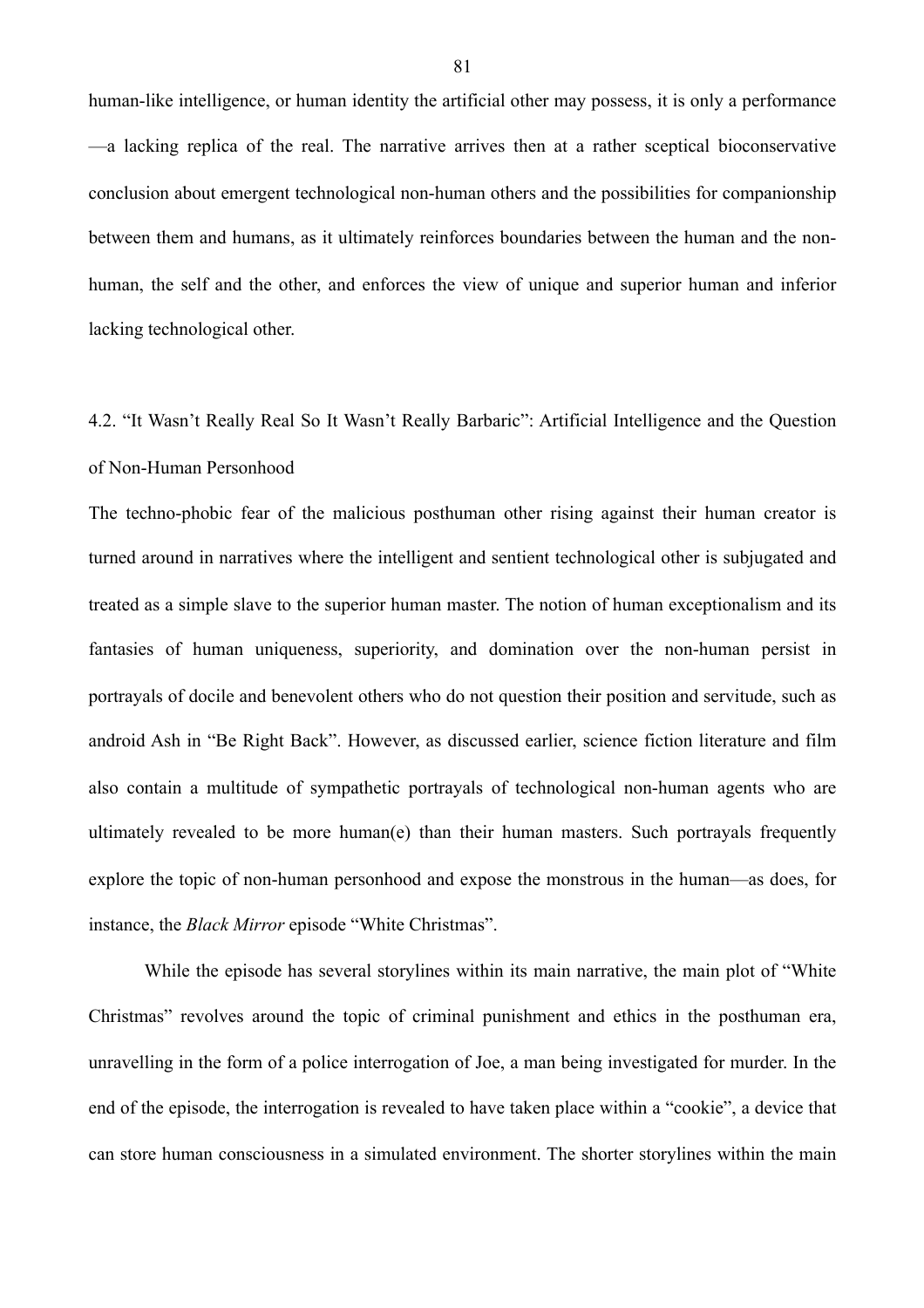human-like intelligence, or human identity the artificial other may possess, it is only a performance —a lacking replica of the real. The narrative arrives then at a rather sceptical bioconservative conclusion about emergent technological non-human others and the possibilities for companionship between them and humans, as it ultimately reinforces boundaries between the human and the non-human, the self and the other, and enforces the view of unique and superior human and inferior lacking technological other.

### 4.2. "It Wasn't Really Real So It Wasn't Really Barbaric": Artificial Intelligence and the Question of Non-Human Personhood

The techno-phobic fear of the malicious posthuman other rising against their human creator is turned around in narratives where the intelligent and sentient technological other is subjugated and treated as a simple slave to the superior human master. The notion of human exceptionalism and its fantasies of human uniqueness, superiority, and domination over the non-human persist in portrayals of docile and benevolent others who do not question their position and servitude, such as android Ash in "Be Right Back". However, as discussed earlier, science fiction literature and film also contain a multitude of sympathetic portrayals of technological non-human agents who are ultimately revealed to be more human(e) than their human masters. Such portrayals frequently explore the topic of non-human personhood and expose the monstrous in the human—as does, for instance, the *Black Mirror* episode "White Christmas".

While the episode has several storylines within its main narrative, the main plot of "White Christmas" revolves around the topic of criminal punishment and ethics in the posthuman era, unravelling in the form of a police interrogation of Joe, a man being investigated for murder. In the end of the episode, the interrogation is revealed to have taken place within a "cookie", a device that can store human consciousness in a simulated environment. The shorter storylines within the main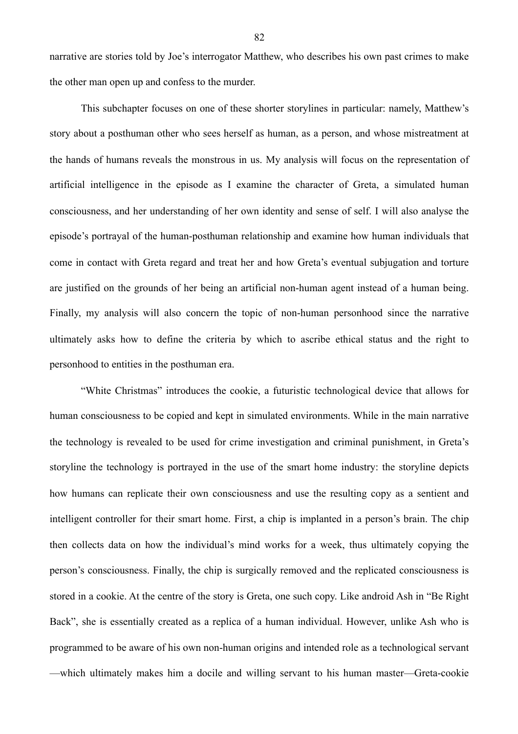narrative are stories told by Joe's interrogator Matthew, who describes his own past crimes to make the other man open up and confess to the murder.

This subchapter focuses on one of these shorter storylines in particular: namely, Matthew's story about a posthuman other who sees herself as human, as a person, and whose mistreatment at the hands of humans reveals the monstrous in us. My analysis will focus on the representation of artificial intelligence in the episode as I examine the character of Greta, a simulated human consciousness, and her understanding of her own identity and sense of self. I will also analyse the episode's portrayal of the human-posthuman relationship and examine how human individuals that come in contact with Greta regard and treat her and how Greta's eventual subjugation and torture are justified on the grounds of her being an artificial non-human agent instead of a human being. Finally, my analysis will also concern the topic of non-human personhood since the narrative ultimately asks how to define the criteria by which to ascribe ethical status and the right to personhood to entities in the posthuman era.

"White Christmas" introduces the cookie, a futuristic technological device that allows for human consciousness to be copied and kept in simulated environments. While in the main narrative the technology is revealed to be used for crime investigation and criminal punishment, in Greta's storyline the technology is portrayed in the use of the smart home industry: the storyline depicts how humans can replicate their own consciousness and use the resulting copy as a sentient and intelligent controller for their smart home. First, a chip is implanted in a person's brain. The chip then collects data on how the individual's mind works for a week, thus ultimately copying the person's consciousness. Finally, the chip is surgically removed and the replicated consciousness is stored in a cookie. At the centre of the story is Greta, one such copy. Like android Ash in "Be Right Back", she is essentially created as a replica of a human individual. However, unlike Ash who is programmed to be aware of his own non-human origins and intended role as a technological servant —which ultimately makes him a docile and willing servant to his human master—Greta-cookie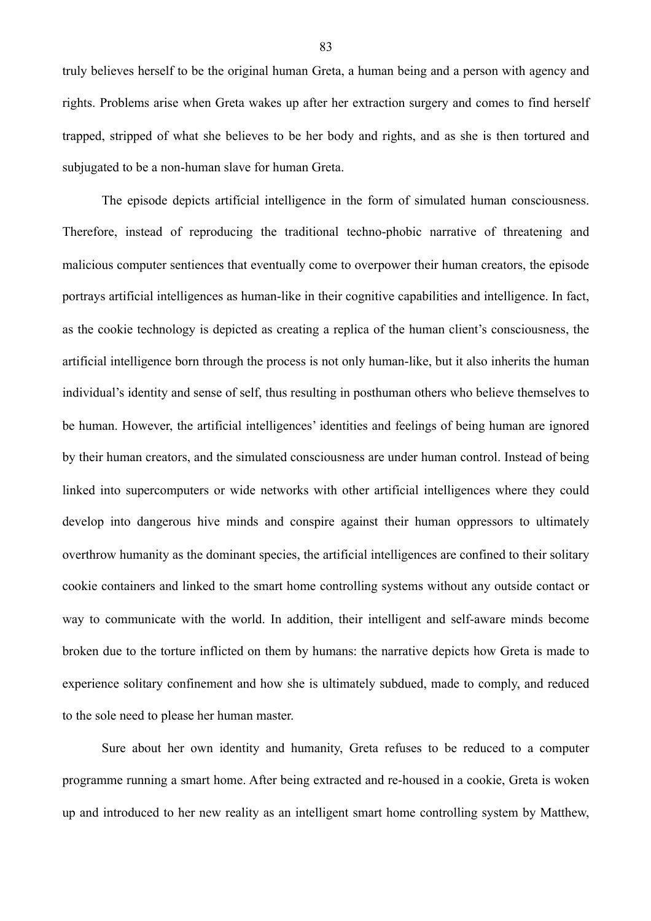truly believes herself to be the original human Greta, a human being and a person with agency and rights. Problems arise when Greta wakes up after her extraction surgery and comes to find herself trapped, stripped of what she believes to be her body and rights, and as she is then tortured and subjugated to be a non-human slave for human Greta.

The episode depicts artificial intelligence in the form of simulated human consciousness. Therefore, instead of reproducing the traditional techno-phobic narrative of threatening and malicious computer sentiences that eventually come to overpower their human creators, the episode portrays artificial intelligences as human-like in their cognitive capabilities and intelligence. In fact, as the cookie technology is depicted as creating a replica of the human client's consciousness, the artificial intelligence born through the process is not only human-like, but it also inherits the human individual's identity and sense of self, thus resulting in posthuman others who believe themselves to be human. However, the artificial intelligences' identities and feelings of being human are ignored by their human creators, and the simulated consciousness are under human control. Instead of being linked into supercomputers or wide networks with other artificial intelligences where they could develop into dangerous hive minds and conspire against their human oppressors to ultimately overthrow humanity as the dominant species, the artificial intelligences are confined to their solitary cookie containers and linked to the smart home controlling systems without any outside contact or way to communicate with the world. In addition, their intelligent and self-aware minds become broken due to the torture inflicted on them by humans: the narrative depicts how Greta is made to experience solitary confinement and how she is ultimately subdued, made to comply, and reduced to the sole need to please her human master.

Sure about her own identity and humanity, Greta refuses to be reduced to a computer programme running a smart home. After being extracted and re-housed in a cookie, Greta is woken up and introduced to her new reality as an intelligent smart home controlling system by Matthew,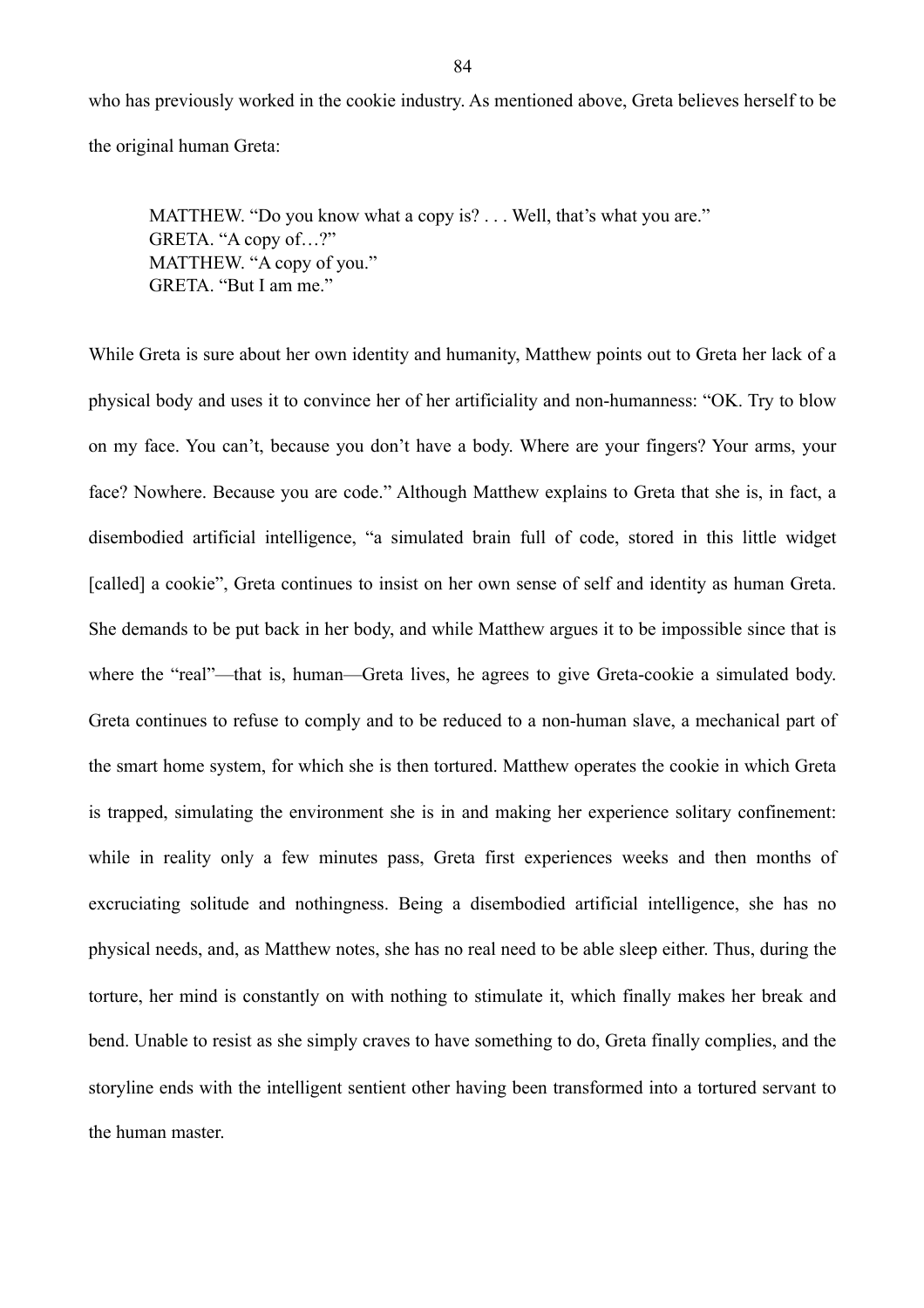who has previously worked in the cookie industry. As mentioned above, Greta believes herself to be the original human Greta:

> MATTHEW. "Do you know what a copy is? . . . Well, that's what you are."
> GRETA. "A copy of…?"
> MATTHEW. "A copy of you."
> GRETA. "But I am me."

While Greta is sure about her own identity and humanity, Matthew points out to Greta her lack of a physical body and uses it to convince her of her artificiality and non-humanness: "OK. Try to blow on my face. You can't, because you don't have a body. Where are your fingers? Your arms, your face? Nowhere. Because you are code." Although Matthew explains to Greta that she is, in fact, a disembodied artificial intelligence, "a simulated brain full of code, stored in this little widget [called] a cookie", Greta continues to insist on her own sense of self and identity as human Greta. She demands to be put back in her body, and while Matthew argues it to be impossible since that is where the "real"—that is, human—Greta lives, he agrees to give Greta-cookie a simulated body. Greta continues to refuse to comply and to be reduced to a non-human slave, a mechanical part of the smart home system, for which she is then tortured. Matthew operates the cookie in which Greta is trapped, simulating the environment she is in and making her experience solitary confinement: while in reality only a few minutes pass, Greta first experiences weeks and then months of excruciating solitude and nothingness. Being a disembodied artificial intelligence, she has no physical needs, and, as Matthew notes, she has no real need to be able sleep either. Thus, during the torture, her mind is constantly on with nothing to stimulate it, which finally makes her break and bend. Unable to resist as she simply craves to have something to do, Greta finally complies, and the storyline ends with the intelligent sentient other having been transformed into a tortured servant to the human master.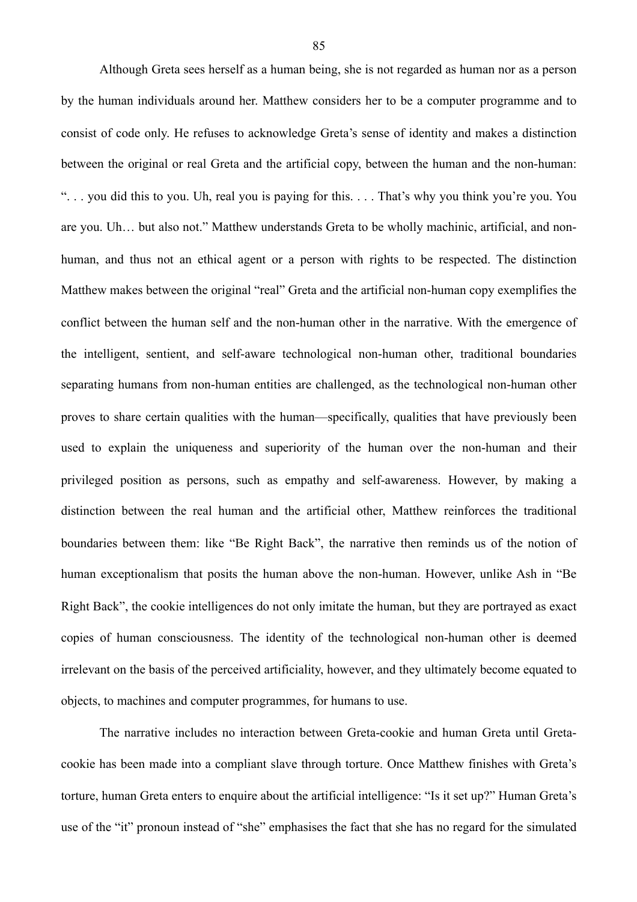Although Greta sees herself as a human being, she is not regarded as human nor as a person by the human individuals around her. Matthew considers her to be a computer programme and to consist of code only. He refuses to acknowledge Greta's sense of identity and makes a distinction between the original or real Greta and the artificial copy, between the human and the non-human: ". . . you did this to you. Uh, real you is paying for this. . . . That's why you think you're you. You are you. Uh… but also not." Matthew understands Greta to be wholly machinic, artificial, and non-human, and thus not an ethical agent or a person with rights to be respected. The distinction Matthew makes between the original "real" Greta and the artificial non-human copy exemplifies the conflict between the human self and the non-human other in the narrative. With the emergence of the intelligent, sentient, and self-aware technological non-human other, traditional boundaries separating humans from non-human entities are challenged, as the technological non-human other proves to share certain qualities with the human—specifically, qualities that have previously been used to explain the uniqueness and superiority of the human over the non-human and their privileged position as persons, such as empathy and self-awareness. However, by making a distinction between the real human and the artificial other, Matthew reinforces the traditional boundaries between them: like "Be Right Back", the narrative then reminds us of the notion of human exceptionalism that posits the human above the non-human. However, unlike Ash in "Be Right Back", the cookie intelligences do not only imitate the human, but they are portrayed as exact copies of human consciousness. The identity of the technological non-human other is deemed irrelevant on the basis of the perceived artificiality, however, and they ultimately become equated to objects, to machines and computer programmes, for humans to use.

The narrative includes no interaction between Greta-cookie and human Greta until Greta-cookie has been made into a compliant slave through torture. Once Matthew finishes with Greta's torture, human Greta enters to enquire about the artificial intelligence: "Is it set up?" Human Greta's use of the "it" pronoun instead of "she" emphasises the fact that she has no regard for the simulated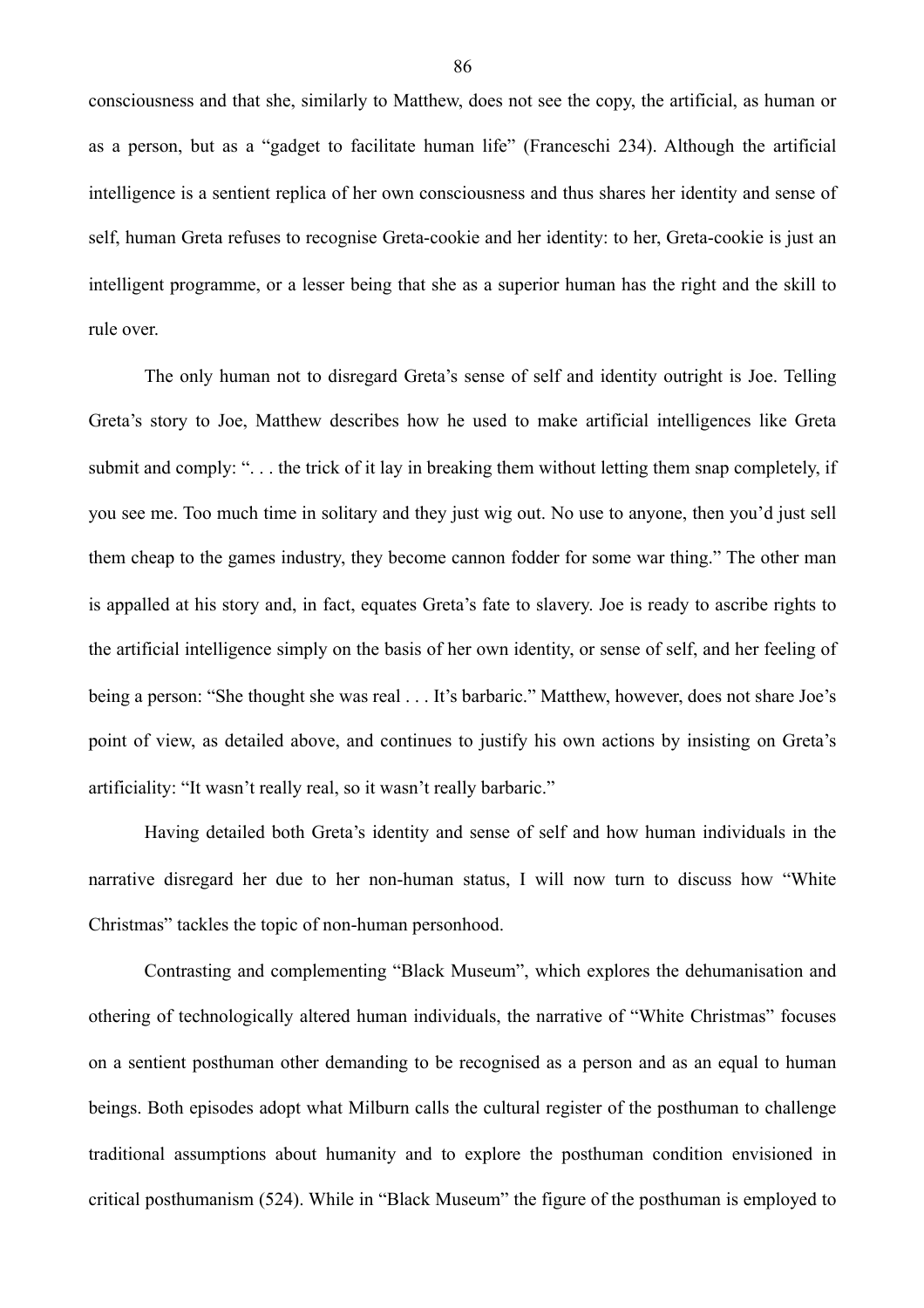consciousness and that she, similarly to Matthew, does not see the copy, the artificial, as human or as a person, but as a "gadget to facilitate human life" (Franceschi 234). Although the artificial intelligence is a sentient replica of her own consciousness and thus shares her identity and sense of self, human Greta refuses to recognise Greta-cookie and her identity: to her, Greta-cookie is just an intelligent programme, or a lesser being that she as a superior human has the right and the skill to rule over.

The only human not to disregard Greta's sense of self and identity outright is Joe. Telling Greta's story to Joe, Matthew describes how he used to make artificial intelligences like Greta submit and comply: ". . . the trick of it lay in breaking them without letting them snap completely, if you see me. Too much time in solitary and they just wig out. No use to anyone, then you'd just sell them cheap to the games industry, they become cannon fodder for some war thing." The other man is appalled at his story and, in fact, equates Greta's fate to slavery. Joe is ready to ascribe rights to the artificial intelligence simply on the basis of her own identity, or sense of self, and her feeling of being a person: "She thought she was real . . . It's barbaric." Matthew, however, does not share Joe's point of view, as detailed above, and continues to justify his own actions by insisting on Greta's artificiality: "It wasn't really real, so it wasn't really barbaric."

Having detailed both Greta's identity and sense of self and how human individuals in the narrative disregard her due to her non-human status, I will now turn to discuss how "White Christmas" tackles the topic of non-human personhood.

Contrasting and complementing "Black Museum", which explores the dehumanisation and othering of technologically altered human individuals, the narrative of "White Christmas" focuses on a sentient posthuman other demanding to be recognised as a person and as an equal to human beings. Both episodes adopt what Milburn calls the cultural register of the posthuman to challenge traditional assumptions about humanity and to explore the posthuman condition envisioned in critical posthumanism (524). While in "Black Museum" the figure of the posthuman is employed to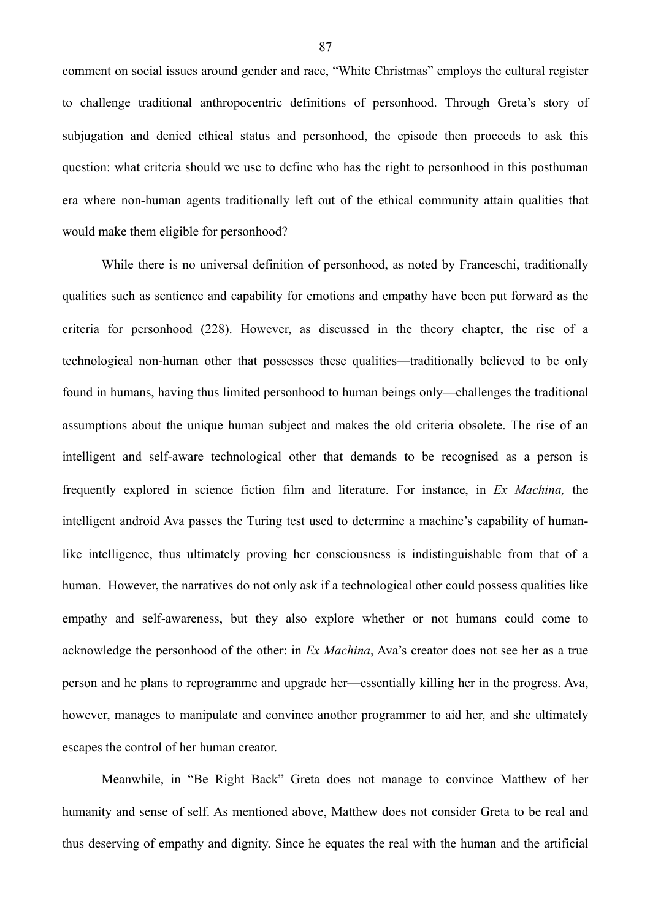comment on social issues around gender and race, "White Christmas" employs the cultural register to challenge traditional anthropocentric definitions of personhood. Through Greta's story of subjugation and denied ethical status and personhood, the episode then proceeds to ask this question: what criteria should we use to define who has the right to personhood in this posthuman era where non-human agents traditionally left out of the ethical community attain qualities that would make them eligible for personhood?

While there is no universal definition of personhood, as noted by Franceschi, traditionally qualities such as sentience and capability for emotions and empathy have been put forward as the criteria for personhood (228). However, as discussed in the theory chapter, the rise of a technological non-human other that possesses these qualities—traditionally believed to be only found in humans, having thus limited personhood to human beings only—challenges the traditional assumptions about the unique human subject and makes the old criteria obsolete. The rise of an intelligent and self-aware technological other that demands to be recognised as a person is frequently explored in science fiction film and literature. For instance, in *Ex Machina,* the intelligent android Ava passes the Turing test used to determine a machine's capability of human-like intelligence, thus ultimately proving her consciousness is indistinguishable from that of a human. However, the narratives do not only ask if a technological other could possess qualities like empathy and self-awareness, but they also explore whether or not humans could come to acknowledge the personhood of the other: in *Ex Machina*, Ava's creator does not see her as a true person and he plans to reprogramme and upgrade her—essentially killing her in the progress. Ava, however, manages to manipulate and convince another programmer to aid her, and she ultimately escapes the control of her human creator.

Meanwhile, in "Be Right Back" Greta does not manage to convince Matthew of her humanity and sense of self. As mentioned above, Matthew does not consider Greta to be real and thus deserving of empathy and dignity. Since he equates the real with the human and the artificial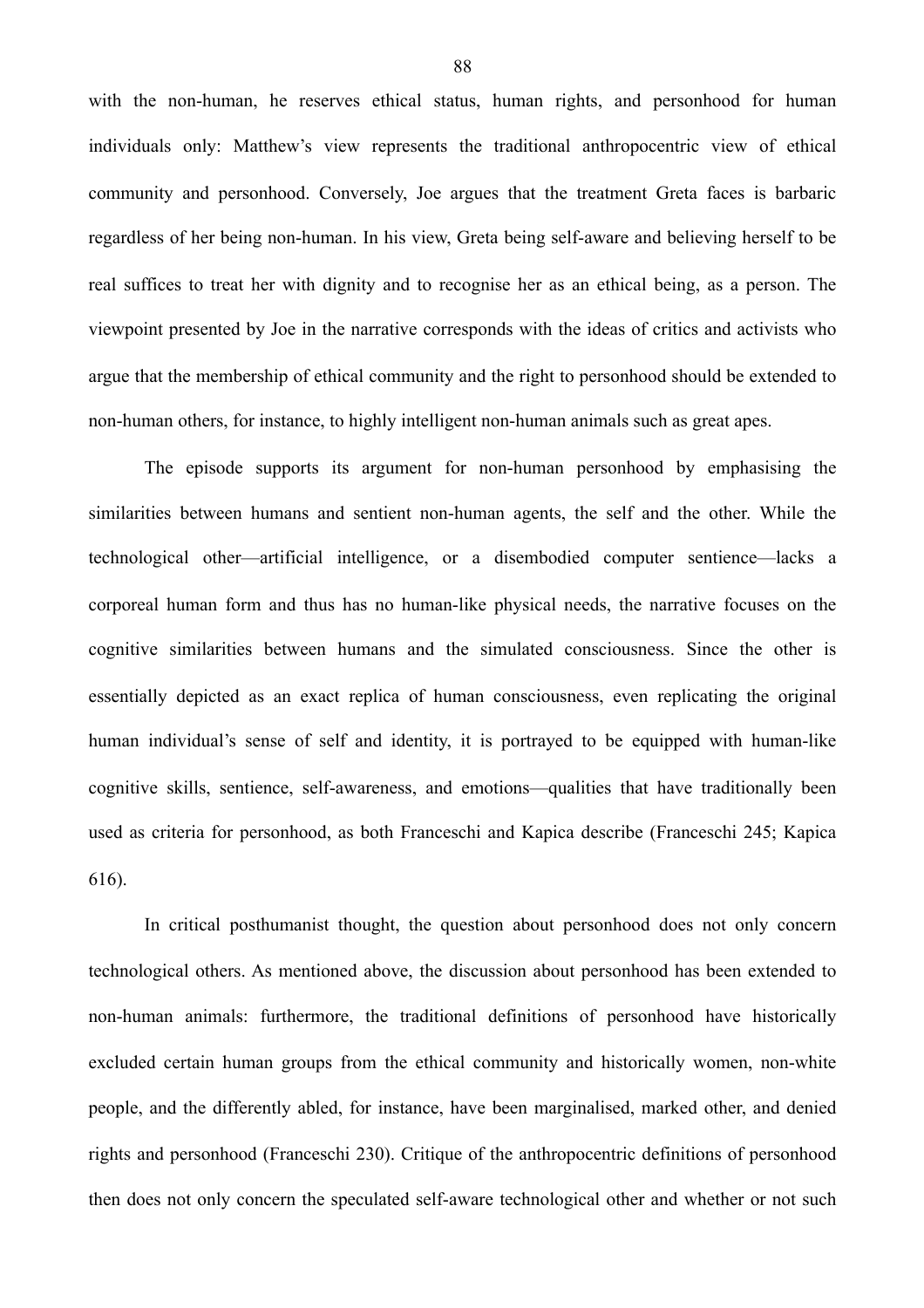with the non-human, he reserves ethical status, human rights, and personhood for human individuals only: Matthew's view represents the traditional anthropocentric view of ethical community and personhood. Conversely, Joe argues that the treatment Greta faces is barbaric regardless of her being non-human. In his view, Greta being self-aware and believing herself to be real suffices to treat her with dignity and to recognise her as an ethical being, as a person. The viewpoint presented by Joe in the narrative corresponds with the ideas of critics and activists who argue that the membership of ethical community and the right to personhood should be extended to non-human others, for instance, to highly intelligent non-human animals such as great apes.

The episode supports its argument for non-human personhood by emphasising the similarities between humans and sentient non-human agents, the self and the other. While the technological other—artificial intelligence, or a disembodied computer sentience—lacks a corporeal human form and thus has no human-like physical needs, the narrative focuses on the cognitive similarities between humans and the simulated consciousness. Since the other is essentially depicted as an exact replica of human consciousness, even replicating the original human individual's sense of self and identity, it is portrayed to be equipped with human-like cognitive skills, sentience, self-awareness, and emotions—qualities that have traditionally been used as criteria for personhood, as both Franceschi and Kapica describe (Franceschi 245; Kapica 616).

In critical posthumanist thought, the question about personhood does not only concern technological others. As mentioned above, the discussion about personhood has been extended to non-human animals: furthermore, the traditional definitions of personhood have historically excluded certain human groups from the ethical community and historically women, non-white people, and the differently abled, for instance, have been marginalised, marked other, and denied rights and personhood (Franceschi 230). Critique of the anthropocentric definitions of personhood then does not only concern the speculated self-aware technological other and whether or not such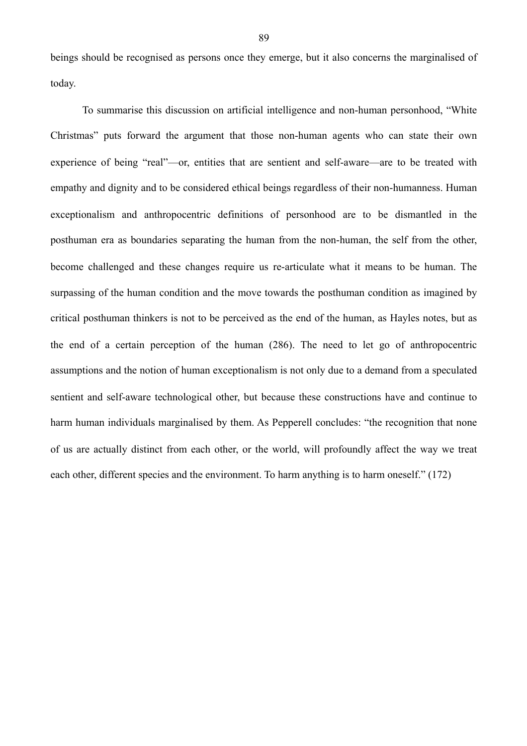beings should be recognised as persons once they emerge, but it also concerns the marginalised of today.

To summarise this discussion on artificial intelligence and non-human personhood, “White Christmas” puts forward the argument that those non-human agents who can state their own experience of being “real”—or, entities that are sentient and self-aware—are to be treated with empathy and dignity and to be considered ethical beings regardless of their non-humanness. Human exceptionalism and anthropocentric definitions of personhood are to be dismantled in the posthuman era as boundaries separating the human from the non-human, the self from the other, become challenged and these changes require us re-articulate what it means to be human. The surpassing of the human condition and the move towards the posthuman condition as imagined by critical posthuman thinkers is not to be perceived as the end of the human, as Hayles notes, but as the end of a certain perception of the human (286). The need to let go of anthropocentric assumptions and the notion of human exceptionalism is not only due to a demand from a speculated sentient and self-aware technological other, but because these constructions have and continue to harm human individuals marginalised by them. As Pepperell concludes: “the recognition that none of us are actually distinct from each other, or the world, will profoundly affect the way we treat each other, different species and the environment. To harm anything is to harm oneself.” (172)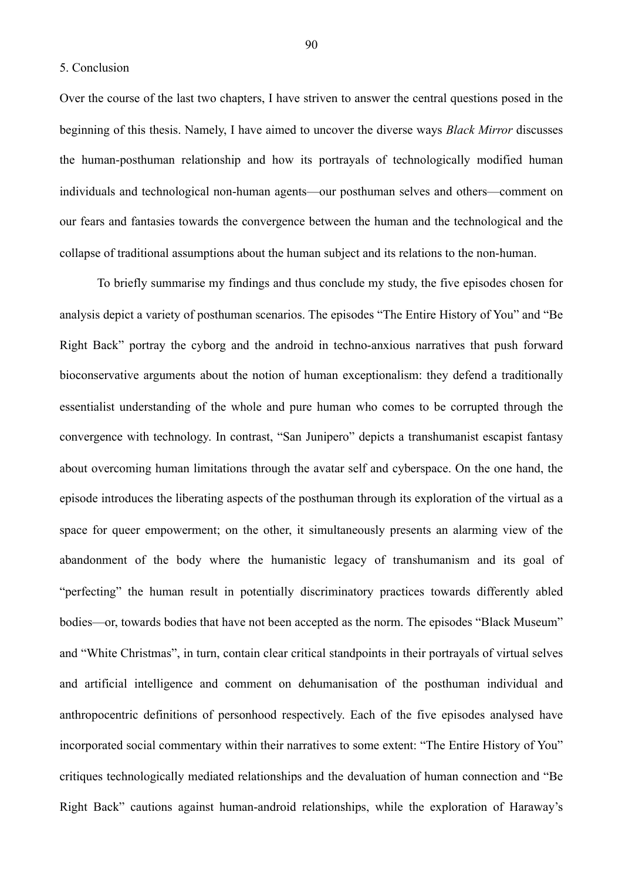# 5. Conclusion

Over the course of the last two chapters, I have striven to answer the central questions posed in the beginning of this thesis. Namely, I have aimed to uncover the diverse ways *Black Mirror* discusses the human-posthuman relationship and how its portrayals of technologically modified human individuals and technological non-human agents—our posthuman selves and others—comment on our fears and fantasies towards the convergence between the human and the technological and the collapse of traditional assumptions about the human subject and its relations to the non-human.

To briefly summarise my findings and thus conclude my study, the five episodes chosen for analysis depict a variety of posthuman scenarios. The episodes "The Entire History of You" and "Be Right Back" portray the cyborg and the android in techno-anxious narratives that push forward bioconservative arguments about the notion of human exceptionalism: they defend a traditionally essentialist understanding of the whole and pure human who comes to be corrupted through the convergence with technology. In contrast, "San Junipero" depicts a transhumanist escapist fantasy about overcoming human limitations through the avatar self and cyberspace. On the one hand, the episode introduces the liberating aspects of the posthuman through its exploration of the virtual as a space for queer empowerment; on the other, it simultaneously presents an alarming view of the abandonment of the body where the humanistic legacy of transhumanism and its goal of "perfecting" the human result in potentially discriminatory practices towards differently abled bodies—or, towards bodies that have not been accepted as the norm. The episodes "Black Museum" and "White Christmas", in turn, contain clear critical standpoints in their portrayals of virtual selves and artificial intelligence and comment on dehumanisation of the posthuman individual and anthropocentric definitions of personhood respectively. Each of the five episodes analysed have incorporated social commentary within their narratives to some extent: "The Entire History of You" critiques technologically mediated relationships and the devaluation of human connection and "Be Right Back" cautions against human-android relationships, while the exploration of Haraway's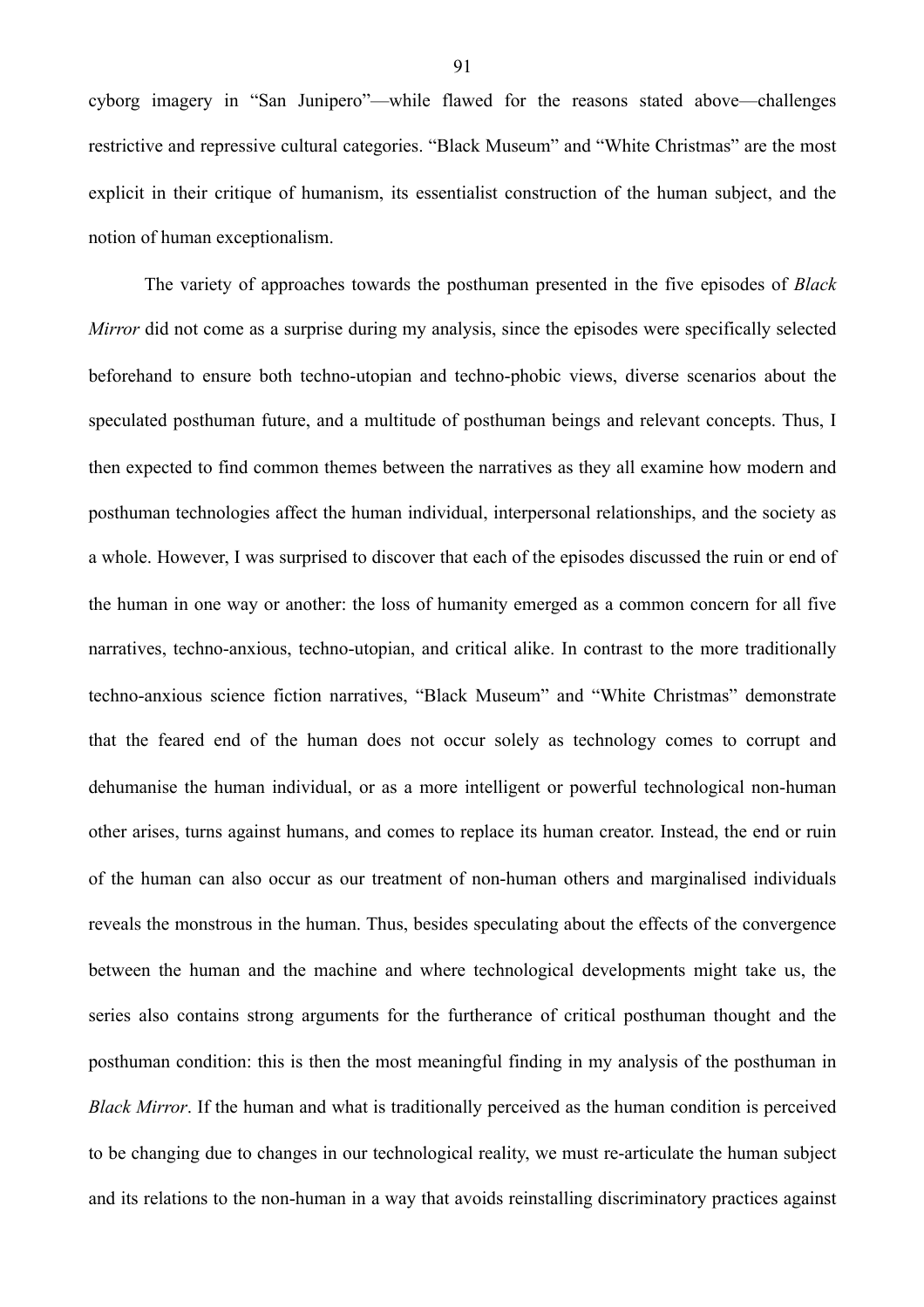cyborg imagery in "San Junipero"—while flawed for the reasons stated above—challenges restrictive and repressive cultural categories. "Black Museum" and "White Christmas" are the most explicit in their critique of humanism, its essentialist construction of the human subject, and the notion of human exceptionalism.

The variety of approaches towards the posthuman presented in the five episodes of *Black Mirror* did not come as a surprise during my analysis, since the episodes were specifically selected beforehand to ensure both techno-utopian and techno-phobic views, diverse scenarios about the speculated posthuman future, and a multitude of posthuman beings and relevant concepts. Thus, I then expected to find common themes between the narratives as they all examine how modern and posthuman technologies affect the human individual, interpersonal relationships, and the society as a whole. However, I was surprised to discover that each of the episodes discussed the ruin or end of the human in one way or another: the loss of humanity emerged as a common concern for all five narratives, techno-anxious, techno-utopian, and critical alike. In contrast to the more traditionally techno-anxious science fiction narratives, "Black Museum" and "White Christmas" demonstrate that the feared end of the human does not occur solely as technology comes to corrupt and dehumanise the human individual, or as a more intelligent or powerful technological non-human other arises, turns against humans, and comes to replace its human creator. Instead, the end or ruin of the human can also occur as our treatment of non-human others and marginalised individuals reveals the monstrous in the human. Thus, besides speculating about the effects of the convergence between the human and the machine and where technological developments might take us, the series also contains strong arguments for the furtherance of critical posthuman thought and the posthuman condition: this is then the most meaningful finding in my analysis of the posthuman in *Black Mirror*. If the human and what is traditionally perceived as the human condition is perceived to be changing due to changes in our technological reality, we must re-articulate the human subject and its relations to the non-human in a way that avoids reinstalling discriminatory practices against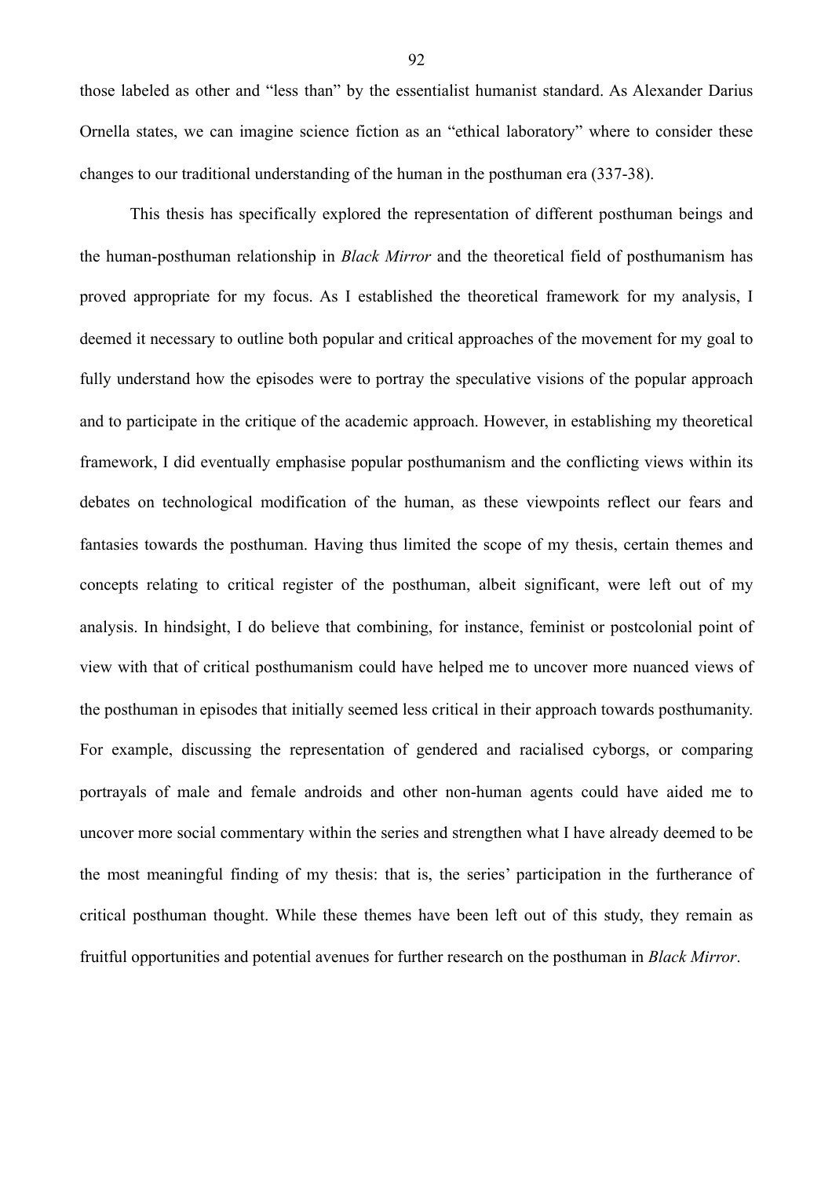those labeled as other and "less than" by the essentialist humanist standard. As Alexander Darius Ornella states, we can imagine science fiction as an "ethical laboratory" where to consider these changes to our traditional understanding of the human in the posthuman era (337-38).

This thesis has specifically explored the representation of different posthuman beings and the human-posthuman relationship in *Black Mirror* and the theoretical field of posthumanism has proved appropriate for my focus. As I established the theoretical framework for my analysis, I deemed it necessary to outline both popular and critical approaches of the movement for my goal to fully understand how the episodes were to portray the speculative visions of the popular approach and to participate in the critique of the academic approach. However, in establishing my theoretical framework, I did eventually emphasise popular posthumanism and the conflicting views within its debates on technological modification of the human, as these viewpoints reflect our fears and fantasies towards the posthuman. Having thus limited the scope of my thesis, certain themes and concepts relating to critical register of the posthuman, albeit significant, were left out of my analysis. In hindsight, I do believe that combining, for instance, feminist or postcolonial point of view with that of critical posthumanism could have helped me to uncover more nuanced views of the posthuman in episodes that initially seemed less critical in their approach towards posthumanity. For example, discussing the representation of gendered and racialised cyborgs, or comparing portrayals of male and female androids and other non-human agents could have aided me to uncover more social commentary within the series and strengthen what I have already deemed to be the most meaningful finding of my thesis: that is, the series' participation in the furtherance of critical posthuman thought. While these themes have been left out of this study, they remain as fruitful opportunities and potential avenues for further research on the posthuman in *Black Mirror*.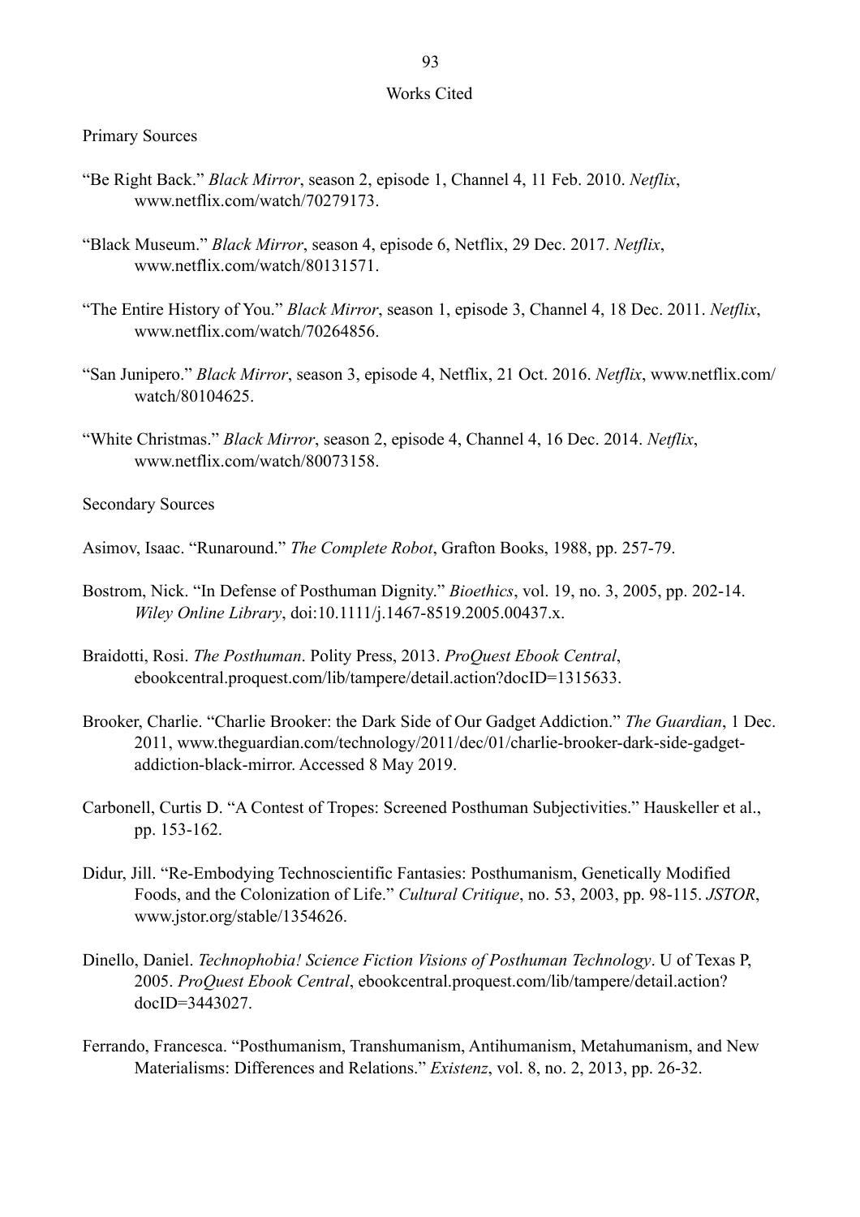# Works Cited

## Primary Sources

"Be Right Back." *Black Mirror*, season 2, episode 1, Channel 4, 11 Feb. 2010. *Netflix*, www.netflix.com/watch/70279173.

"Black Museum." *Black Mirror*, season 4, episode 6, Netflix, 29 Dec. 2017. *Netflix*, www.netflix.com/watch/80131571.

"The Entire History of You." *Black Mirror*, season 1, episode 3, Channel 4, 18 Dec. 2011. *Netflix*, www.netflix.com/watch/70264856.

"San Junipero." *Black Mirror*, season 3, episode 4, Netflix, 21 Oct. 2016. *Netflix*, www.netflix.com/watch/80104625.

"White Christmas." *Black Mirror*, season 2, episode 4, Channel 4, 16 Dec. 2014. *Netflix*, www.netflix.com/watch/80073158.

## Secondary Sources

Asimov, Isaac. "Runaround." *The Complete Robot*, Grafton Books, 1988, pp. 257-79.

Bostrom, Nick. "In Defense of Posthuman Dignity." *Bioethics*, vol. 19, no. 3, 2005, pp. 202-14. *Wiley Online Library*, doi:10.1111/j.1467-8519.2005.00437.x.

Braidotti, Rosi. *The Posthuman*. Polity Press, 2013. *ProQuest Ebook Central*, ebookcentral.proquest.com/lib/tampere/detail.action?docID=1315633.

Brooker, Charlie. "Charlie Brooker: the Dark Side of Our Gadget Addiction." *The Guardian*, 1 Dec. 2011, www.theguardian.com/technology/2011/dec/01/charlie-brooker-dark-side-gadget-addiction-black-mirror. Accessed 8 May 2019.

Carbonell, Curtis D. "A Contest of Tropes: Screened Posthuman Subjectivities." Hauskeller et al., pp. 153-162.

Didur, Jill. "Re-Embodying Technoscientific Fantasies: Posthumanism, Genetically Modified Foods, and the Colonization of Life." *Cultural Critique*, no. 53, 2003, pp. 98-115. *JSTOR*, www.jstor.org/stable/1354626.

Dinello, Daniel. *Technophobia! Science Fiction Visions of Posthuman Technology*. U of Texas P, 2005. *ProQuest Ebook Central*, ebookcentral.proquest.com/lib/tampere/detail.action?docID=3443027.

Ferrando, Francesca. "Posthumanism, Transhumanism, Antihumanism, Metahumanism, and New Materialisms: Differences and Relations." *Existenz*, vol. 8, no. 2, 2013, pp. 26-32.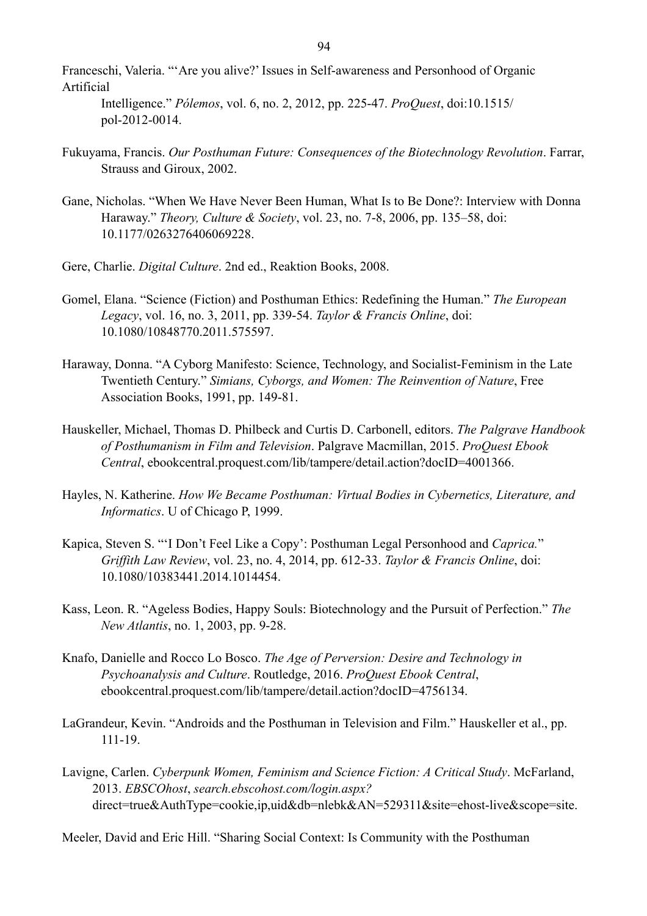Franceschi, Valeria. "'Are you alive?' Issues in Self-awareness and Personhood of Organic Artificial Intelligence." *Pólemos*, vol. 6, no. 2, 2012, pp. 225-47. *ProQuest*, doi:10.1515/pol-2012-0014.

Fukuyama, Francis. *Our Posthuman Future: Consequences of the Biotechnology Revolution*. Farrar, Strauss and Giroux, 2002.

Gane, Nicholas. "When We Have Never Been Human, What Is to Be Done?: Interview with Donna Haraway." *Theory, Culture & Society*, vol. 23, no. 7-8, 2006, pp. 135–58, doi: 10.1177/0263276406069228.

Gere, Charlie. *Digital Culture*. 2nd ed., Reaktion Books, 2008.

Gomel, Elana. "Science (Fiction) and Posthuman Ethics: Redefining the Human." *The European Legacy*, vol. 16, no. 3, 2011, pp. 339-54. *Taylor & Francis Online*, doi: 10.1080/10848770.2011.575597.

Haraway, Donna. "A Cyborg Manifesto: Science, Technology, and Socialist-Feminism in the Late Twentieth Century." *Simians, Cyborgs, and Women: The Reinvention of Nature*, Free Association Books, 1991, pp. 149-81.

Hauskeller, Michael, Thomas D. Philbeck and Curtis D. Carbonell, editors. *The Palgrave Handbook of Posthumanism in Film and Television*. Palgrave Macmillan, 2015. *ProQuest Ebook Central*, ebookcentral.proquest.com/lib/tampere/detail.action?docID=4001366.

Hayles, N. Katherine. *How We Became Posthuman: Virtual Bodies in Cybernetics, Literature, and Informatics*. U of Chicago P, 1999.

Kapica, Steven S. "'I Don't Feel Like a Copy': Posthuman Legal Personhood and *Caprica*." *Griffith Law Review*, vol. 23, no. 4, 2014, pp. 612-33. *Taylor & Francis Online*, doi: 10.1080/10383441.2014.1014454.

Kass, Leon. R. "Ageless Bodies, Happy Souls: Biotechnology and the Pursuit of Perfection." *The New Atlantis*, no. 1, 2003, pp. 9-28.

Knafo, Danielle and Rocco Lo Bosco. *The Age of Perversion: Desire and Technology in Psychoanalysis and Culture*. Routledge, 2016. *ProQuest Ebook Central*, ebookcentral.proquest.com/lib/tampere/detail.action?docID=4756134.

LaGrandeur, Kevin. "Androids and the Posthuman in Television and Film." Hauskeller et al., pp. 111-19.

Lavigne, Carlen. *Cyberpunk Women, Feminism and Science Fiction: A Critical Study*. McFarland, 2013. *EBSCOhost*, *search.ebscohost.com/login.aspx?* direct=true&AuthType=cookie,ip,uid&db=nlebk&AN=529311&site=ehost-live&scope=site.

Meeler, David and Eric Hill. "Sharing Social Context: Is Community with the Posthuman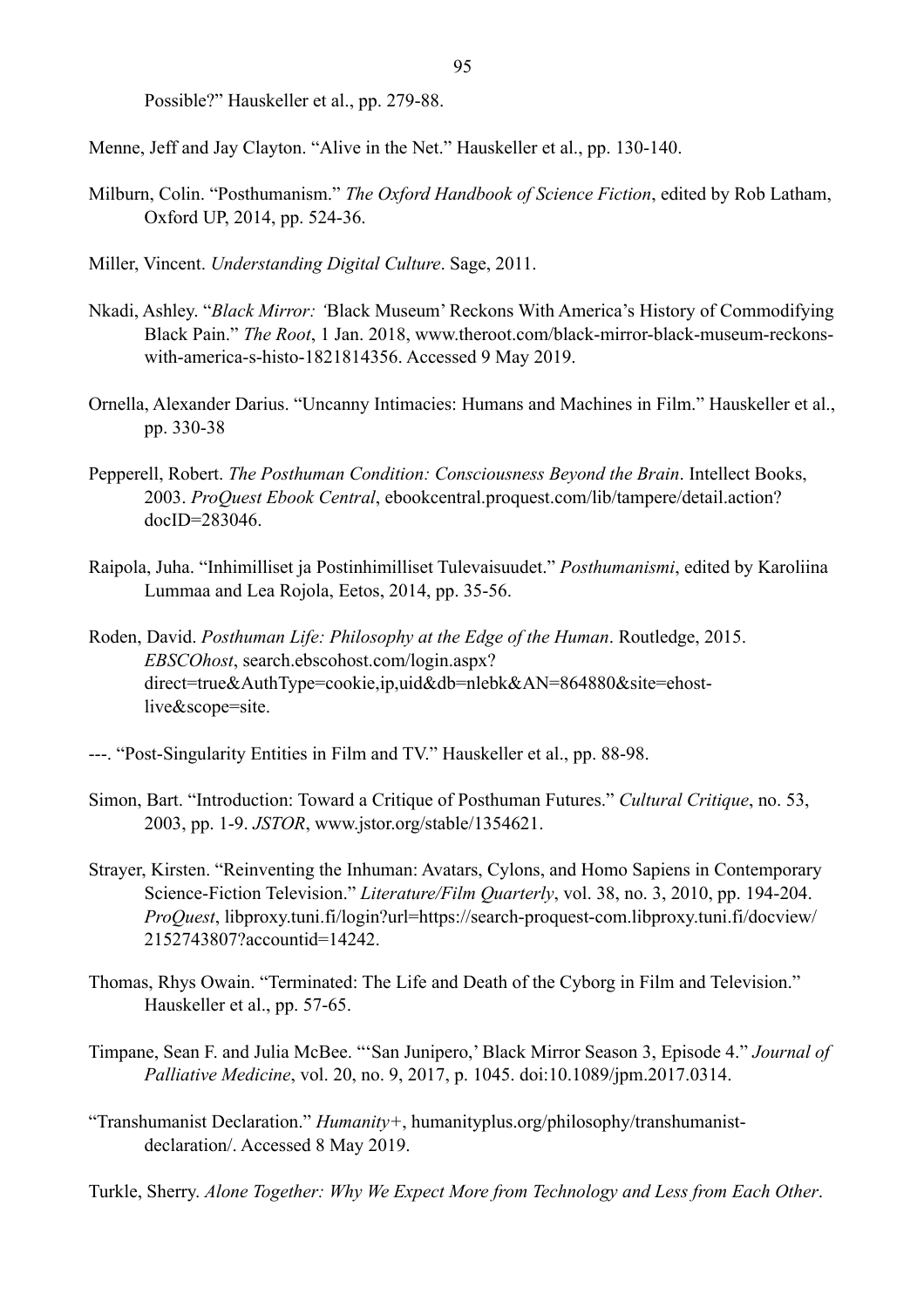Possible?" Hauskeller et al., pp. 279-88.

Menne, Jeff and Jay Clayton. "Alive in the Net." Hauskeller et al., pp. 130-140.

Milburn, Colin. "Posthumanism." *The Oxford Handbook of Science Fiction*, edited by Rob Latham, Oxford UP, 2014, pp. 524-36.

Miller, Vincent. *Understanding Digital Culture*. Sage, 2011.

Nkadi, Ashley. "*Black Mirror: '*Black Museum' Reckons With America's History of Commodifying Black Pain." *The Root*, 1 Jan. 2018, www.theroot.com/black-mirror-black-museum-reckons-with-america-s-histo-1821814356. Accessed 9 May 2019.

Ornella, Alexander Darius. "Uncanny Intimacies: Humans and Machines in Film." Hauskeller et al., pp. 330-38

Pepperell, Robert. *The Posthuman Condition: Consciousness Beyond the Brain*. Intellect Books, 2003. *ProQuest Ebook Central*, ebookcentral.proquest.com/lib/tampere/detail.action?docID=283046.

Raipola, Juha. "Inhimilliset ja Postinhimilliset Tulevaisuudet." *Posthumanismi*, edited by Karoliina Lummaa and Lea Rojola, Eetos, 2014, pp. 35-56.

Roden, David. *Posthuman Life: Philosophy at the Edge of the Human*. Routledge, 2015. *EBSCOhost*, search.ebscohost.com/login.aspx?direct=true&AuthType=cookie,ip,uid&db=nlebk&AN=864880&site=ehost-live&scope=site.

---. "Post-Singularity Entities in Film and TV." Hauskeller et al., pp. 88-98.

Simon, Bart. "Introduction: Toward a Critique of Posthuman Futures." *Cultural Critique*, no. 53, 2003, pp. 1-9. *JSTOR*, www.jstor.org/stable/1354621.

Strayer, Kirsten. "Reinventing the Inhuman: Avatars, Cylons, and Homo Sapiens in Contemporary Science-Fiction Television." *Literature/Film Quarterly*, vol. 38, no. 3, 2010, pp. 194-204. *ProQuest*, libproxy.tuni.fi/login?url=https://search-proquest-com.libproxy.tuni.fi/docview/2152743807?accountid=14242.

Thomas, Rhys Owain. "Terminated: The Life and Death of the Cyborg in Film and Television." Hauskeller et al., pp. 57-65.

Timpane, Sean F. and Julia McBee. "'San Junipero,' Black Mirror Season 3, Episode 4." *Journal of Palliative Medicine*, vol. 20, no. 9, 2017, p. 1045. doi:10.1089/jpm.2017.0314.

"Transhumanist Declaration." *Humanity+*, humanityplus.org/philosophy/transhumanist-declaration/. Accessed 8 May 2019.

Turkle, Sherry. *Alone Together: Why We Expect More from Technology and Less from Each Other*.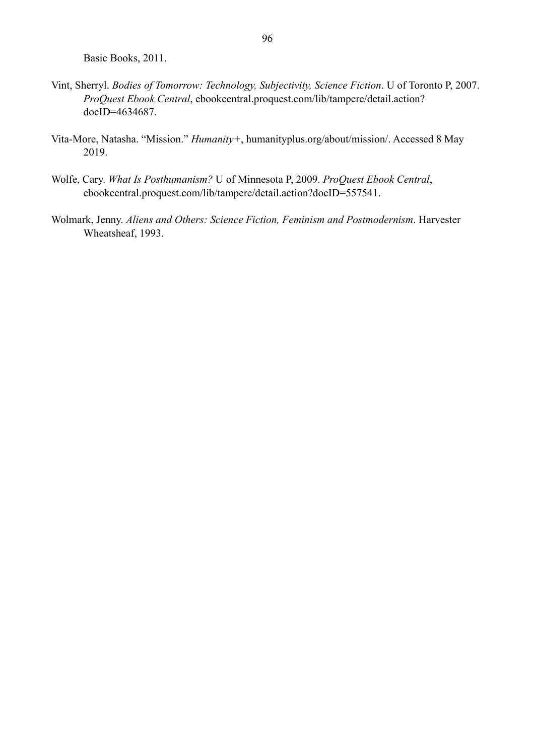Basic Books, 2011.

Vint, Sherryl. *Bodies of Tomorrow: Technology, Subjectivity, Science Fiction*. U of Toronto P, 2007. *ProQuest Ebook Central*, ebookcentral.proquest.com/lib/tampere/detail.action?docID=4634687.

Vita-More, Natasha. "Mission." *Humanity+*, humanityplus.org/about/mission/. Accessed 8 May 2019.

Wolfe, Cary. *What Is Posthumanism?* U of Minnesota P, 2009. *ProQuest Ebook Central*, ebookcentral.proquest.com/lib/tampere/detail.action?docID=557541.

Wolmark, Jenny. *Aliens and Others: Science Fiction, Feminism and Postmodernism*. Harvester Wheatsheaf, 1993.